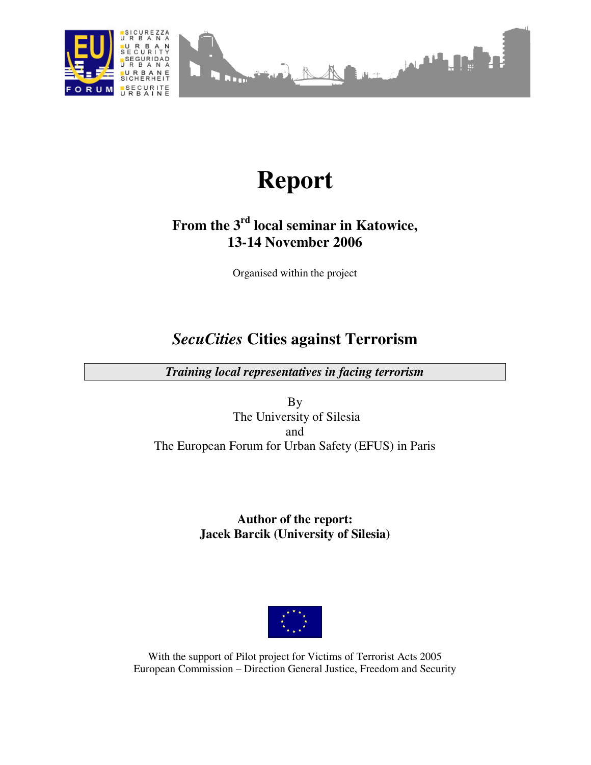# Report

## From the 3rd local seminar in Katowice, 13-14 November 2006

Organised within the project

## *SecuCities* Cities against Terrorism

***Training local representatives in facing terrorism***

By
The University of Silesia
and
The European Forum for Urban Safety (EFUS) in Paris

**Author of the report:**
**Jacek Barcik (University of Silesia)**

With the support of Pilot project for Victims of Terrorist Acts 2005
European Commission – Direction General Justice, Freedom and Security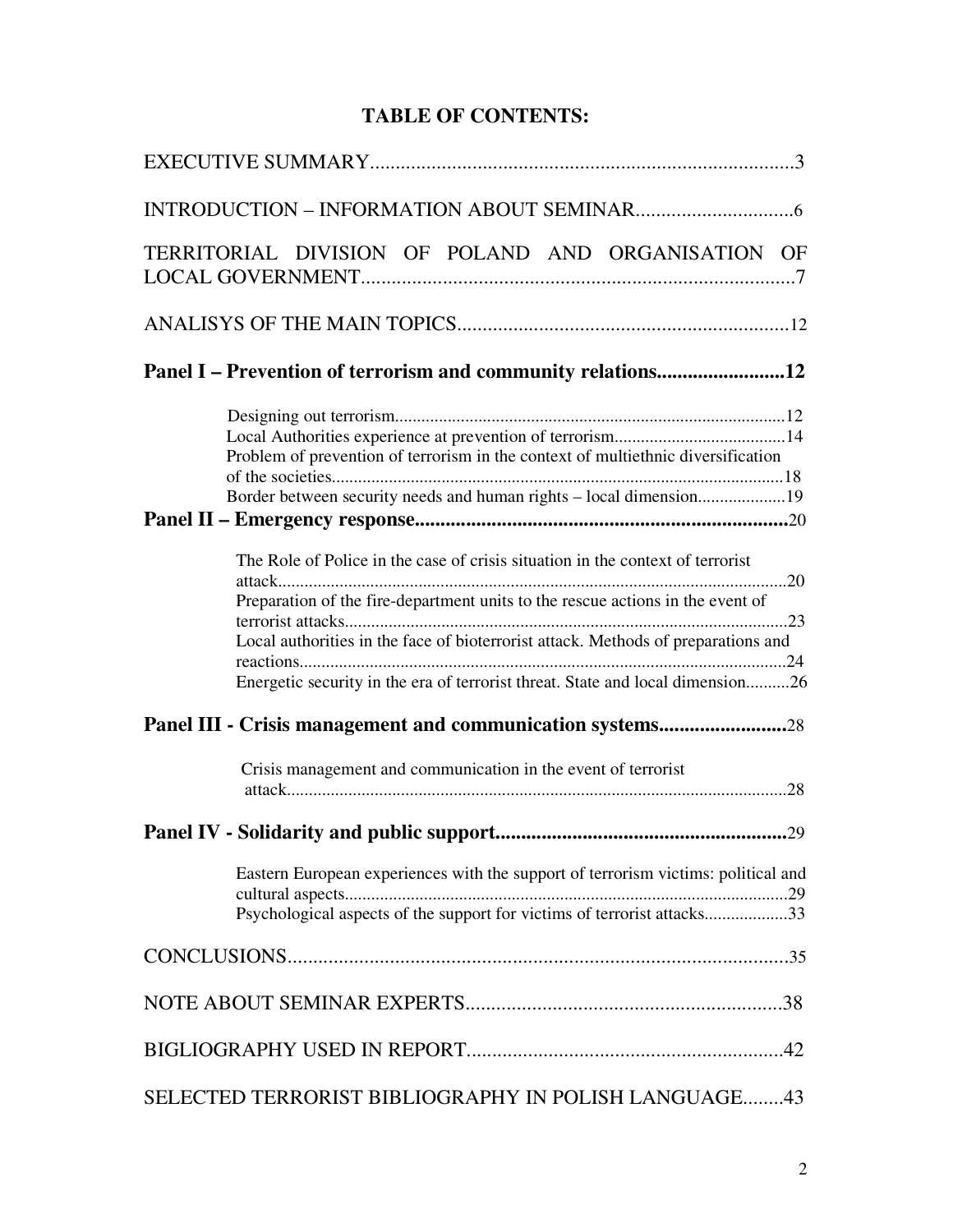# TABLE OF CONTENTS:

EXECUTIVE SUMMARY....................................................................................3

INTRODUCTION – INFORMATION ABOUT SEMINAR...............................6

TERRITORIAL DIVISION OF POLAND AND ORGANISATION OF LOCAL GOVERNMENT.....................................................................................7

ANALISYS OF THE MAIN TOPICS.................................................................12

**Panel I – Prevention of terrorism and community relations.........................12**

- Designing out terrorism........................................................................................12
- Local Authorities experience at prevention of terrorism.......................................14
- Problem of prevention of terrorism in the context of multiethnic diversification of the societies.......................................................................................................18
- Border between security needs and human rights – local dimension....................19

**Panel II – Emergency response.........................................................................**20

- The Role of Police in the case of crisis situation in the context of terrorist attack....................................................................................................................20
- Preparation of the fire-department units to the rescue actions in the event of terrorist attacks.....................................................................................................23
- Local authorities in the face of bioterrorist attack. Methods of preparations and reactions..............................................................................................................24
- Energetic security in the era of terrorist threat. State and local dimension..........26

**Panel III - Crisis management and communication systems.........................**28

- Crisis management and communication in the event of terrorist attack.................................................................................................................28

**Panel IV - Solidarity and public support.........................................................**29

- Eastern European experiences with the support of terrorism victims: political and cultural aspects....................................................................................................29
- Psychological aspects of the support for victims of terrorist attacks...................33

CONCLUSIONS...................................................................................................35

NOTE ABOUT SEMINAR EXPERTS..............................................................38

BIGLIOGRAPHY USED IN REPORT..............................................................42

SELECTED TERRORIST BIBLIOGRAPHY IN POLISH LANGUAGE........43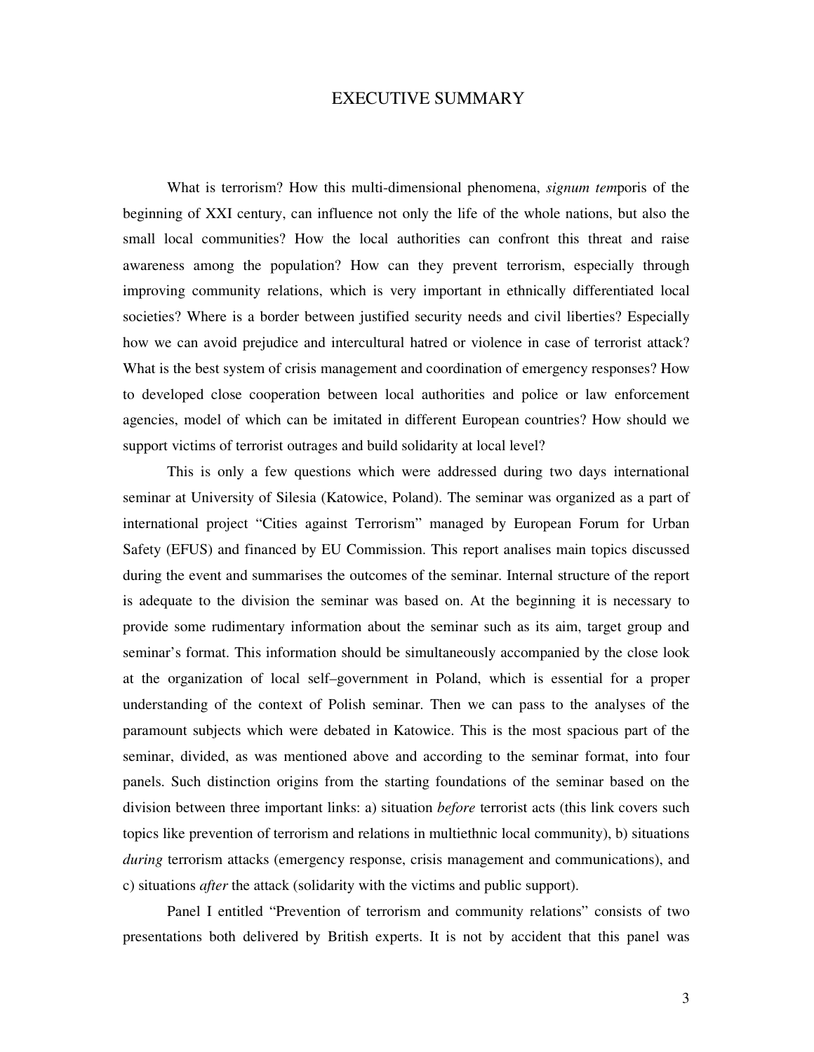# EXECUTIVE SUMMARY

What is terrorism? How this multi-dimensional phenomena, *signum tem*poris of the beginning of XXI century, can influence not only the life of the whole nations, but also the small local communities? How the local authorities can confront this threat and raise awareness among the population? How can they prevent terrorism, especially through improving community relations, which is very important in ethnically differentiated local societies? Where is a border between justified security needs and civil liberties? Especially how we can avoid prejudice and intercultural hatred or violence in case of terrorist attack? What is the best system of crisis management and coordination of emergency responses? How to developed close cooperation between local authorities and police or law enforcement agencies, model of which can be imitated in different European countries? How should we support victims of terrorist outrages and build solidarity at local level?

This is only a few questions which were addressed during two days international seminar at University of Silesia (Katowice, Poland). The seminar was organized as a part of international project "Cities against Terrorism" managed by European Forum for Urban Safety (EFUS) and financed by EU Commission. This report analises main topics discussed during the event and summarises the outcomes of the seminar. Internal structure of the report is adequate to the division the seminar was based on. At the beginning it is necessary to provide some rudimentary information about the seminar such as its aim, target group and seminar's format. This information should be simultaneously accompanied by the close look at the organization of local self–government in Poland, which is essential for a proper understanding of the context of Polish seminar. Then we can pass to the analyses of the paramount subjects which were debated in Katowice. This is the most spacious part of the seminar, divided, as was mentioned above and according to the seminar format, into four panels. Such distinction origins from the starting foundations of the seminar based on the division between three important links: a) situation *before* terrorist acts (this link covers such topics like prevention of terrorism and relations in multiethnic local community), b) situations *during* terrorism attacks (emergency response, crisis management and communications), and c) situations *after* the attack (solidarity with the victims and public support).

Panel I entitled "Prevention of terrorism and community relations" consists of two presentations both delivered by British experts. It is not by accident that this panel was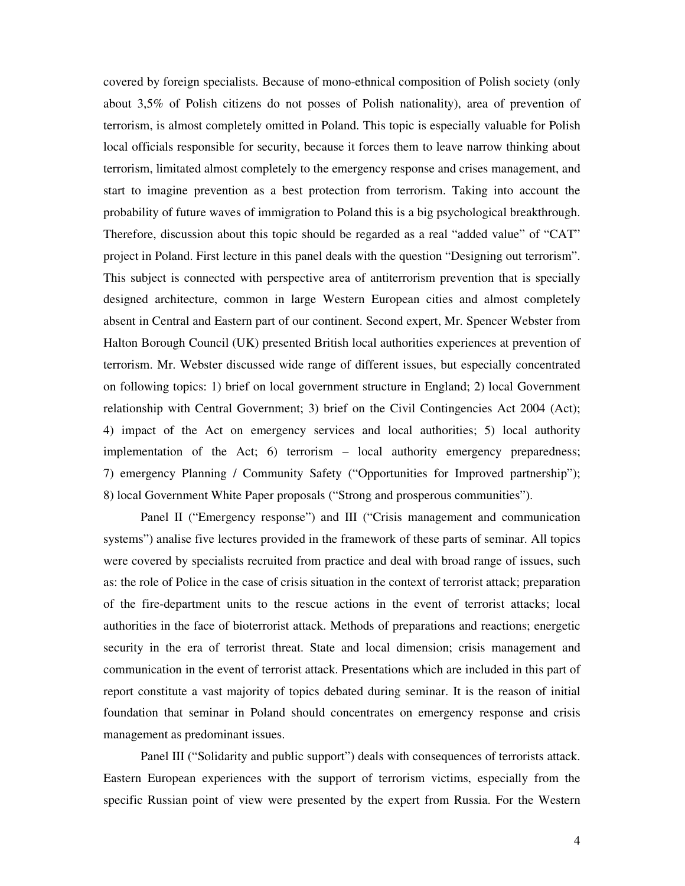covered by foreign specialists. Because of mono-ethnical composition of Polish society (only about 3,5% of Polish citizens do not posses of Polish nationality), area of prevention of terrorism, is almost completely omitted in Poland. This topic is especially valuable for Polish local officials responsible for security, because it forces them to leave narrow thinking about terrorism, limitated almost completely to the emergency response and crises management, and start to imagine prevention as a best protection from terrorism. Taking into account the probability of future waves of immigration to Poland this is a big psychological breakthrough. Therefore, discussion about this topic should be regarded as a real "added value" of "CAT" project in Poland. First lecture in this panel deals with the question "Designing out terrorism". This subject is connected with perspective area of antiterrorism prevention that is specially designed architecture, common in large Western European cities and almost completely absent in Central and Eastern part of our continent. Second expert, Mr. Spencer Webster from Halton Borough Council (UK) presented British local authorities experiences at prevention of terrorism. Mr. Webster discussed wide range of different issues, but especially concentrated on following topics: 1) brief on local government structure in England; 2) local Government relationship with Central Government; 3) brief on the Civil Contingencies Act 2004 (Act); 4) impact of the Act on emergency services and local authorities; 5) local authority implementation of the Act; 6) terrorism – local authority emergency preparedness; 7) emergency Planning / Community Safety ("Opportunities for Improved partnership"); 8) local Government White Paper proposals ("Strong and prosperous communities").

Panel II ("Emergency response") and III ("Crisis management and communication systems") analise five lectures provided in the framework of these parts of seminar. All topics were covered by specialists recruited from practice and deal with broad range of issues, such as: the role of Police in the case of crisis situation in the context of terrorist attack; preparation of the fire-department units to the rescue actions in the event of terrorist attacks; local authorities in the face of bioterrorist attack. Methods of preparations and reactions; energetic security in the era of terrorist threat. State and local dimension; crisis management and communication in the event of terrorist attack. Presentations which are included in this part of report constitute a vast majority of topics debated during seminar. It is the reason of initial foundation that seminar in Poland should concentrates on emergency response and crisis management as predominant issues.

Panel III ("Solidarity and public support") deals with consequences of terrorists attack. Eastern European experiences with the support of terrorism victims, especially from the specific Russian point of view were presented by the expert from Russia. For the Western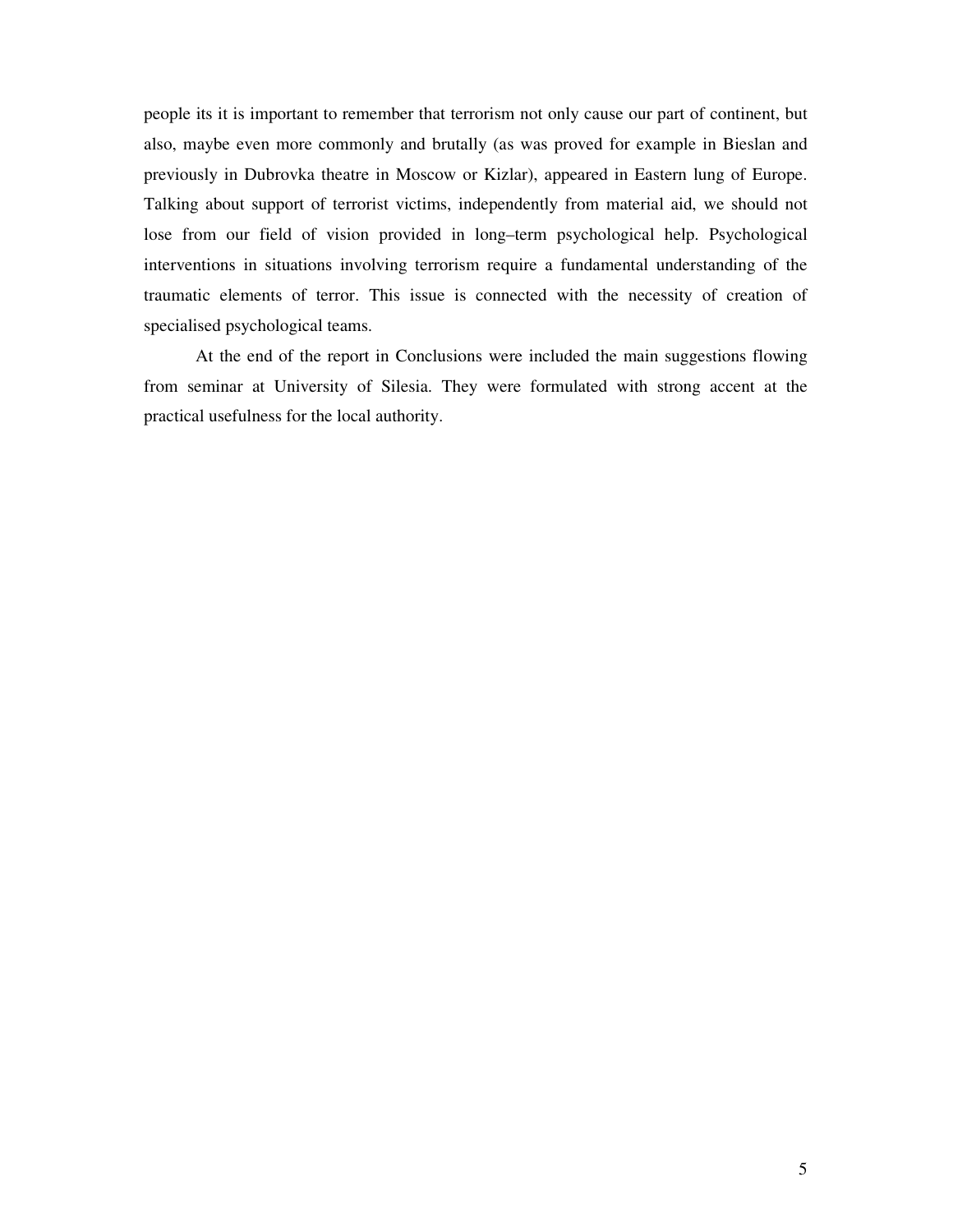people its it is important to remember that terrorism not only cause our part of continent, but also, maybe even more commonly and brutally (as was proved for example in Bieslan and previously in Dubrovka theatre in Moscow or Kizlar), appeared in Eastern lung of Europe. Talking about support of terrorist victims, independently from material aid, we should not lose from our field of vision provided in long–term psychological help. Psychological interventions in situations involving terrorism require a fundamental understanding of the traumatic elements of terror. This issue is connected with the necessity of creation of specialised psychological teams.

At the end of the report in Conclusions were included the main suggestions flowing from seminar at University of Silesia. They were formulated with strong accent at the practical usefulness for the local authority.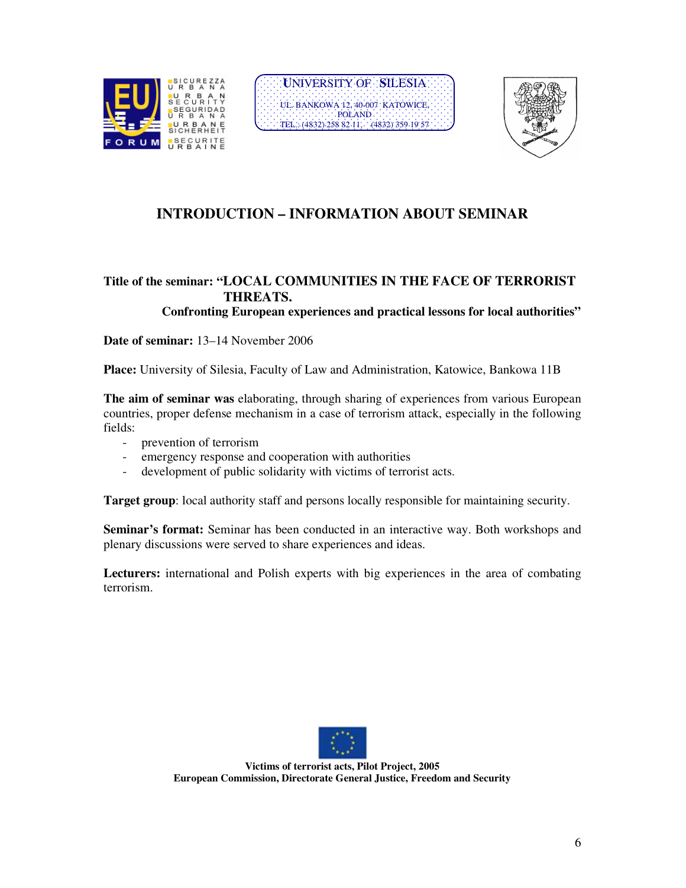SICUREZZA URBANA
URBAN SECURITY
SEGURIDAD URBANA
URBANE SICHERHEIT
SECURITE URBAINE

UNIVERSITY OF SILESIA
UL. BANKOWA 12, 40-007 KATOWICE, POLAND
TEL.: (4832) 258 82 11, (4832) 359 19 57

# INTRODUCTION – INFORMATION ABOUT SEMINAR

**Title of the seminar: "LOCAL COMMUNITIES IN THE FACE OF TERRORIST THREATS. Confronting European experiences and practical lessons for local authorities"**

**Date of seminar:** 13–14 November 2006

**Place:** University of Silesia, Faculty of Law and Administration, Katowice, Bankowa 11B

**The aim of seminar was** elaborating, through sharing of experiences from various European countries, proper defense mechanism in a case of terrorism attack, especially in the following fields:

- prevention of terrorism
- emergency response and cooperation with authorities
- development of public solidarity with victims of terrorist acts.

**Target group**: local authority staff and persons locally responsible for maintaining security.

**Seminar's format:** Seminar has been conducted in an interactive way. Both workshops and plenary discussions were served to share experiences and ideas.

**Lecturers:** international and Polish experts with big experiences in the area of combating terrorism.

**Victims of terrorist acts, Pilot Project, 2005**
**European Commission, Directorate General Justice, Freedom and Security**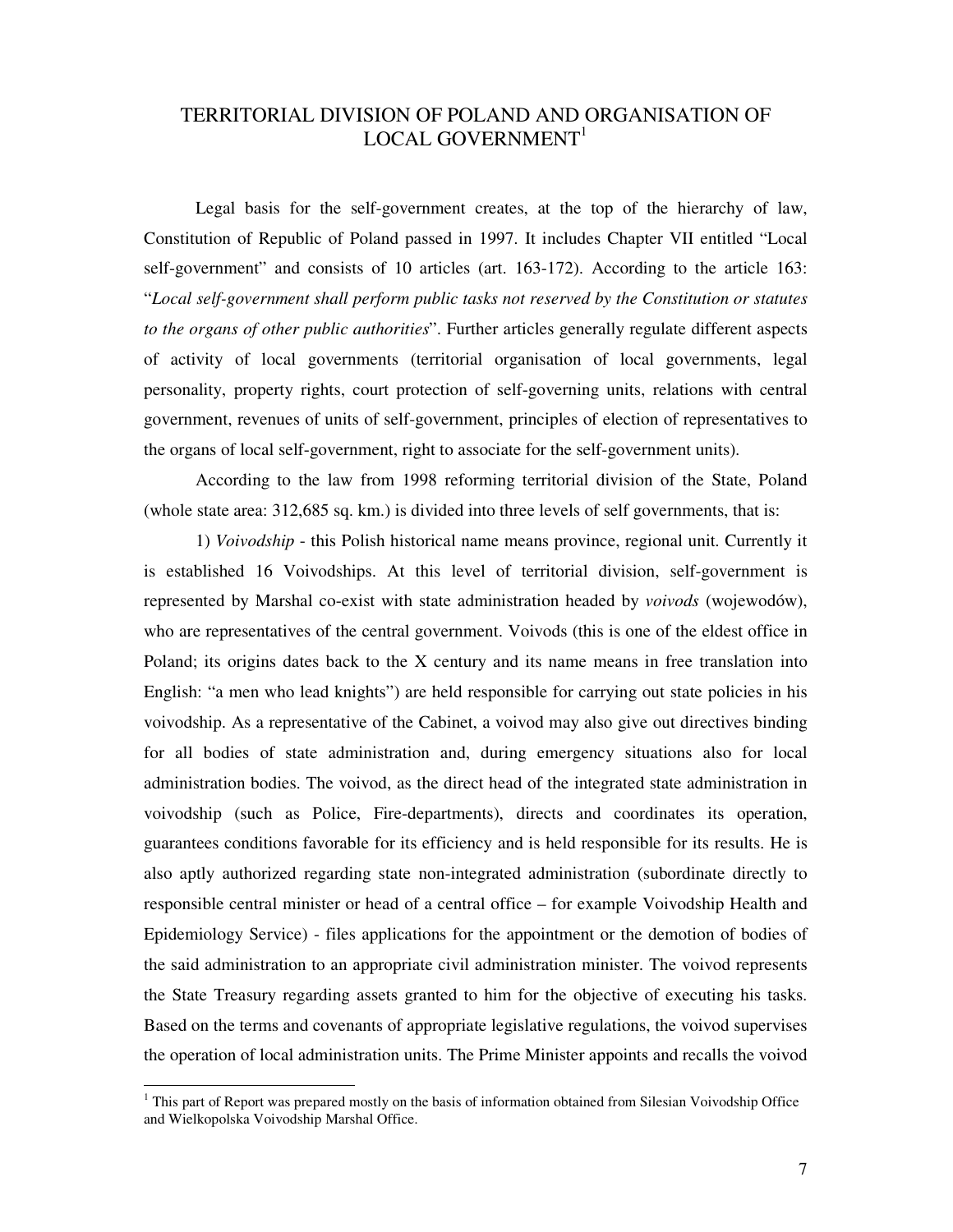# TERRITORIAL DIVISION OF POLAND AND ORGANISATION OF LOCAL GOVERNMENT[1]

Legal basis for the self-government creates, at the top of the hierarchy of law, Constitution of Republic of Poland passed in 1997. It includes Chapter VII entitled "Local self-government" and consists of 10 articles (art. 163-172). According to the article 163: "*Local self-government shall perform public tasks not reserved by the Constitution or statutes to the organs of other public authorities*". Further articles generally regulate different aspects of activity of local governments (territorial organisation of local governments, legal personality, property rights, court protection of self-governing units, relations with central government, revenues of units of self-government, principles of election of representatives to the organs of local self-government, right to associate for the self-government units).

According to the law from 1998 reforming territorial division of the State, Poland (whole state area: 312,685 sq. km.) is divided into three levels of self governments, that is:

1) *Voivodship* - this Polish historical name means province, regional unit. Currently it is established 16 Voivodships. At this level of territorial division, self-government is represented by Marshal co-exist with state administration headed by *voivods* (wojewodów), who are representatives of the central government. Voivods (this is one of the eldest office in Poland; its origins dates back to the X century and its name means in free translation into English: "a men who lead knights") are held responsible for carrying out state policies in his voivodship. As a representative of the Cabinet, a voivod may also give out directives binding for all bodies of state administration and, during emergency situations also for local administration bodies. The voivod, as the direct head of the integrated state administration in voivodship (such as Police, Fire-departments), directs and coordinates its operation, guarantees conditions favorable for its efficiency and is held responsible for its results. He is also aptly authorized regarding state non-integrated administration (subordinate directly to responsible central minister or head of a central office – for example Voivodship Health and Epidemiology Service) - files applications for the appointment or the demotion of bodies of the said administration to an appropriate civil administration minister. The voivod represents the State Treasury regarding assets granted to him for the objective of executing his tasks. Based on the terms and covenants of appropriate legislative regulations, the voivod supervises the operation of local administration units. The Prime Minister appoints and recalls the voivod

---

[1] This part of Report was prepared mostly on the basis of information obtained from Silesian Voivodship Office and Wielkopolska Voivodship Marshal Office.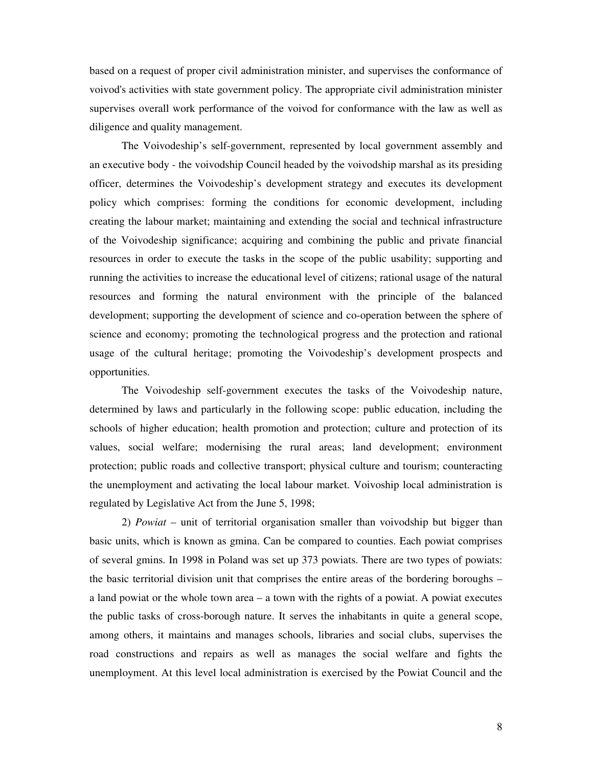based on a request of proper civil administration minister, and supervises the conformance of voivod's activities with state government policy. The appropriate civil administration minister supervises overall work performance of the voivod for conformance with the law as well as diligence and quality management.

The Voivodeship's self-government, represented by local government assembly and an executive body - the voivodship Council headed by the voivodship marshal as its presiding officer, determines the Voivodeship's development strategy and executes its development policy which comprises: forming the conditions for economic development, including creating the labour market; maintaining and extending the social and technical infrastructure of the Voivodeship significance; acquiring and combining the public and private financial resources in order to execute the tasks in the scope of the public usability; supporting and running the activities to increase the educational level of citizens; rational usage of the natural resources and forming the natural environment with the principle of the balanced development; supporting the development of science and co-operation between the sphere of science and economy; promoting the technological progress and the protection and rational usage of the cultural heritage; promoting the Voivodeship's development prospects and opportunities.

The Voivodeship self-government executes the tasks of the Voivodeship nature, determined by laws and particularly in the following scope: public education, including the schools of higher education; health promotion and protection; culture and protection of its values, social welfare; modernising the rural areas; land development; environment protection; public roads and collective transport; physical culture and tourism; counteracting the unemployment and activating the local labour market. Voivoship local administration is regulated by Legislative Act from the June 5, 1998;

2) *Powiat* – unit of territorial organisation smaller than voivodship but bigger than basic units, which is known as gmina. Can be compared to counties. Each powiat comprises of several gmins. In 1998 in Poland was set up 373 powiats. There are two types of powiats: the basic territorial division unit that comprises the entire areas of the bordering boroughs – a land powiat or the whole town area – a town with the rights of a powiat. A powiat executes the public tasks of cross-borough nature. It serves the inhabitants in quite a general scope, among others, it maintains and manages schools, libraries and social clubs, supervises the road constructions and repairs as well as manages the social welfare and fights the unemployment. At this level local administration is exercised by the Powiat Council and the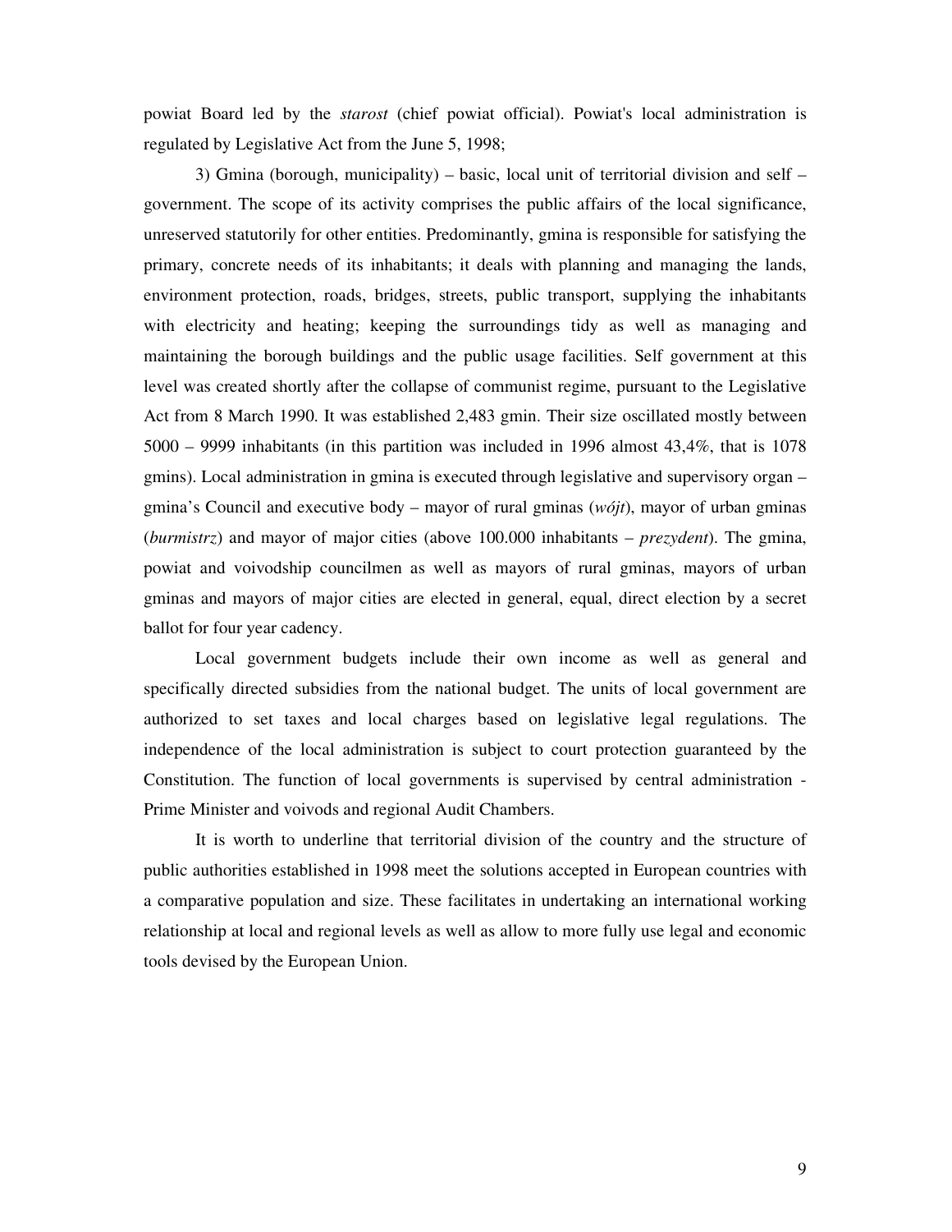powiat Board led by the *starost* (chief powiat official). Powiat's local administration is regulated by Legislative Act from the June 5, 1998;

3) Gmina (borough, municipality) – basic, local unit of territorial division and self – government. The scope of its activity comprises the public affairs of the local significance, unreserved statutorily for other entities. Predominantly, gmina is responsible for satisfying the primary, concrete needs of its inhabitants; it deals with planning and managing the lands, environment protection, roads, bridges, streets, public transport, supplying the inhabitants with electricity and heating; keeping the surroundings tidy as well as managing and maintaining the borough buildings and the public usage facilities. Self government at this level was created shortly after the collapse of communist regime, pursuant to the Legislative Act from 8 March 1990. It was established 2,483 gmin. Their size oscillated mostly between 5000 – 9999 inhabitants (in this partition was included in 1996 almost 43,4%, that is 1078 gmins). Local administration in gmina is executed through legislative and supervisory organ – gmina's Council and executive body – mayor of rural gminas (*wójt*), mayor of urban gminas (*burmistrz*) and mayor of major cities (above 100.000 inhabitants – *prezydent*). The gmina, powiat and voivodship councilmen as well as mayors of rural gminas, mayors of urban gminas and mayors of major cities are elected in general, equal, direct election by a secret ballot for four year cadency.

Local government budgets include their own income as well as general and specifically directed subsidies from the national budget. The units of local government are authorized to set taxes and local charges based on legislative legal regulations. The independence of the local administration is subject to court protection guaranteed by the Constitution. The function of local governments is supervised by central administration - Prime Minister and voivods and regional Audit Chambers.

It is worth to underline that territorial division of the country and the structure of public authorities established in 1998 meet the solutions accepted in European countries with a comparative population and size. These facilitates in undertaking an international working relationship at local and regional levels as well as allow to more fully use legal and economic tools devised by the European Union.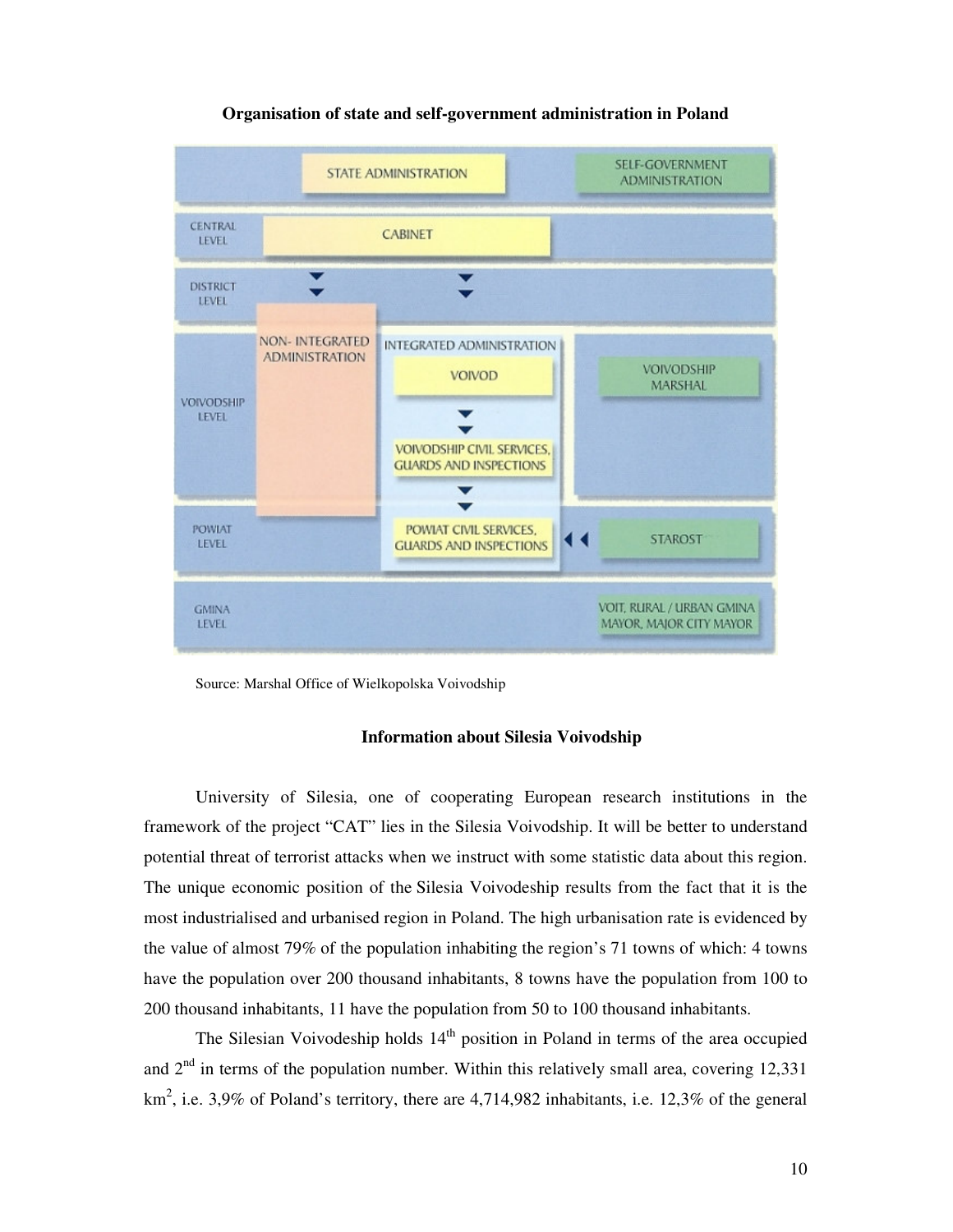**Organisation of state and self-government administration in Poland**

| | STATE ADMINISTRATION | | SELF-GOVERNMENT ADMINISTRATION |
|---|---|---|---|
| CENTRAL LEVEL | CABINET | | |
| DISTRICT LEVEL | | | |
| VOIVODSHIP LEVEL | NON- INTEGRATED ADMINISTRATION | INTEGRATED ADMINISTRATION: VOIVOD; VOIVODSHIP CIVIL SERVICES, GUARDS AND INSPECTIONS | VOIVODSHIP MARSHAL |
| POWIAT LEVEL | | POWIAT CIVIL SERVICES, GUARDS AND INSPECTIONS | STAROST |
| GMINA LEVEL | | | VOIT, RURAL / URBAN GMINA MAYOR, MAJOR CITY MAYOR |

Source: Marshal Office of Wielkopolska Voivodship

**Information about Silesia Voivodship**

University of Silesia, one of cooperating European research institutions in the framework of the project "CAT" lies in the Silesia Voivodship. It will be better to understand potential threat of terrorist attacks when we instruct with some statistic data about this region. The unique economic position of the Silesia Voivodeship results from the fact that it is the most industrialised and urbanised region in Poland. The high urbanisation rate is evidenced by the value of almost 79% of the population inhabiting the region's 71 towns of which: 4 towns have the population over 200 thousand inhabitants, 8 towns have the population from 100 to 200 thousand inhabitants, 11 have the population from 50 to 100 thousand inhabitants.

The Silesian Voivodeship holds 14th position in Poland in terms of the area occupied and 2nd in terms of the population number. Within this relatively small area, covering 12,331 km$^2$, i.e. 3,9% of Poland's territory, there are 4,714,982 inhabitants, i.e. 12,3% of the general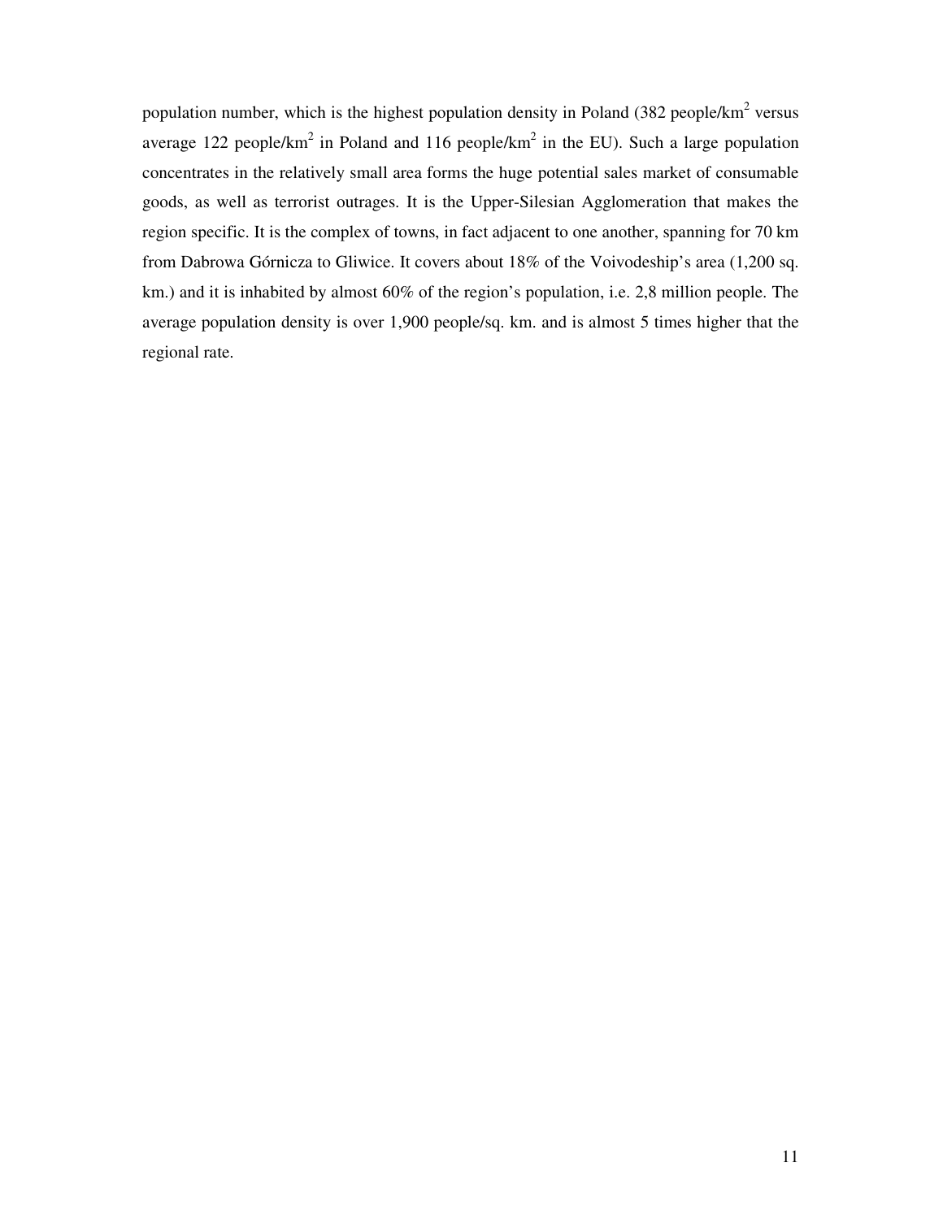population number, which is the highest population density in Poland (382 people/km$^2$ versus average 122 people/km$^2$ in Poland and 116 people/km$^2$ in the EU). Such a large population concentrates in the relatively small area forms the huge potential sales market of consumable goods, as well as terrorist outrages. It is the Upper-Silesian Agglomeration that makes the region specific. It is the complex of towns, in fact adjacent to one another, spanning for 70 km from Dabrowa Górnicza to Gliwice. It covers about 18% of the Voivodeship's area (1,200 sq. km.) and it is inhabited by almost 60% of the region's population, i.e. 2,8 million people. The average population density is over 1,900 people/sq. km. and is almost 5 times higher that the regional rate.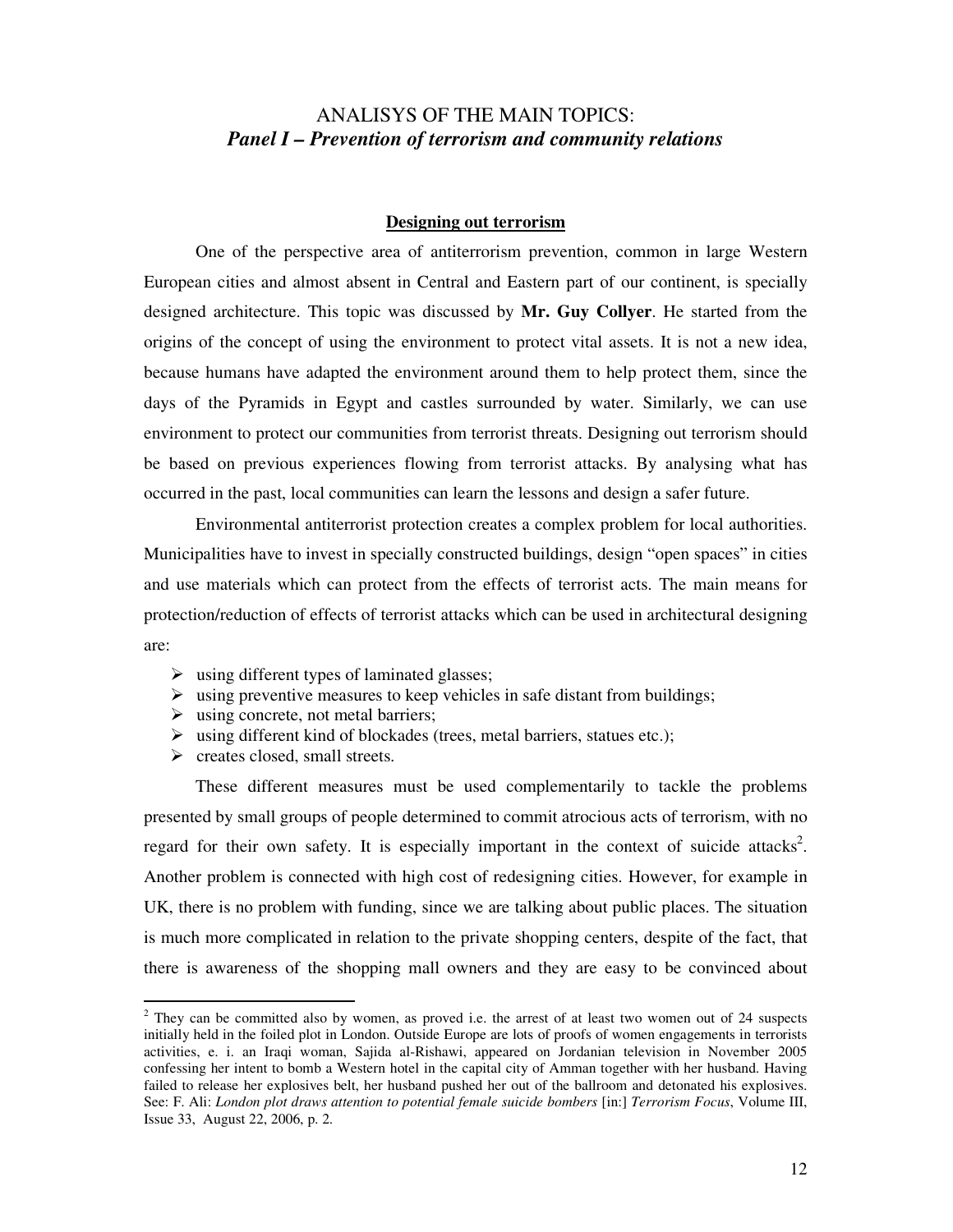## ANALISYS OF THE MAIN TOPICS:
## *Panel I – Prevention of terrorism and community relations*

### Designing out terrorism

One of the perspective area of antiterrorism prevention, common in large Western European cities and almost absent in Central and Eastern part of our continent, is specially designed architecture. This topic was discussed by **Mr. Guy Collyer**. He started from the origins of the concept of using the environment to protect vital assets. It is not a new idea, because humans have adapted the environment around them to help protect them, since the days of the Pyramids in Egypt and castles surrounded by water. Similarly, we can use environment to protect our communities from terrorist threats. Designing out terrorism should be based on previous experiences flowing from terrorist attacks. By analysing what has occurred in the past, local communities can learn the lessons and design a safer future.

Environmental antiterrorist protection creates a complex problem for local authorities. Municipalities have to invest in specially constructed buildings, design "open spaces" in cities and use materials which can protect from the effects of terrorist acts. The main means for protection/reduction of effects of terrorist attacks which can be used in architectural designing are:

- using different types of laminated glasses;
- using preventive measures to keep vehicles in safe distant from buildings;
- using concrete, not metal barriers;
- using different kind of blockades (trees, metal barriers, statues etc.);
- creates closed, small streets.

These different measures must be used complementarily to tackle the problems presented by small groups of people determined to commit atrocious acts of terrorism, with no regard for their own safety. It is especially important in the context of suicide attacks[2]. Another problem is connected with high cost of redesigning cities. However, for example in UK, there is no problem with funding, since we are talking about public places. The situation is much more complicated in relation to the private shopping centers, despite of the fact, that there is awareness of the shopping mall owners and they are easy to be convinced about

---

[2] They can be committed also by women, as proved i.e. the arrest of at least two women out of 24 suspects initially held in the foiled plot in London. Outside Europe are lots of proofs of women engagements in terrorists activities, e. i. an Iraqi woman, Sajida al-Rishawi, appeared on Jordanian television in November 2005 confessing her intent to bomb a Western hotel in the capital city of Amman together with her husband. Having failed to release her explosives belt, her husband pushed her out of the ballroom and detonated his explosives. See: F. Ali: *London plot draws attention to potential female suicide bombers* [in:] *Terrorism Focus*, Volume III, Issue 33, August 22, 2006, p. 2.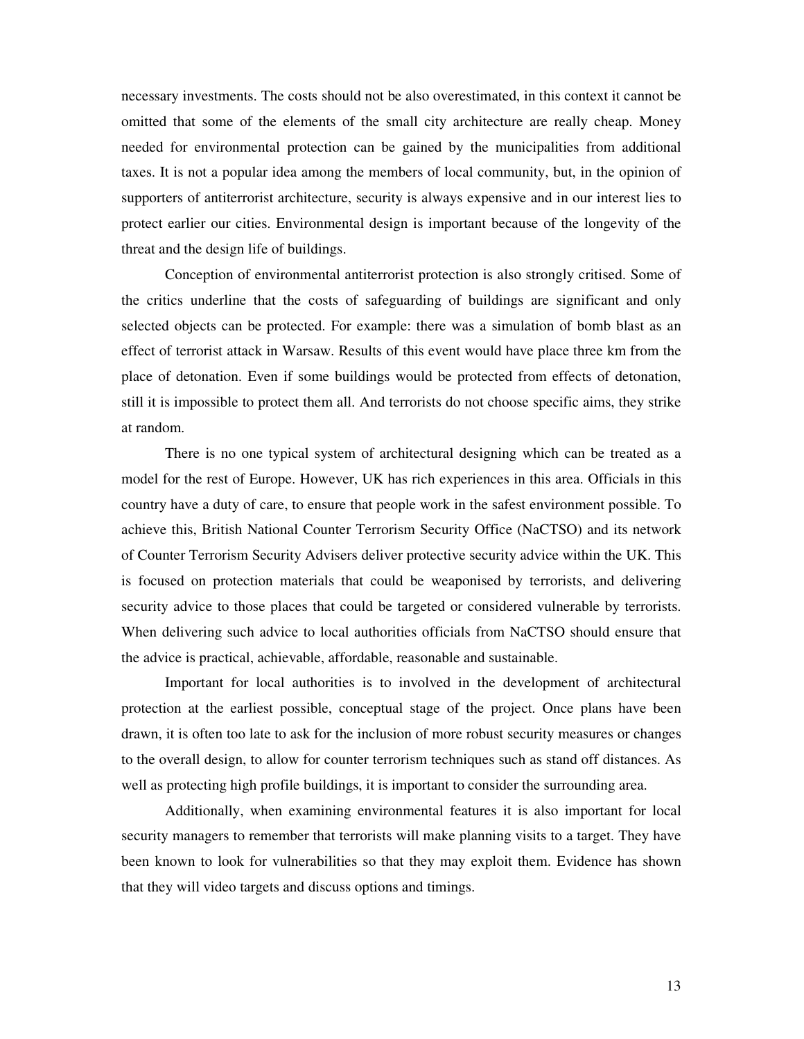necessary investments. The costs should not be also overestimated, in this context it cannot be omitted that some of the elements of the small city architecture are really cheap. Money needed for environmental protection can be gained by the municipalities from additional taxes. It is not a popular idea among the members of local community, but, in the opinion of supporters of antiterrorist architecture, security is always expensive and in our interest lies to protect earlier our cities. Environmental design is important because of the longevity of the threat and the design life of buildings.

Conception of environmental antiterrorist protection is also strongly critised. Some of the critics underline that the costs of safeguarding of buildings are significant and only selected objects can be protected. For example: there was a simulation of bomb blast as an effect of terrorist attack in Warsaw. Results of this event would have place three km from the place of detonation. Even if some buildings would be protected from effects of detonation, still it is impossible to protect them all. And terrorists do not choose specific aims, they strike at random.

There is no one typical system of architectural designing which can be treated as a model for the rest of Europe. However, UK has rich experiences in this area. Officials in this country have a duty of care, to ensure that people work in the safest environment possible. To achieve this, British National Counter Terrorism Security Office (NaCTSO) and its network of Counter Terrorism Security Advisers deliver protective security advice within the UK. This is focused on protection materials that could be weaponised by terrorists, and delivering security advice to those places that could be targeted or considered vulnerable by terrorists. When delivering such advice to local authorities officials from NaCTSO should ensure that the advice is practical, achievable, affordable, reasonable and sustainable.

Important for local authorities is to involved in the development of architectural protection at the earliest possible, conceptual stage of the project. Once plans have been drawn, it is often too late to ask for the inclusion of more robust security measures or changes to the overall design, to allow for counter terrorism techniques such as stand off distances. As well as protecting high profile buildings, it is important to consider the surrounding area.

Additionally, when examining environmental features it is also important for local security managers to remember that terrorists will make planning visits to a target. They have been known to look for vulnerabilities so that they may exploit them. Evidence has shown that they will video targets and discuss options and timings.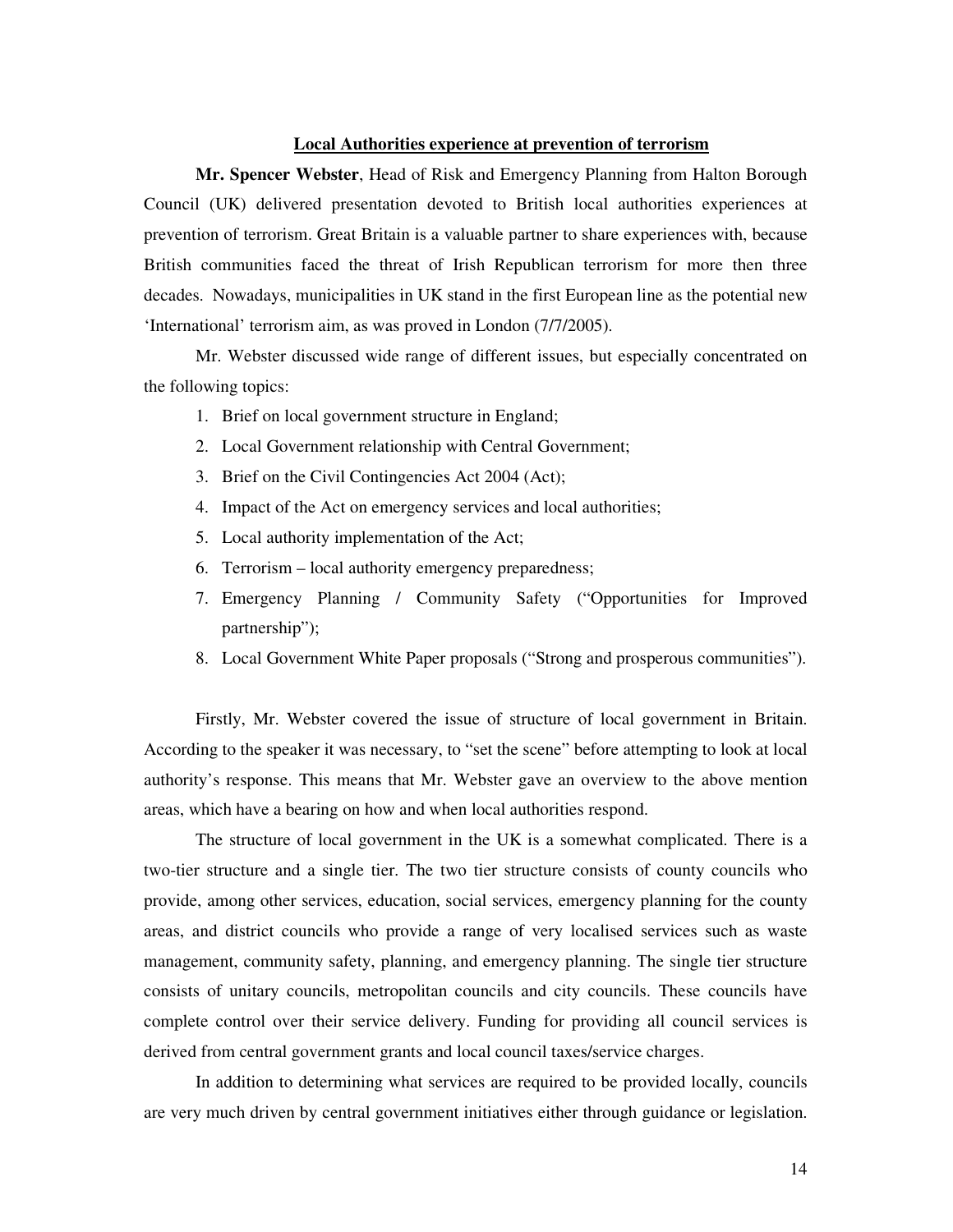## Local Authorities experience at prevention of terrorism

**Mr. Spencer Webster**, Head of Risk and Emergency Planning from Halton Borough Council (UK) delivered presentation devoted to British local authorities experiences at prevention of terrorism. Great Britain is a valuable partner to share experiences with, because British communities faced the threat of Irish Republican terrorism for more then three decades. Nowadays, municipalities in UK stand in the first European line as the potential new 'International' terrorism aim, as was proved in London (7/7/2005).

Mr. Webster discussed wide range of different issues, but especially concentrated on the following topics:

1. Brief on local government structure in England;
2. Local Government relationship with Central Government;
3. Brief on the Civil Contingencies Act 2004 (Act);
4. Impact of the Act on emergency services and local authorities;
5. Local authority implementation of the Act;
6. Terrorism – local authority emergency preparedness;
7. Emergency Planning / Community Safety ("Opportunities for Improved partnership");
8. Local Government White Paper proposals ("Strong and prosperous communities").

Firstly, Mr. Webster covered the issue of structure of local government in Britain. According to the speaker it was necessary, to "set the scene" before attempting to look at local authority's response. This means that Mr. Webster gave an overview to the above mention areas, which have a bearing on how and when local authorities respond.

The structure of local government in the UK is a somewhat complicated. There is a two-tier structure and a single tier. The two tier structure consists of county councils who provide, among other services, education, social services, emergency planning for the county areas, and district councils who provide a range of very localised services such as waste management, community safety, planning, and emergency planning. The single tier structure consists of unitary councils, metropolitan councils and city councils. These councils have complete control over their service delivery. Funding for providing all council services is derived from central government grants and local council taxes/service charges.

In addition to determining what services are required to be provided locally, councils are very much driven by central government initiatives either through guidance or legislation.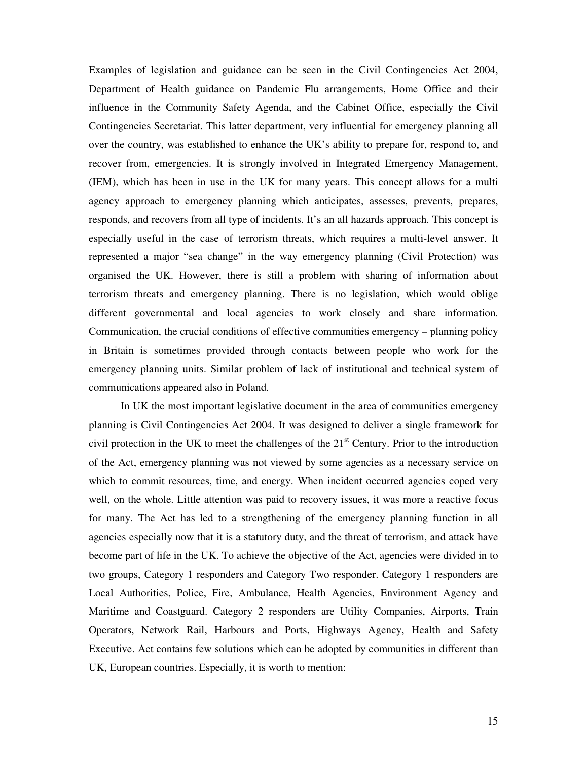Examples of legislation and guidance can be seen in the Civil Contingencies Act 2004, Department of Health guidance on Pandemic Flu arrangements, Home Office and their influence in the Community Safety Agenda, and the Cabinet Office, especially the Civil Contingencies Secretariat. This latter department, very influential for emergency planning all over the country, was established to enhance the UK's ability to prepare for, respond to, and recover from, emergencies. It is strongly involved in Integrated Emergency Management, (IEM), which has been in use in the UK for many years. This concept allows for a multi agency approach to emergency planning which anticipates, assesses, prevents, prepares, responds, and recovers from all type of incidents. It's an all hazards approach. This concept is especially useful in the case of terrorism threats, which requires a multi-level answer. It represented a major "sea change" in the way emergency planning (Civil Protection) was organised the UK. However, there is still a problem with sharing of information about terrorism threats and emergency planning. There is no legislation, which would oblige different governmental and local agencies to work closely and share information. Communication, the crucial conditions of effective communities emergency – planning policy in Britain is sometimes provided through contacts between people who work for the emergency planning units. Similar problem of lack of institutional and technical system of communications appeared also in Poland.

In UK the most important legislative document in the area of communities emergency planning is Civil Contingencies Act 2004. It was designed to deliver a single framework for civil protection in the UK to meet the challenges of the 21st Century. Prior to the introduction of the Act, emergency planning was not viewed by some agencies as a necessary service on which to commit resources, time, and energy. When incident occurred agencies coped very well, on the whole. Little attention was paid to recovery issues, it was more a reactive focus for many. The Act has led to a strengthening of the emergency planning function in all agencies especially now that it is a statutory duty, and the threat of terrorism, and attack have become part of life in the UK. To achieve the objective of the Act, agencies were divided in to two groups, Category 1 responders and Category Two responder. Category 1 responders are Local Authorities, Police, Fire, Ambulance, Health Agencies, Environment Agency and Maritime and Coastguard. Category 2 responders are Utility Companies, Airports, Train Operators, Network Rail, Harbours and Ports, Highways Agency, Health and Safety Executive. Act contains few solutions which can be adopted by communities in different than UK, European countries. Especially, it is worth to mention: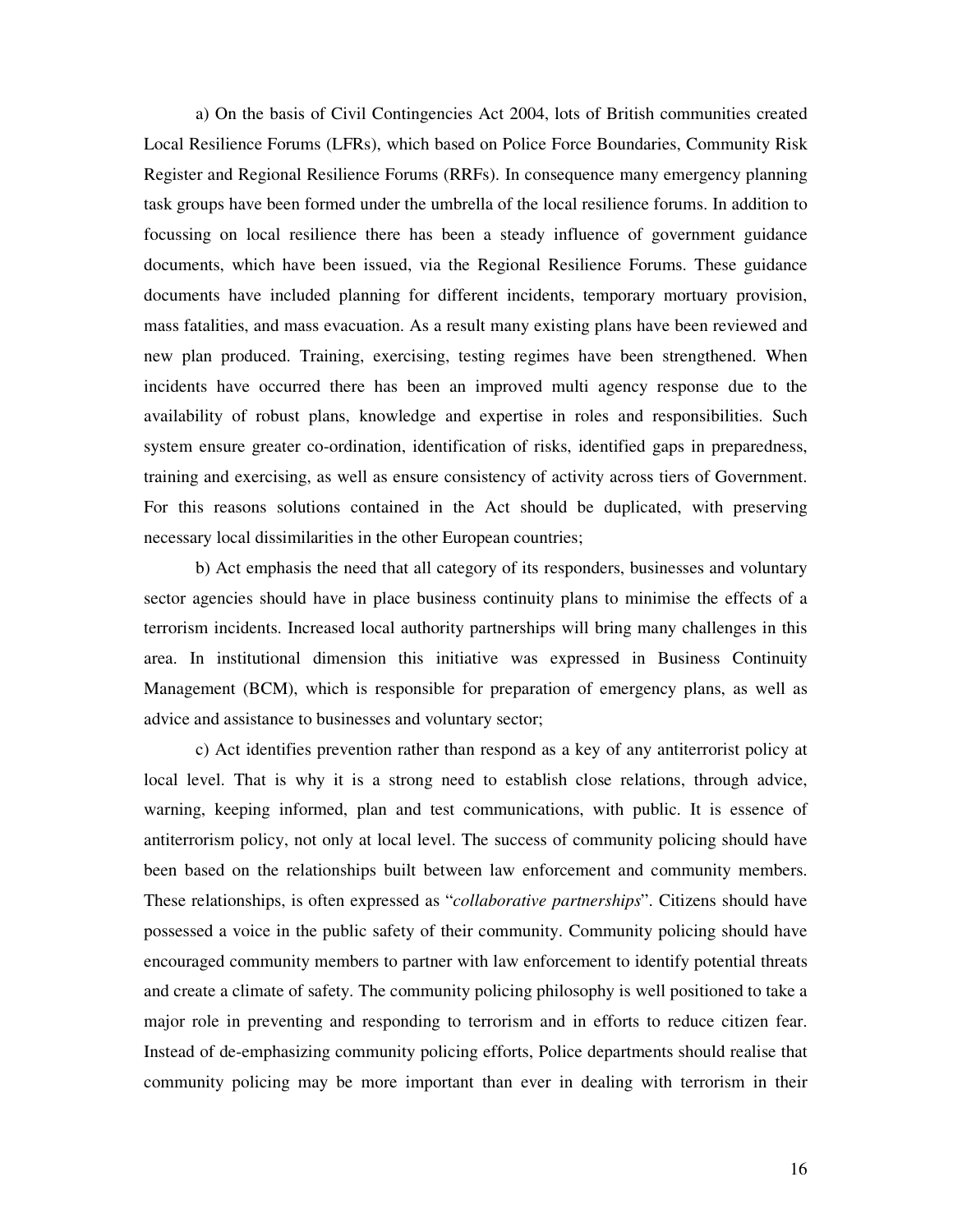a) On the basis of Civil Contingencies Act 2004, lots of British communities created Local Resilience Forums (LFRs), which based on Police Force Boundaries, Community Risk Register and Regional Resilience Forums (RRFs). In consequence many emergency planning task groups have been formed under the umbrella of the local resilience forums. In addition to focussing on local resilience there has been a steady influence of government guidance documents, which have been issued, via the Regional Resilience Forums. These guidance documents have included planning for different incidents, temporary mortuary provision, mass fatalities, and mass evacuation. As a result many existing plans have been reviewed and new plan produced. Training, exercising, testing regimes have been strengthened. When incidents have occurred there has been an improved multi agency response due to the availability of robust plans, knowledge and expertise in roles and responsibilities. Such system ensure greater co-ordination, identification of risks, identified gaps in preparedness, training and exercising, as well as ensure consistency of activity across tiers of Government. For this reasons solutions contained in the Act should be duplicated, with preserving necessary local dissimilarities in the other European countries;

b) Act emphasis the need that all category of its responders, businesses and voluntary sector agencies should have in place business continuity plans to minimise the effects of a terrorism incidents. Increased local authority partnerships will bring many challenges in this area. In institutional dimension this initiative was expressed in Business Continuity Management (BCM), which is responsible for preparation of emergency plans, as well as advice and assistance to businesses and voluntary sector;

c) Act identifies prevention rather than respond as a key of any antiterrorist policy at local level. That is why it is a strong need to establish close relations, through advice, warning, keeping informed, plan and test communications, with public. It is essence of antiterrorism policy, not only at local level. The success of community policing should have been based on the relationships built between law enforcement and community members. These relationships, is often expressed as "*collaborative partnerships*". Citizens should have possessed a voice in the public safety of their community. Community policing should have encouraged community members to partner with law enforcement to identify potential threats and create a climate of safety. The community policing philosophy is well positioned to take a major role in preventing and responding to terrorism and in efforts to reduce citizen fear. Instead of de-emphasizing community policing efforts, Police departments should realise that community policing may be more important than ever in dealing with terrorism in their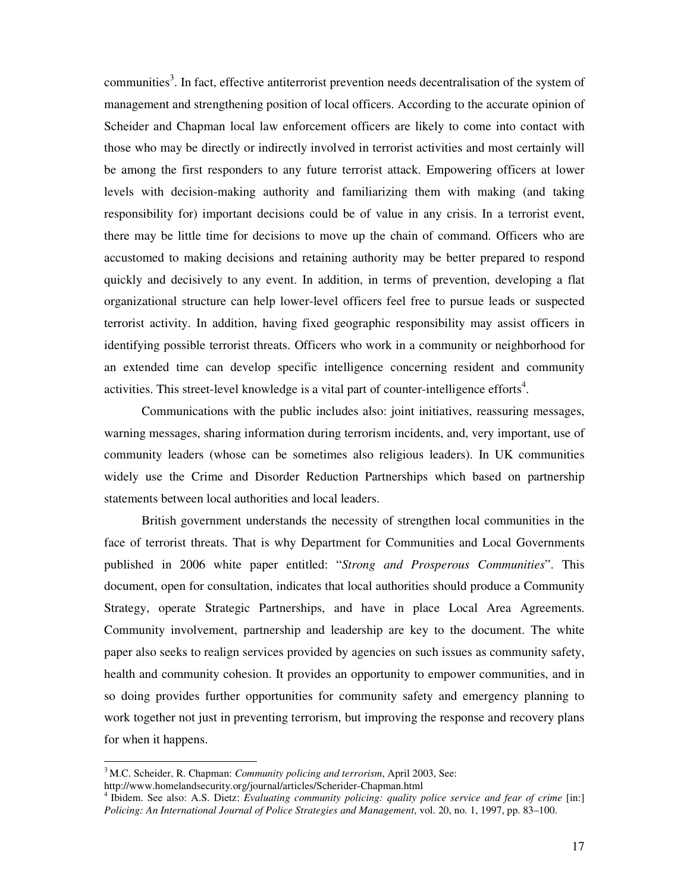communities[3]. In fact, effective antiterrorist prevention needs decentralisation of the system of management and strengthening position of local officers. According to the accurate opinion of Scheider and Chapman local law enforcement officers are likely to come into contact with those who may be directly or indirectly involved in terrorist activities and most certainly will be among the first responders to any future terrorist attack. Empowering officers at lower levels with decision-making authority and familiarizing them with making (and taking responsibility for) important decisions could be of value in any crisis. In a terrorist event, there may be little time for decisions to move up the chain of command. Officers who are accustomed to making decisions and retaining authority may be better prepared to respond quickly and decisively to any event. In addition, in terms of prevention, developing a flat organizational structure can help lower-level officers feel free to pursue leads or suspected terrorist activity. In addition, having fixed geographic responsibility may assist officers in identifying possible terrorist threats. Officers who work in a community or neighborhood for an extended time can develop specific intelligence concerning resident and community activities. This street-level knowledge is a vital part of counter-intelligence efforts[4].

Communications with the public includes also: joint initiatives, reassuring messages, warning messages, sharing information during terrorism incidents, and, very important, use of community leaders (whose can be sometimes also religious leaders). In UK communities widely use the Crime and Disorder Reduction Partnerships which based on partnership statements between local authorities and local leaders.

British government understands the necessity of strengthen local communities in the face of terrorist threats. That is why Department for Communities and Local Governments published in 2006 white paper entitled: "*Strong and Prosperous Communities*". This document, open for consultation, indicates that local authorities should produce a Community Strategy, operate Strategic Partnerships, and have in place Local Area Agreements. Community involvement, partnership and leadership are key to the document. The white paper also seeks to realign services provided by agencies on such issues as community safety, health and community cohesion. It provides an opportunity to empower communities, and in so doing provides further opportunities for community safety and emergency planning to work together not just in preventing terrorism, but improving the response and recovery plans for when it happens.

---

[3] M.C. Scheider, R. Chapman: *Community policing and terrorism*, April 2003, See: http://www.homelandsecurity.org/journal/articles/Scherider-Chapman.html

[4] Ibidem. See also: A.S. Dietz: *Evaluating community policing: quality police service and fear of crime* [in:] *Policing: An International Journal of Police Strategies and Management*, vol. 20, no. 1, 1997, pp. 83–100.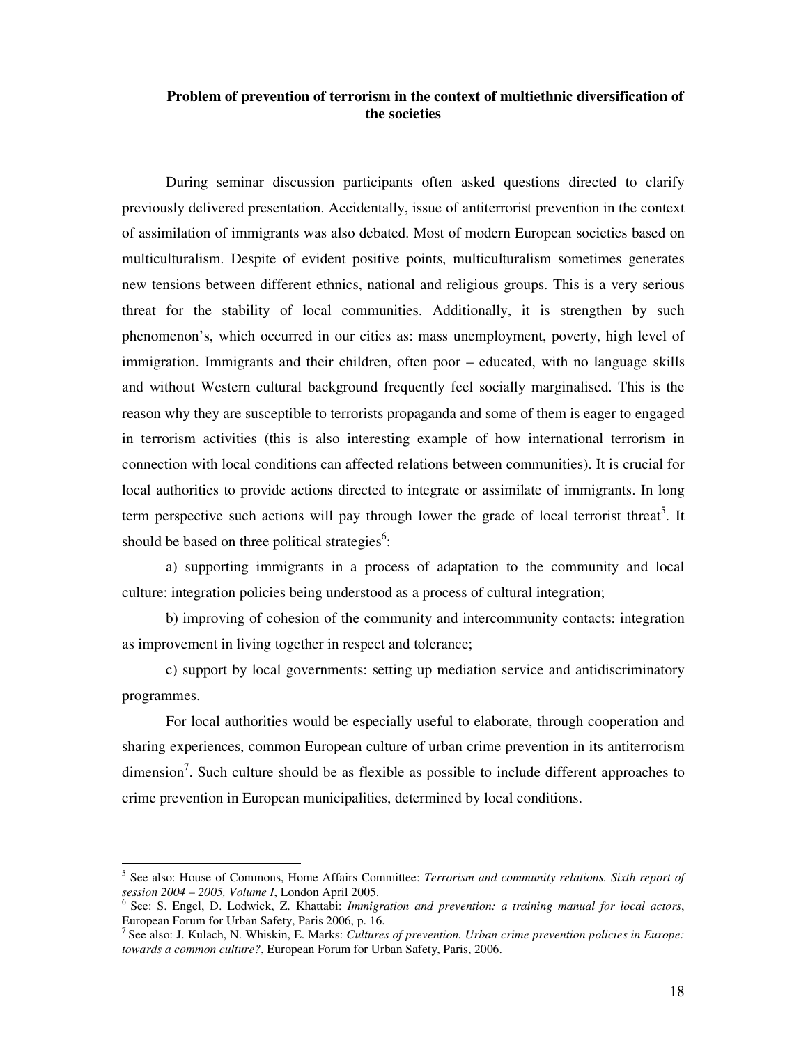## Problem of prevention of terrorism in the context of multiethnic diversification of the societies

During seminar discussion participants often asked questions directed to clarify previously delivered presentation. Accidentally, issue of antiterrorist prevention in the context of assimilation of immigrants was also debated. Most of modern European societies based on multiculturalism. Despite of evident positive points, multiculturalism sometimes generates new tensions between different ethnics, national and religious groups. This is a very serious threat for the stability of local communities. Additionally, it is strengthen by such phenomenon's, which occurred in our cities as: mass unemployment, poverty, high level of immigration. Immigrants and their children, often poor – educated, with no language skills and without Western cultural background frequently feel socially marginalised. This is the reason why they are susceptible to terrorists propaganda and some of them is eager to engaged in terrorism activities (this is also interesting example of how international terrorism in connection with local conditions can affected relations between communities). It is crucial for local authorities to provide actions directed to integrate or assimilate of immigrants. In long term perspective such actions will pay through lower the grade of local terrorist threat[5]. It should be based on three political strategies[6]:

a) supporting immigrants in a process of adaptation to the community and local culture: integration policies being understood as a process of cultural integration;

b) improving of cohesion of the community and intercommunity contacts: integration as improvement in living together in respect and tolerance;

c) support by local governments: setting up mediation service and antidiscriminatory programmes.

For local authorities would be especially useful to elaborate, through cooperation and sharing experiences, common European culture of urban crime prevention in its antiterrorism dimension[7]. Such culture should be as flexible as possible to include different approaches to crime prevention in European municipalities, determined by local conditions.

---

[5] See also: House of Commons, Home Affairs Committee: *Terrorism and community relations. Sixth report of session 2004 – 2005, Volume I*, London April 2005.

[6] See: S. Engel, D. Lodwick, Z. Khattabi: *Immigration and prevention: a training manual for local actors*, European Forum for Urban Safety, Paris 2006, p. 16.

[7] See also: J. Kulach, N. Whiskin, E. Marks: *Cultures of prevention. Urban crime prevention policies in Europe: towards a common culture?*, European Forum for Urban Safety, Paris, 2006.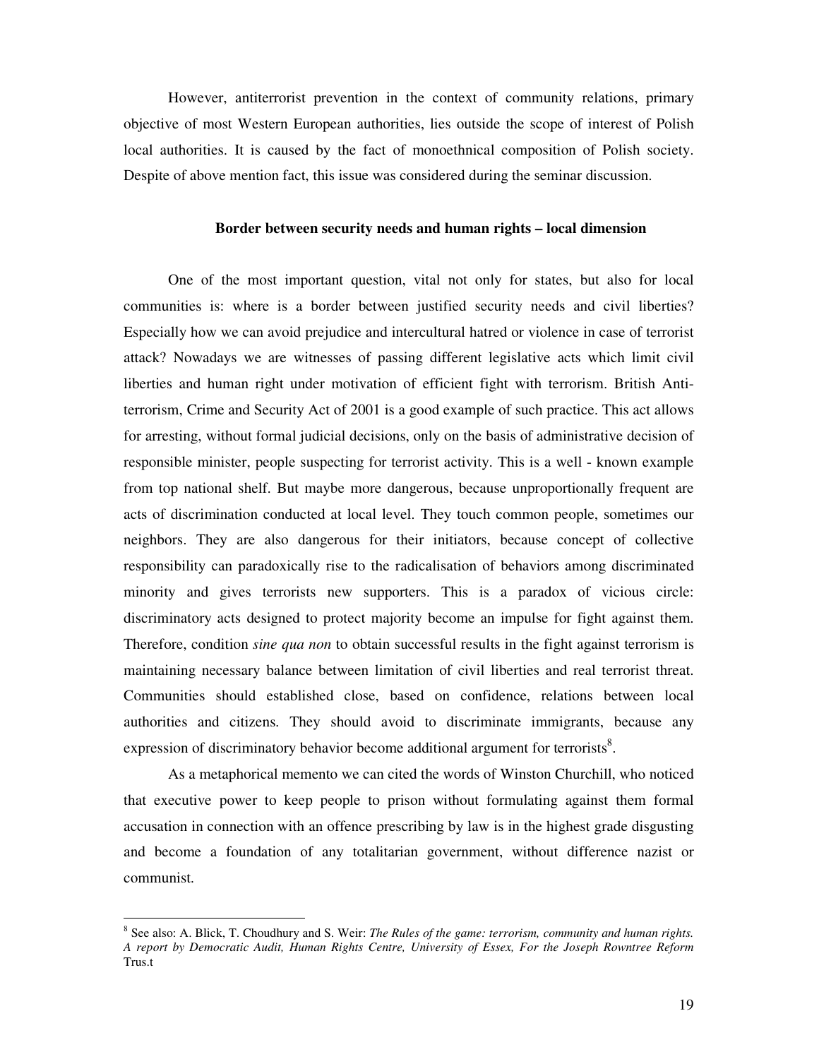However, antiterrorist prevention in the context of community relations, primary objective of most Western European authorities, lies outside the scope of interest of Polish local authorities. It is caused by the fact of monoethnical composition of Polish society. Despite of above mention fact, this issue was considered during the seminar discussion.

### Border between security needs and human rights – local dimension

One of the most important question, vital not only for states, but also for local communities is: where is a border between justified security needs and civil liberties? Especially how we can avoid prejudice and intercultural hatred or violence in case of terrorist attack? Nowadays we are witnesses of passing different legislative acts which limit civil liberties and human right under motivation of efficient fight with terrorism. British Anti-terrorism, Crime and Security Act of 2001 is a good example of such practice. This act allows for arresting, without formal judicial decisions, only on the basis of administrative decision of responsible minister, people suspecting for terrorist activity. This is a well - known example from top national shelf. But maybe more dangerous, because unproportionally frequent are acts of discrimination conducted at local level. They touch common people, sometimes our neighbors. They are also dangerous for their initiators, because concept of collective responsibility can paradoxically rise to the radicalisation of behaviors among discriminated minority and gives terrorists new supporters. This is a paradox of vicious circle: discriminatory acts designed to protect majority become an impulse for fight against them. Therefore, condition *sine qua non* to obtain successful results in the fight against terrorism is maintaining necessary balance between limitation of civil liberties and real terrorist threat. Communities should established close, based on confidence, relations between local authorities and citizens. They should avoid to discriminate immigrants, because any expression of discriminatory behavior become additional argument for terrorists[8].

As a metaphorical memento we can cited the words of Winston Churchill, who noticed that executive power to keep people to prison without formulating against them formal accusation in connection with an offence prescribing by law is in the highest grade disgusting and become a foundation of any totalitarian government, without difference nazist or communist.

---

[8] See also: A. Blick, T. Choudhury and S. Weir: *The Rules of the game: terrorism, community and human rights. A report by Democratic Audit, Human Rights Centre, University of Essex, For the Joseph Rowntree Reform* Trus.t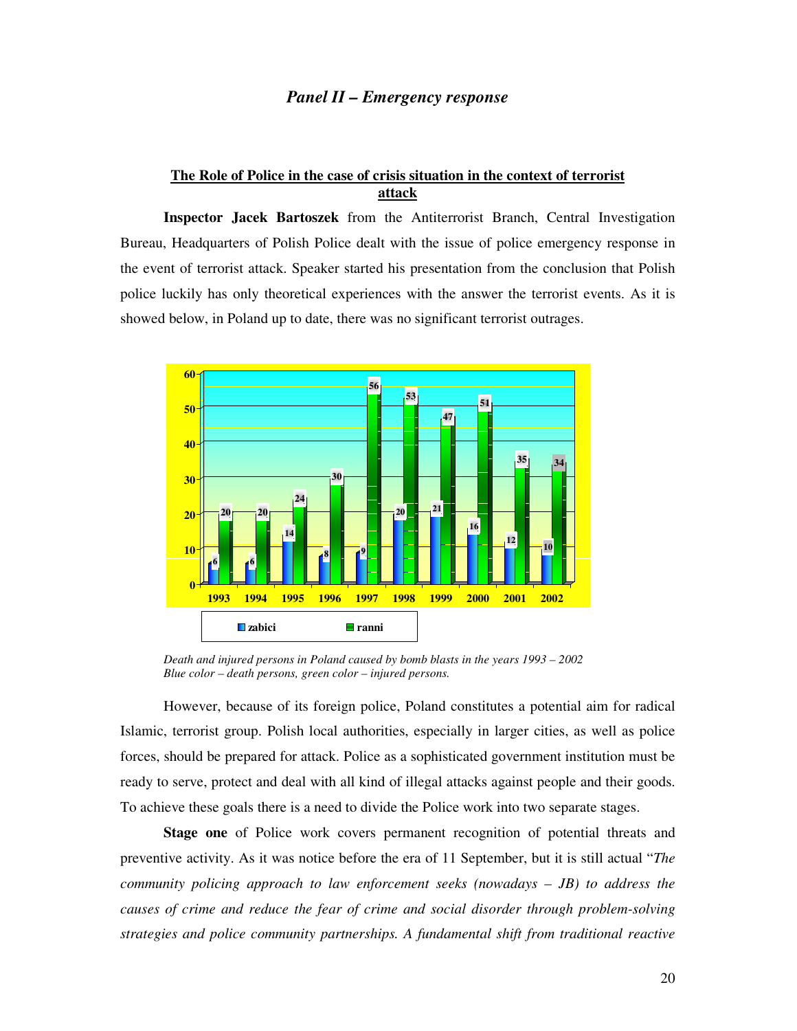### *Panel II – Emergency response*

**The Role of Police in the case of crisis situation in the context of terrorist attack**

**Inspector Jacek Bartoszek** from the Antiterrorist Branch, Central Investigation Bureau, Headquarters of Polish Police dealt with the issue of police emergency response in the event of terrorist attack. Speaker started his presentation from the conclusion that Polish police luckily has only theoretical experiences with the answer the terrorist events. As it is showed below, in Poland up to date, there was no significant terrorist outrages.

| | 1993 | 1994 | 1995 | 1996 | 1997 | 1998 | 1999 | 2000 | 2001 | 2002 |
|---|---|---|---|---|---|---|---|---|---|---|
| zabici | 6 | 6 | 14 | 8 | 9 | 20 | 21 | 16 | 12 | 10 |
| ranni | 20 | 20 | 24 | 30 | 56 | 53 | 47 | 51 | 35 | 34 |

*Death and injured persons in Poland caused by bomb blasts in the years 1993 – 2002*
*Blue color – death persons, green color – injured persons.*

However, because of its foreign police, Poland constitutes a potential aim for radical Islamic, terrorist group. Polish local authorities, especially in larger cities, as well as police forces, should be prepared for attack. Police as a sophisticated government institution must be ready to serve, protect and deal with all kind of illegal attacks against people and their goods. To achieve these goals there is a need to divide the Police work into two separate stages.

**Stage one** of Police work covers permanent recognition of potential threats and preventive activity. As it was notice before the era of 11 September, but it is still actual "*The community policing approach to law enforcement seeks (nowadays – JB) to address the causes of crime and reduce the fear of crime and social disorder through problem-solving strategies and police community partnerships. A fundamental shift from traditional reactive*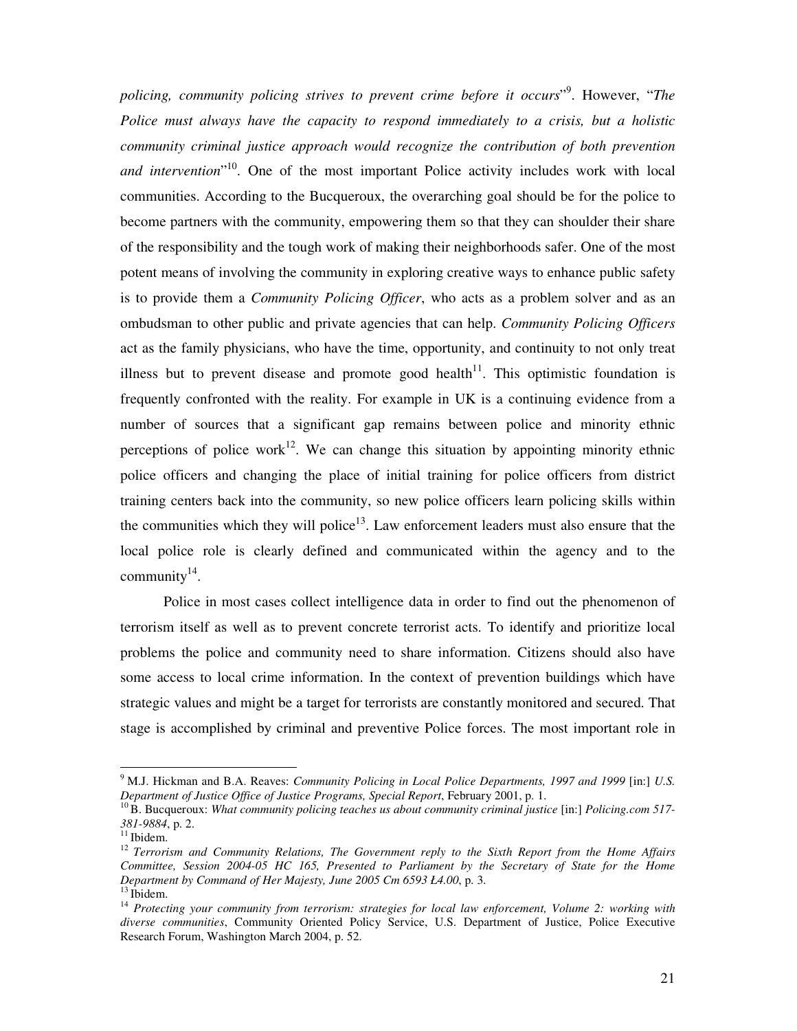*policing, community policing strives to prevent crime before it occurs*"[9]. However, "*The Police must always have the capacity to respond immediately to a crisis, but a holistic community criminal justice approach would recognize the contribution of both prevention and intervention*"[10]. One of the most important Police activity includes work with local communities. According to the Bucqueroux, the overarching goal should be for the police to become partners with the community, empowering them so that they can shoulder their share of the responsibility and the tough work of making their neighborhoods safer. One of the most potent means of involving the community in exploring creative ways to enhance public safety is to provide them a *Community Policing Officer*, who acts as a problem solver and as an ombudsman to other public and private agencies that can help. *Community Policing Officers* act as the family physicians, who have the time, opportunity, and continuity to not only treat illness but to prevent disease and promote good health[11]. This optimistic foundation is frequently confronted with the reality. For example in UK is a continuing evidence from a number of sources that a significant gap remains between police and minority ethnic perceptions of police work[12]. We can change this situation by appointing minority ethnic police officers and changing the place of initial training for police officers from district training centers back into the community, so new police officers learn policing skills within the communities which they will police[13]. Law enforcement leaders must also ensure that the local police role is clearly defined and communicated within the agency and to the community[14].

Police in most cases collect intelligence data in order to find out the phenomenon of terrorism itself as well as to prevent concrete terrorist acts. To identify and prioritize local problems the police and community need to share information. Citizens should also have some access to local crime information. In the context of prevention buildings which have strategic values and might be a target for terrorists are constantly monitored and secured. That stage is accomplished by criminal and preventive Police forces. The most important role in

---

[9] M.J. Hickman and B.A. Reaves: *Community Policing in Local Police Departments, 1997 and 1999* [in:] *U.S. Department of Justice Office of Justice Programs, Special Report*, February 2001, p. 1.

[10] B. Bucqueroux: *What community policing teaches us about community criminal justice* [in:] *Policing.com 517-381-9884*, p. 2.

[11] Ibidem.

[12] *Terrorism and Community Relations, The Government reply to the Sixth Report from the Home Affairs Committee, Session 2004-05 HC 165, Presented to Parliament by the Secretary of State for the Home Department by Command of Her Majesty, June 2005 Cm 6593 Ł4.00*, p. 3.

[13] Ibidem.

[14] *Protecting your community from terrorism: strategies for local law enforcement, Volume 2: working with diverse communities*, Community Oriented Policy Service, U.S. Department of Justice, Police Executive Research Forum, Washington March 2004, p. 52.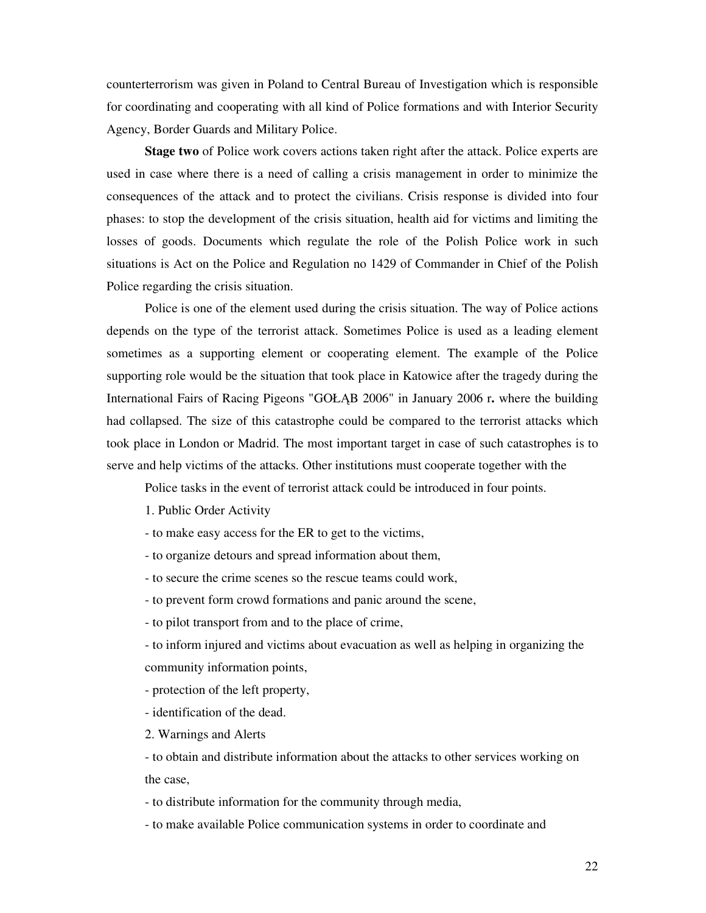counterterrorism was given in Poland to Central Bureau of Investigation which is responsible for coordinating and cooperating with all kind of Police formations and with Interior Security Agency, Border Guards and Military Police.

**Stage two** of Police work covers actions taken right after the attack. Police experts are used in case where there is a need of calling a crisis management in order to minimize the consequences of the attack and to protect the civilians. Crisis response is divided into four phases: to stop the development of the crisis situation, health aid for victims and limiting the losses of goods. Documents which regulate the role of the Polish Police work in such situations is Act on the Police and Regulation no 1429 of Commander in Chief of the Polish Police regarding the crisis situation.

Police is one of the element used during the crisis situation. The way of Police actions depends on the type of the terrorist attack. Sometimes Police is used as a leading element sometimes as a supporting element or cooperating element. The example of the Police supporting role would be the situation that took place in Katowice after the tragedy during the International Fairs of Racing Pigeons "GOŁĄB 2006" in January 2006 r**.** where the building had collapsed. The size of this catastrophe could be compared to the terrorist attacks which took place in London or Madrid. The most important target in case of such catastrophes is to serve and help victims of the attacks. Other institutions must cooperate together with the

Police tasks in the event of terrorist attack could be introduced in four points.

1. Public Order Activity

- to make easy access for the ER to get to the victims,
- to organize detours and spread information about them,
- to secure the crime scenes so the rescue teams could work,
- to prevent form crowd formations and panic around the scene,
- to pilot transport from and to the place of crime,
- to inform injured and victims about evacuation as well as helping in organizing the community information points,
- protection of the left property,
- identification of the dead.

2. Warnings and Alerts

- to obtain and distribute information about the attacks to other services working on the case,
- to distribute information for the community through media,
- to make available Police communication systems in order to coordinate and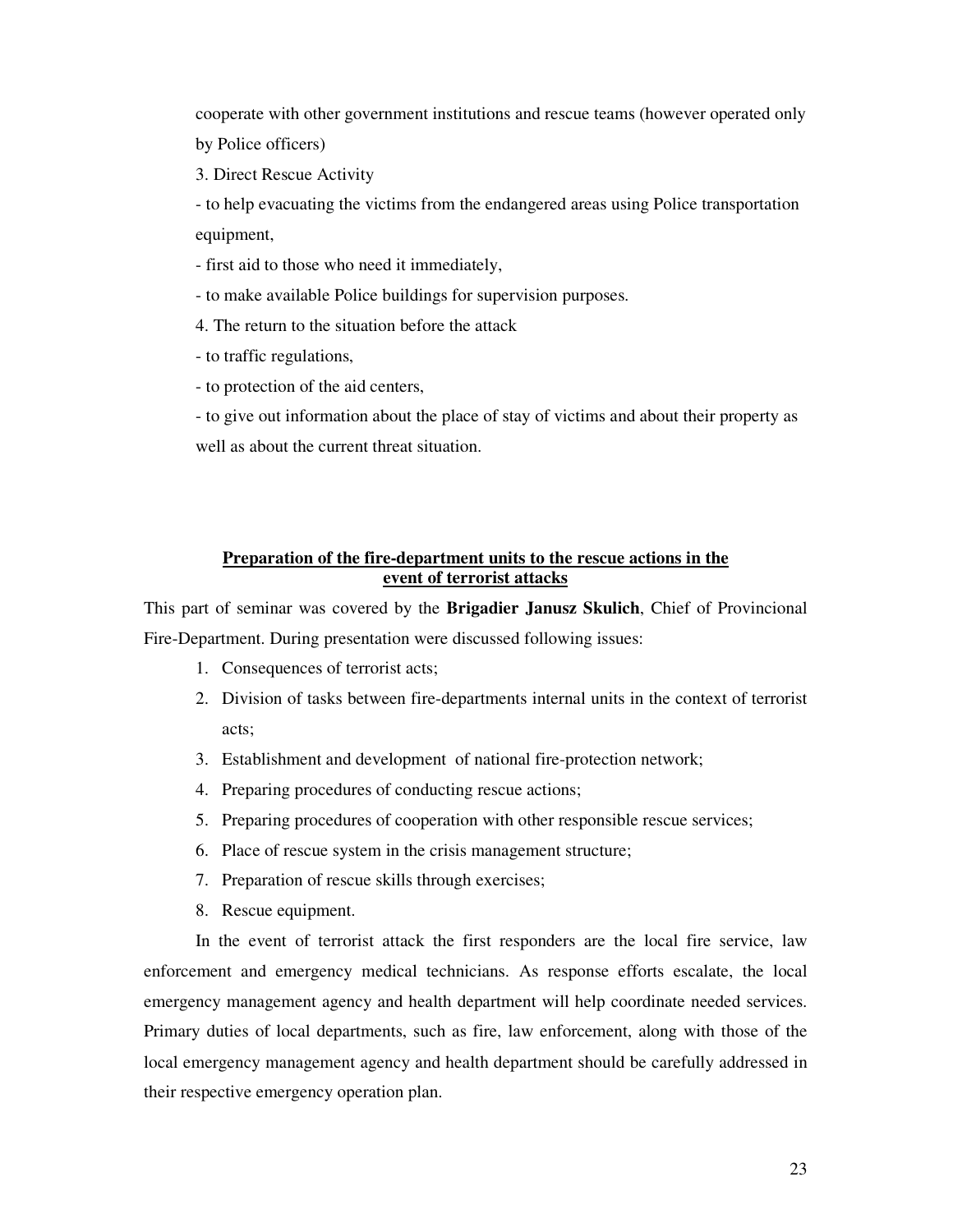cooperate with other government institutions and rescue teams (however operated only by Police officers)

3. Direct Rescue Activity

- to help evacuating the victims from the endangered areas using Police transportation equipment,
- first aid to those who need it immediately,
- to make available Police buildings for supervision purposes.

4. The return to the situation before the attack

- to traffic regulations,
- to protection of the aid centers,
- to give out information about the place of stay of victims and about their property as well as about the current threat situation.

## Preparation of the fire-department units to the rescue actions in the event of terrorist attacks

This part of seminar was covered by the **Brigadier Janusz Skulich**, Chief of Provincional Fire-Department. During presentation were discussed following issues:

1. Consequences of terrorist acts;
2. Division of tasks between fire-departments internal units in the context of terrorist acts;
3. Establishment and development of national fire-protection network;
4. Preparing procedures of conducting rescue actions;
5. Preparing procedures of cooperation with other responsible rescue services;
6. Place of rescue system in the crisis management structure;
7. Preparation of rescue skills through exercises;
8. Rescue equipment.

In the event of terrorist attack the first responders are the local fire service, law enforcement and emergency medical technicians. As response efforts escalate, the local emergency management agency and health department will help coordinate needed services. Primary duties of local departments, such as fire, law enforcement, along with those of the local emergency management agency and health department should be carefully addressed in their respective emergency operation plan.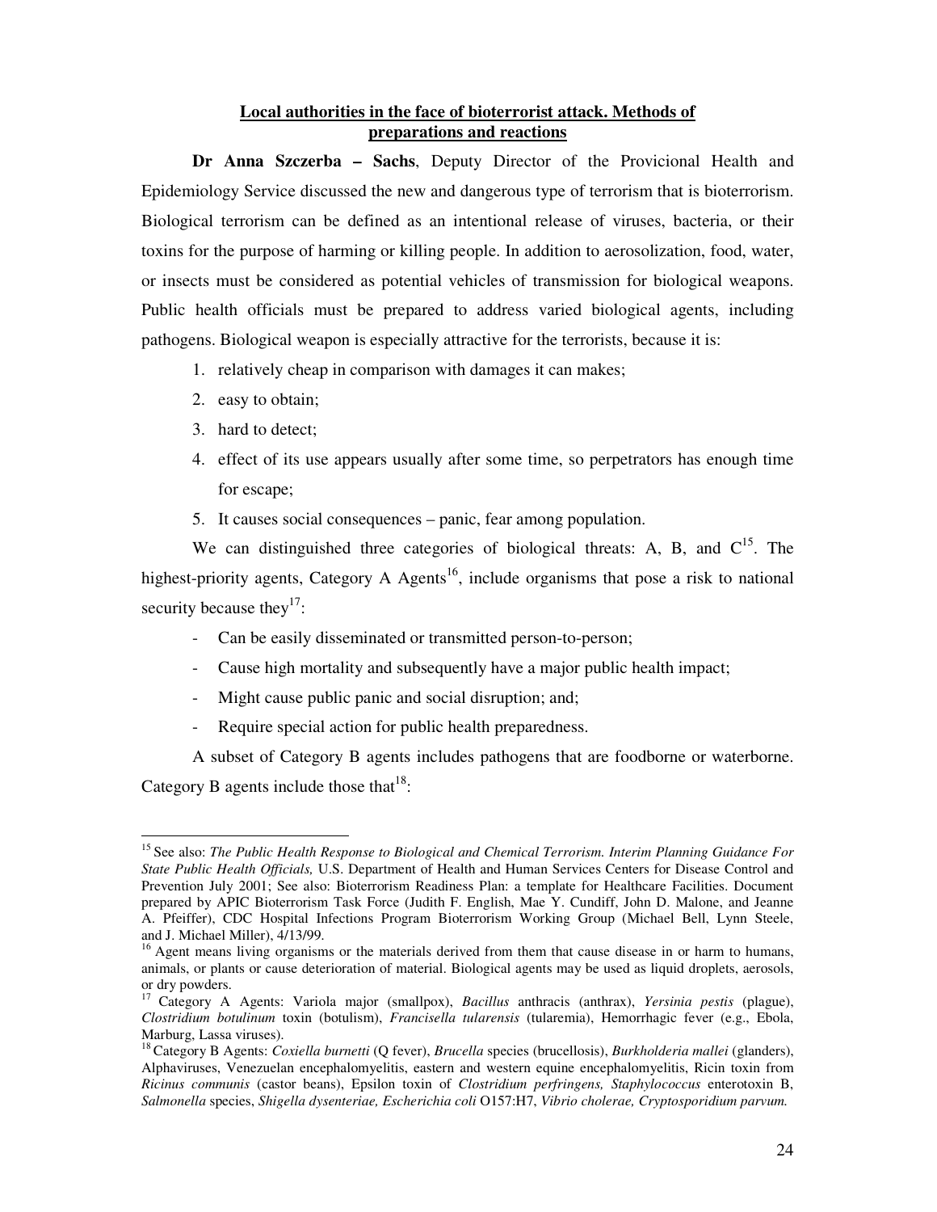**Local authorities in the face of bioterrorist attack. Methods of preparations and reactions**

**Dr Anna Szczerba – Sachs**, Deputy Director of the Provicional Health and Epidemiology Service discussed the new and dangerous type of terrorism that is bioterrorism. Biological terrorism can be defined as an intentional release of viruses, bacteria, or their toxins for the purpose of harming or killing people. In addition to aerosolization, food, water, or insects must be considered as potential vehicles of transmission for biological weapons. Public health officials must be prepared to address varied biological agents, including pathogens. Biological weapon is especially attractive for the terrorists, because it is:

1. relatively cheap in comparison with damages it can makes;
2. easy to obtain;
3. hard to detect;
4. effect of its use appears usually after some time, so perpetrators has enough time for escape;
5. It causes social consequences – panic, fear among population.

We can distinguished three categories of biological threats: A, B, and C[15]. The highest-priority agents, Category A Agents[16], include organisms that pose a risk to national security because they[17]:

- Can be easily disseminated or transmitted person-to-person;
- Cause high mortality and subsequently have a major public health impact;
- Might cause public panic and social disruption; and;
- Require special action for public health preparedness.

A subset of Category B agents includes pathogens that are foodborne or waterborne. Category B agents include those that[18]:

---

[15] See also: *The Public Health Response to Biological and Chemical Terrorism. Interim Planning Guidance For State Public Health Officials,* U.S. Department of Health and Human Services Centers for Disease Control and Prevention July 2001; See also: Bioterrorism Readiness Plan: a template for Healthcare Facilities. Document prepared by APIC Bioterrorism Task Force (Judith F. English, Mae Y. Cundiff, John D. Malone, and Jeanne A. Pfeiffer), CDC Hospital Infections Program Bioterrorism Working Group (Michael Bell, Lynn Steele, and J. Michael Miller), 4/13/99.

[16] Agent means living organisms or the materials derived from them that cause disease in or harm to humans, animals, or plants or cause deterioration of material. Biological agents may be used as liquid droplets, aerosols, or dry powders.

[17] Category A Agents: Variola major (smallpox), *Bacillus* anthracis (anthrax), *Yersinia pestis* (plague), *Clostridium botulinum* toxin (botulism), *Francisella tularensis* (tularemia), Hemorrhagic fever (e.g., Ebola, Marburg, Lassa viruses).

[18] Category B Agents: *Coxiella burnetti* (Q fever), *Brucella* species (brucellosis), *Burkholderia mallei* (glanders), Alphaviruses, Venezuelan encephalomyelitis, eastern and western equine encephalomyelitis, Ricin toxin from *Ricinus communis* (castor beans), Epsilon toxin of *Clostridium perfringens, Staphylococcus* enterotoxin B, *Salmonella* species, *Shigella dysenteriae, Escherichia coli* O157:H7, *Vibrio cholerae, Cryptosporidium parvum.*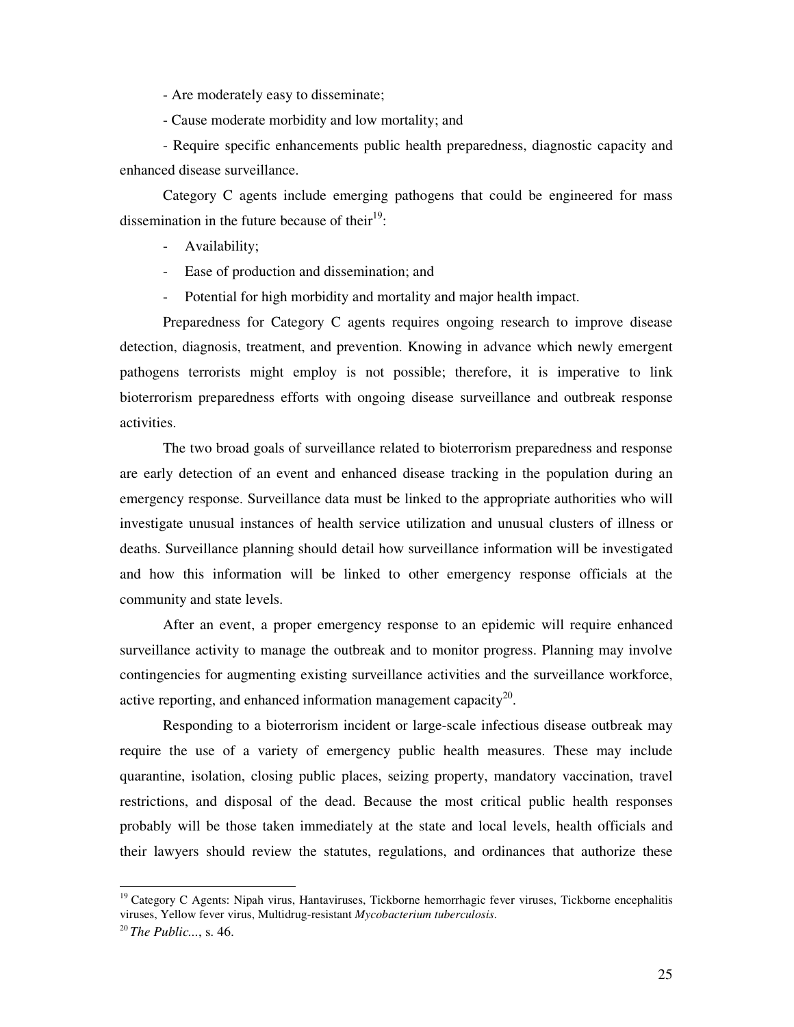- Are moderately easy to disseminate;

- Cause moderate morbidity and low mortality; and

- Require specific enhancements public health preparedness, diagnostic capacity and enhanced disease surveillance.

Category C agents include emerging pathogens that could be engineered for mass dissemination in the future because of their[19]:

- Availability;
- Ease of production and dissemination; and
- Potential for high morbidity and mortality and major health impact.

Preparedness for Category C agents requires ongoing research to improve disease detection, diagnosis, treatment, and prevention. Knowing in advance which newly emergent pathogens terrorists might employ is not possible; therefore, it is imperative to link bioterrorism preparedness efforts with ongoing disease surveillance and outbreak response activities.

The two broad goals of surveillance related to bioterrorism preparedness and response are early detection of an event and enhanced disease tracking in the population during an emergency response. Surveillance data must be linked to the appropriate authorities who will investigate unusual instances of health service utilization and unusual clusters of illness or deaths. Surveillance planning should detail how surveillance information will be investigated and how this information will be linked to other emergency response officials at the community and state levels.

After an event, a proper emergency response to an epidemic will require enhanced surveillance activity to manage the outbreak and to monitor progress. Planning may involve contingencies for augmenting existing surveillance activities and the surveillance workforce, active reporting, and enhanced information management capacity[20].

Responding to a bioterrorism incident or large-scale infectious disease outbreak may require the use of a variety of emergency public health measures. These may include quarantine, isolation, closing public places, seizing property, mandatory vaccination, travel restrictions, and disposal of the dead. Because the most critical public health responses probably will be those taken immediately at the state and local levels, health officials and their lawyers should review the statutes, regulations, and ordinances that authorize these

---

[19] Category C Agents: Nipah virus, Hantaviruses, Tickborne hemorrhagic fever viruses, Tickborne encephalitis viruses, Yellow fever virus, Multidrug-resistant *Mycobacterium tuberculosis*.

[20] *The Public...*, s. 46.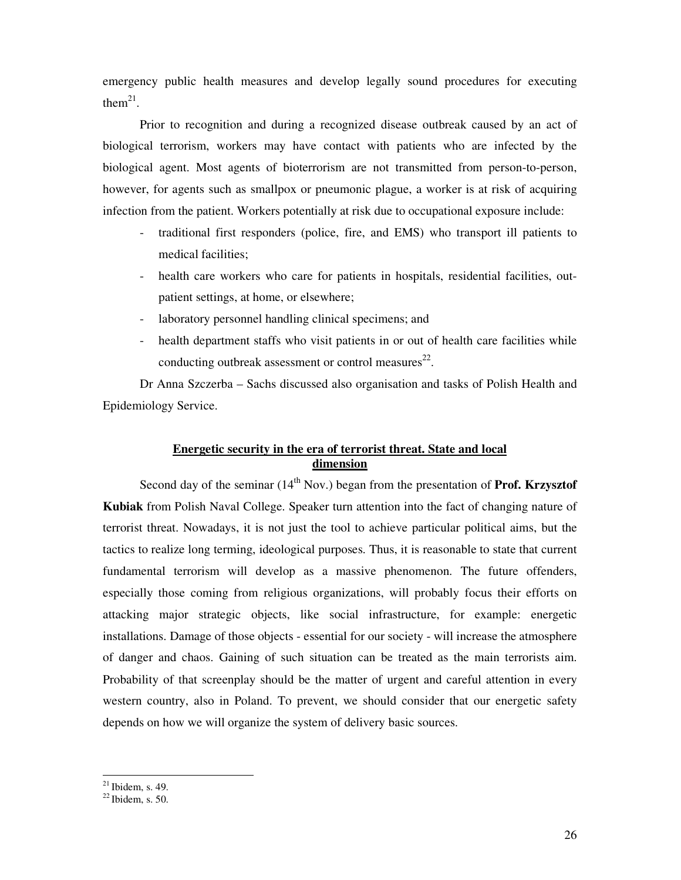emergency public health measures and develop legally sound procedures for executing them[21].

Prior to recognition and during a recognized disease outbreak caused by an act of biological terrorism, workers may have contact with patients who are infected by the biological agent. Most agents of bioterrorism are not transmitted from person-to-person, however, for agents such as smallpox or pneumonic plague, a worker is at risk of acquiring infection from the patient. Workers potentially at risk due to occupational exposure include:

- traditional first responders (police, fire, and EMS) who transport ill patients to medical facilities;
- health care workers who care for patients in hospitals, residential facilities, out-patient settings, at home, or elsewhere;
- laboratory personnel handling clinical specimens; and
- health department staffs who visit patients in or out of health care facilities while conducting outbreak assessment or control measures[22].

Dr Anna Szczerba – Sachs discussed also organisation and tasks of Polish Health and Epidemiology Service.

**Energetic security in the era of terrorist threat. State and local dimension**

Second day of the seminar (14th Nov.) began from the presentation of **Prof. Krzysztof Kubiak** from Polish Naval College. Speaker turn attention into the fact of changing nature of terrorist threat. Nowadays, it is not just the tool to achieve particular political aims, but the tactics to realize long terming, ideological purposes. Thus, it is reasonable to state that current fundamental terrorism will develop as a massive phenomenon. The future offenders, especially those coming from religious organizations, will probably focus their efforts on attacking major strategic objects, like social infrastructure, for example: energetic installations. Damage of those objects - essential for our society - will increase the atmosphere of danger and chaos. Gaining of such situation can be treated as the main terrorists aim. Probability of that screenplay should be the matter of urgent and careful attention in every western country, also in Poland. To prevent, we should consider that our energetic safety depends on how we will organize the system of delivery basic sources.

---

[21] Ibidem, s. 49.

[22] Ibidem, s. 50.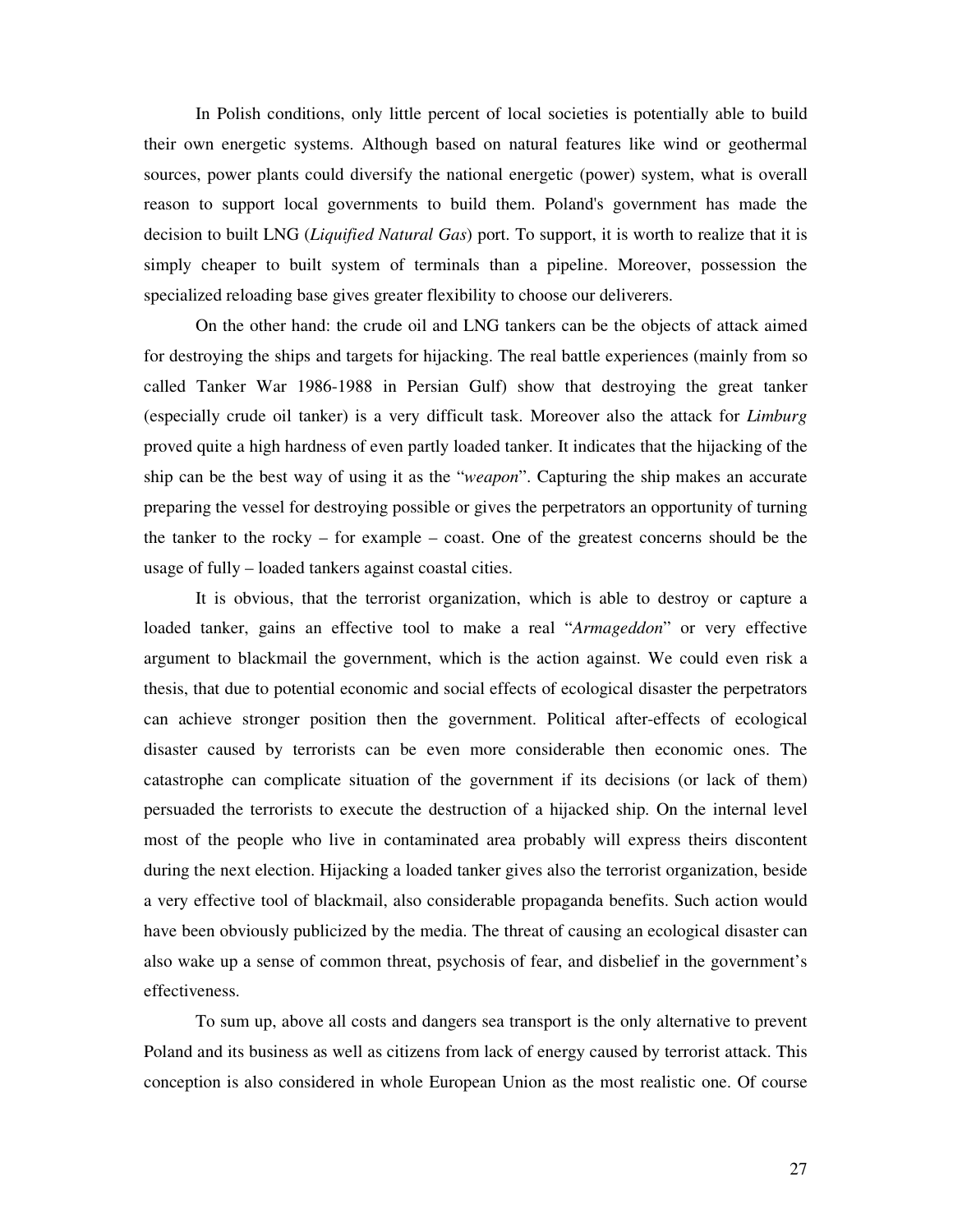In Polish conditions, only little percent of local societies is potentially able to build their own energetic systems. Although based on natural features like wind or geothermal sources, power plants could diversify the national energetic (power) system, what is overall reason to support local governments to build them. Poland's government has made the decision to built LNG (*Liquified Natural Gas*) port. To support, it is worth to realize that it is simply cheaper to built system of terminals than a pipeline. Moreover, possession the specialized reloading base gives greater flexibility to choose our deliverers.

On the other hand: the crude oil and LNG tankers can be the objects of attack aimed for destroying the ships and targets for hijacking. The real battle experiences (mainly from so called Tanker War 1986-1988 in Persian Gulf) show that destroying the great tanker (especially crude oil tanker) is a very difficult task. Moreover also the attack for *Limburg* proved quite a high hardness of even partly loaded tanker. It indicates that the hijacking of the ship can be the best way of using it as the "*weapon*". Capturing the ship makes an accurate preparing the vessel for destroying possible or gives the perpetrators an opportunity of turning the tanker to the rocky – for example – coast. One of the greatest concerns should be the usage of fully – loaded tankers against coastal cities.

It is obvious, that the terrorist organization, which is able to destroy or capture a loaded tanker, gains an effective tool to make a real "*Armageddon*" or very effective argument to blackmail the government, which is the action against. We could even risk a thesis, that due to potential economic and social effects of ecological disaster the perpetrators can achieve stronger position then the government. Political after-effects of ecological disaster caused by terrorists can be even more considerable then economic ones. The catastrophe can complicate situation of the government if its decisions (or lack of them) persuaded the terrorists to execute the destruction of a hijacked ship. On the internal level most of the people who live in contaminated area probably will express theirs discontent during the next election. Hijacking a loaded tanker gives also the terrorist organization, beside a very effective tool of blackmail, also considerable propaganda benefits. Such action would have been obviously publicized by the media. The threat of causing an ecological disaster can also wake up a sense of common threat, psychosis of fear, and disbelief in the government's effectiveness.

To sum up, above all costs and dangers sea transport is the only alternative to prevent Poland and its business as well as citizens from lack of energy caused by terrorist attack. This conception is also considered in whole European Union as the most realistic one. Of course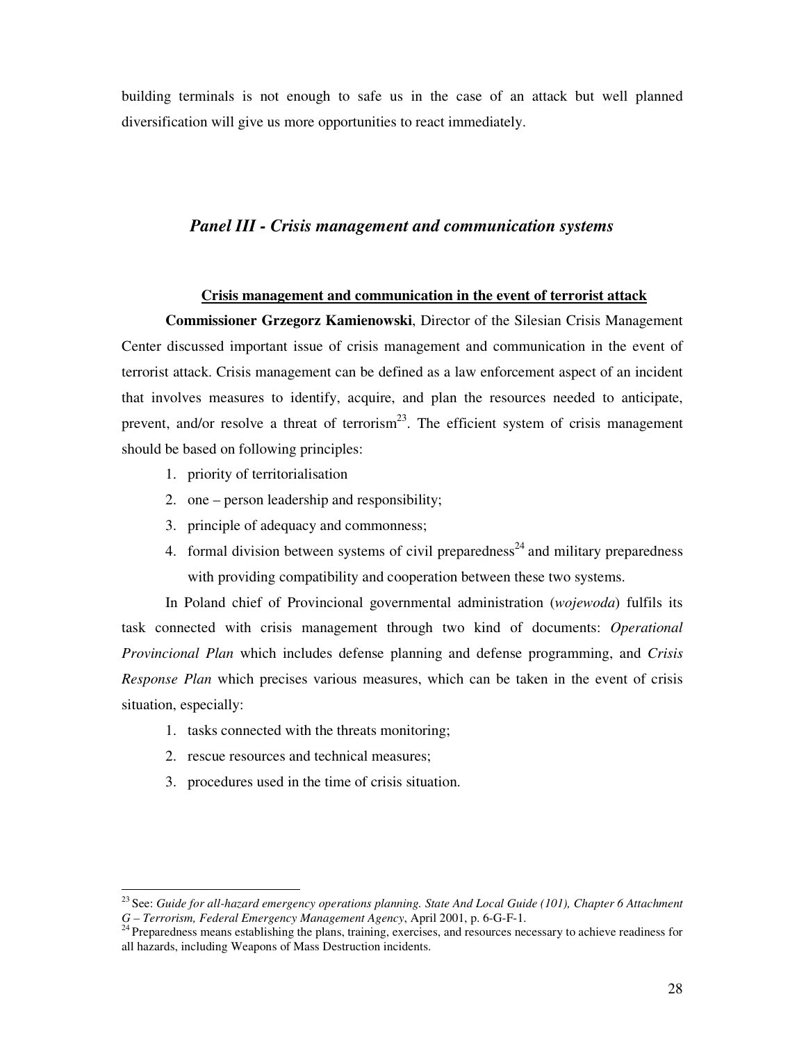building terminals is not enough to safe us in the case of an attack but well planned diversification will give us more opportunities to react immediately.

## *Panel III - Crisis management and communication systems*

### Crisis management and communication in the event of terrorist attack

**Commissioner Grzegorz Kamienowski**, Director of the Silesian Crisis Management Center discussed important issue of crisis management and communication in the event of terrorist attack. Crisis management can be defined as a law enforcement aspect of an incident that involves measures to identify, acquire, and plan the resources needed to anticipate, prevent, and/or resolve a threat of terrorism[23]. The efficient system of crisis management should be based on following principles:

1. priority of territorialisation
2. one – person leadership and responsibility;
3. principle of adequacy and commonness;
4. formal division between systems of civil preparedness[24] and military preparedness with providing compatibility and cooperation between these two systems.

In Poland chief of Provincional governmental administration (*wojewoda*) fulfils its task connected with crisis management through two kind of documents: *Operational Provincional Plan* which includes defense planning and defense programming, and *Crisis Response Plan* which precises various measures, which can be taken in the event of crisis situation, especially:

1. tasks connected with the threats monitoring;
2. rescue resources and technical measures;
3. procedures used in the time of crisis situation.

---

[23] See: *Guide for all-hazard emergency operations planning. State And Local Guide (101), Chapter 6 Attachment G – Terrorism, Federal Emergency Management Agency*, April 2001, p. 6-G-F-1.

[24] Preparedness means establishing the plans, training, exercises, and resources necessary to achieve readiness for all hazards, including Weapons of Mass Destruction incidents.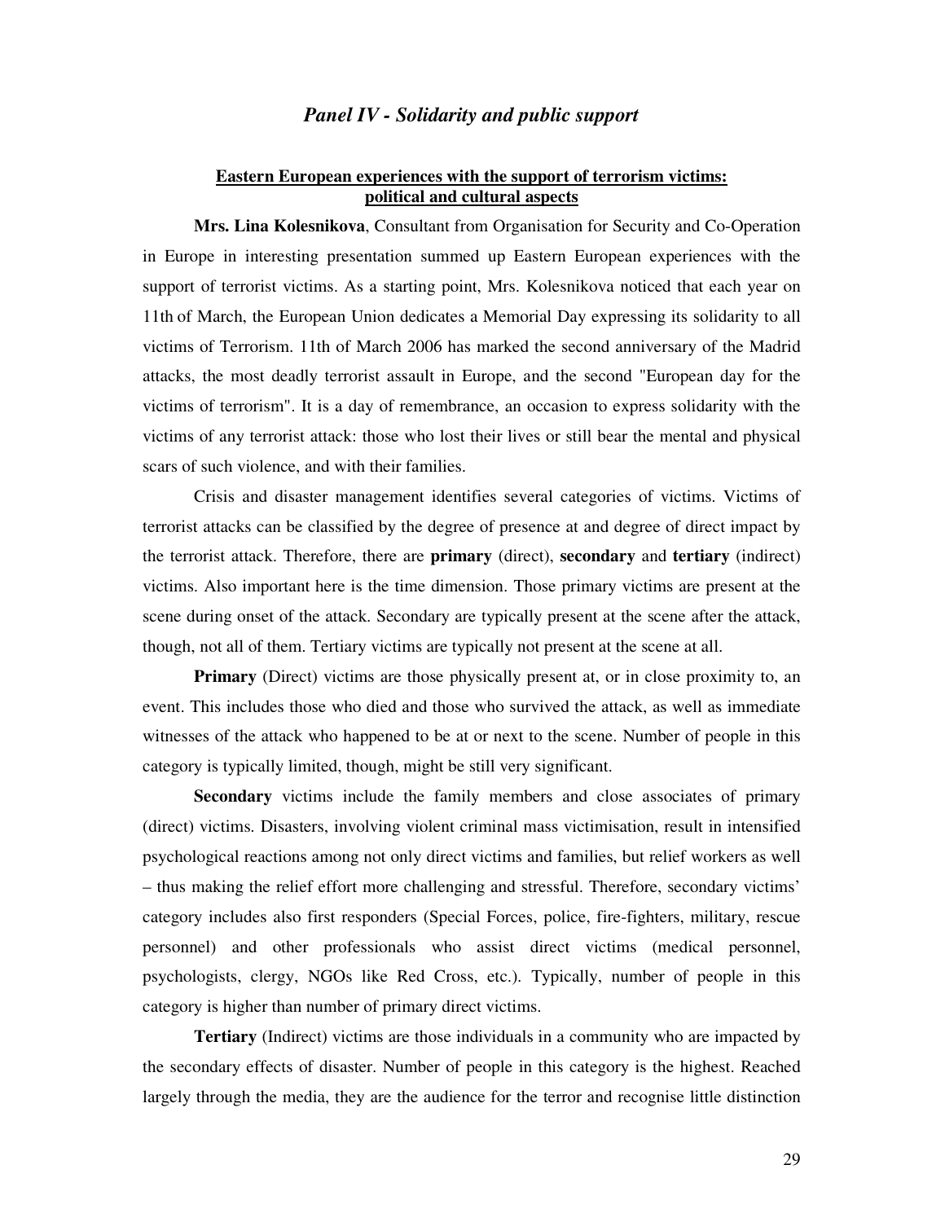## *Panel IV - Solidarity and public support*

### Eastern European experiences with the support of terrorism victims: political and cultural aspects

**Mrs. Lina Kolesnikova**, Consultant from Organisation for Security and Co-Operation in Europe in interesting presentation summed up Eastern European experiences with the support of terrorist victims. As a starting point, Mrs. Kolesnikova noticed that each year on 11th of March, the European Union dedicates a Memorial Day expressing its solidarity to all victims of Terrorism. 11th of March 2006 has marked the second anniversary of the Madrid attacks, the most deadly terrorist assault in Europe, and the second "European day for the victims of terrorism". It is a day of remembrance, an occasion to express solidarity with the victims of any terrorist attack: those who lost their lives or still bear the mental and physical scars of such violence, and with their families.

Crisis and disaster management identifies several categories of victims. Victims of terrorist attacks can be classified by the degree of presence at and degree of direct impact by the terrorist attack. Therefore, there are **primary** (direct), **secondary** and **tertiary** (indirect) victims. Also important here is the time dimension. Those primary victims are present at the scene during onset of the attack. Secondary are typically present at the scene after the attack, though, not all of them. Tertiary victims are typically not present at the scene at all.

**Primary** (Direct) victims are those physically present at, or in close proximity to, an event. This includes those who died and those who survived the attack, as well as immediate witnesses of the attack who happened to be at or next to the scene. Number of people in this category is typically limited, though, might be still very significant.

**Secondary** victims include the family members and close associates of primary (direct) victims. Disasters, involving violent criminal mass victimisation, result in intensified psychological reactions among not only direct victims and families, but relief workers as well – thus making the relief effort more challenging and stressful. Therefore, secondary victims' category includes also first responders (Special Forces, police, fire-fighters, military, rescue personnel) and other professionals who assist direct victims (medical personnel, psychologists, clergy, NGOs like Red Cross, etc.). Typically, number of people in this category is higher than number of primary direct victims.

**Tertiary** (Indirect) victims are those individuals in a community who are impacted by the secondary effects of disaster. Number of people in this category is the highest. Reached largely through the media, they are the audience for the terror and recognise little distinction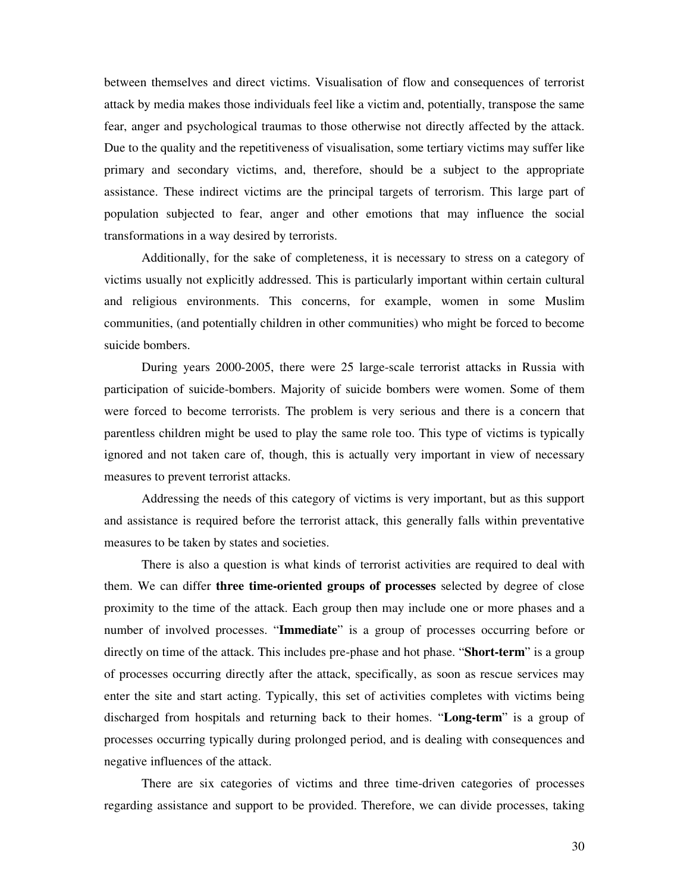between themselves and direct victims. Visualisation of flow and consequences of terrorist attack by media makes those individuals feel like a victim and, potentially, transpose the same fear, anger and psychological traumas to those otherwise not directly affected by the attack. Due to the quality and the repetitiveness of visualisation, some tertiary victims may suffer like primary and secondary victims, and, therefore, should be a subject to the appropriate assistance. These indirect victims are the principal targets of terrorism. This large part of population subjected to fear, anger and other emotions that may influence the social transformations in a way desired by terrorists.

Additionally, for the sake of completeness, it is necessary to stress on a category of victims usually not explicitly addressed. This is particularly important within certain cultural and religious environments. This concerns, for example, women in some Muslim communities, (and potentially children in other communities) who might be forced to become suicide bombers.

During years 2000-2005, there were 25 large-scale terrorist attacks in Russia with participation of suicide-bombers. Majority of suicide bombers were women. Some of them were forced to become terrorists. The problem is very serious and there is a concern that parentless children might be used to play the same role too. This type of victims is typically ignored and not taken care of, though, this is actually very important in view of necessary measures to prevent terrorist attacks.

Addressing the needs of this category of victims is very important, but as this support and assistance is required before the terrorist attack, this generally falls within preventative measures to be taken by states and societies.

There is also a question is what kinds of terrorist activities are required to deal with them. We can differ **three time-oriented groups of processes** selected by degree of close proximity to the time of the attack. Each group then may include one or more phases and a number of involved processes. "**Immediate**" is a group of processes occurring before or directly on time of the attack. This includes pre-phase and hot phase. "**Short-term**" is a group of processes occurring directly after the attack, specifically, as soon as rescue services may enter the site and start acting. Typically, this set of activities completes with victims being discharged from hospitals and returning back to their homes. "**Long-term**" is a group of processes occurring typically during prolonged period, and is dealing with consequences and negative influences of the attack.

There are six categories of victims and three time-driven categories of processes regarding assistance and support to be provided. Therefore, we can divide processes, taking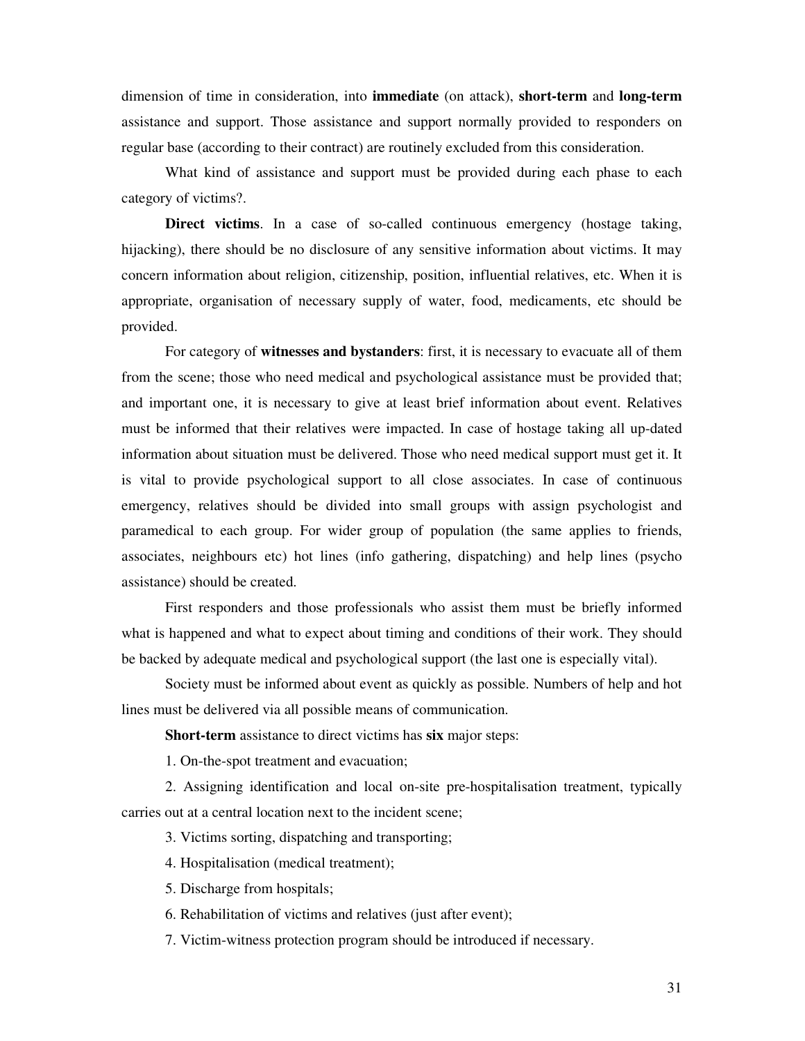dimension of time in consideration, into **immediate** (on attack), **short-term** and **long-term** assistance and support. Those assistance and support normally provided to responders on regular base (according to their contract) are routinely excluded from this consideration.

What kind of assistance and support must be provided during each phase to each category of victims?.

**Direct victims**. In a case of so-called continuous emergency (hostage taking, hijacking), there should be no disclosure of any sensitive information about victims. It may concern information about religion, citizenship, position, influential relatives, etc. When it is appropriate, organisation of necessary supply of water, food, medicaments, etc should be provided.

For category of **witnesses and bystanders**: first, it is necessary to evacuate all of them from the scene; those who need medical and psychological assistance must be provided that; and important one, it is necessary to give at least brief information about event. Relatives must be informed that their relatives were impacted. In case of hostage taking all up-dated information about situation must be delivered. Those who need medical support must get it. It is vital to provide psychological support to all close associates. In case of continuous emergency, relatives should be divided into small groups with assign psychologist and paramedical to each group. For wider group of population (the same applies to friends, associates, neighbours etc) hot lines (info gathering, dispatching) and help lines (psycho assistance) should be created.

First responders and those professionals who assist them must be briefly informed what is happened and what to expect about timing and conditions of their work. They should be backed by adequate medical and psychological support (the last one is especially vital).

Society must be informed about event as quickly as possible. Numbers of help and hot lines must be delivered via all possible means of communication.

**Short-term** assistance to direct victims has **six** major steps:

1. On-the-spot treatment and evacuation;

2. Assigning identification and local on-site pre-hospitalisation treatment, typically carries out at a central location next to the incident scene;

3. Victims sorting, dispatching and transporting;

4. Hospitalisation (medical treatment);

5. Discharge from hospitals;

6. Rehabilitation of victims and relatives (just after event);

7. Victim-witness protection program should be introduced if necessary.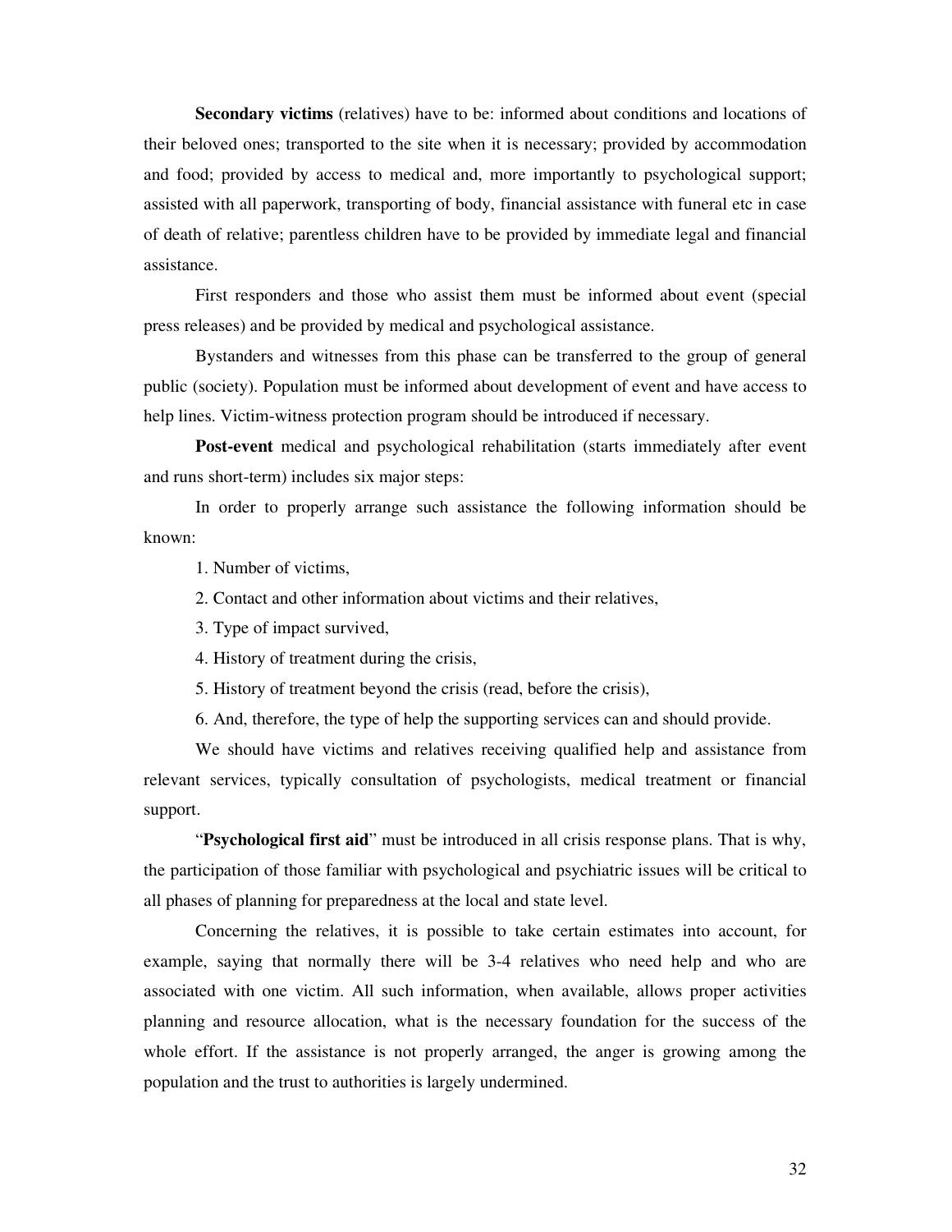**Secondary victims** (relatives) have to be: informed about conditions and locations of their beloved ones; transported to the site when it is necessary; provided by accommodation and food; provided by access to medical and, more importantly to psychological support; assisted with all paperwork, transporting of body, financial assistance with funeral etc in case of death of relative; parentless children have to be provided by immediate legal and financial assistance.

First responders and those who assist them must be informed about event (special press releases) and be provided by medical and psychological assistance.

Bystanders and witnesses from this phase can be transferred to the group of general public (society). Population must be informed about development of event and have access to help lines. Victim-witness protection program should be introduced if necessary.

**Post-event** medical and psychological rehabilitation (starts immediately after event and runs short-term) includes six major steps:

In order to properly arrange such assistance the following information should be known:

1. Number of victims,
2. Contact and other information about victims and their relatives,
3. Type of impact survived,
4. History of treatment during the crisis,
5. History of treatment beyond the crisis (read, before the crisis),
6. And, therefore, the type of help the supporting services can and should provide.

We should have victims and relatives receiving qualified help and assistance from relevant services, typically consultation of psychologists, medical treatment or financial support.

"**Psychological first aid**" must be introduced in all crisis response plans. That is why, the participation of those familiar with psychological and psychiatric issues will be critical to all phases of planning for preparedness at the local and state level.

Concerning the relatives, it is possible to take certain estimates into account, for example, saying that normally there will be 3-4 relatives who need help and who are associated with one victim. All such information, when available, allows proper activities planning and resource allocation, what is the necessary foundation for the success of the whole effort. If the assistance is not properly arranged, the anger is growing among the population and the trust to authorities is largely undermined.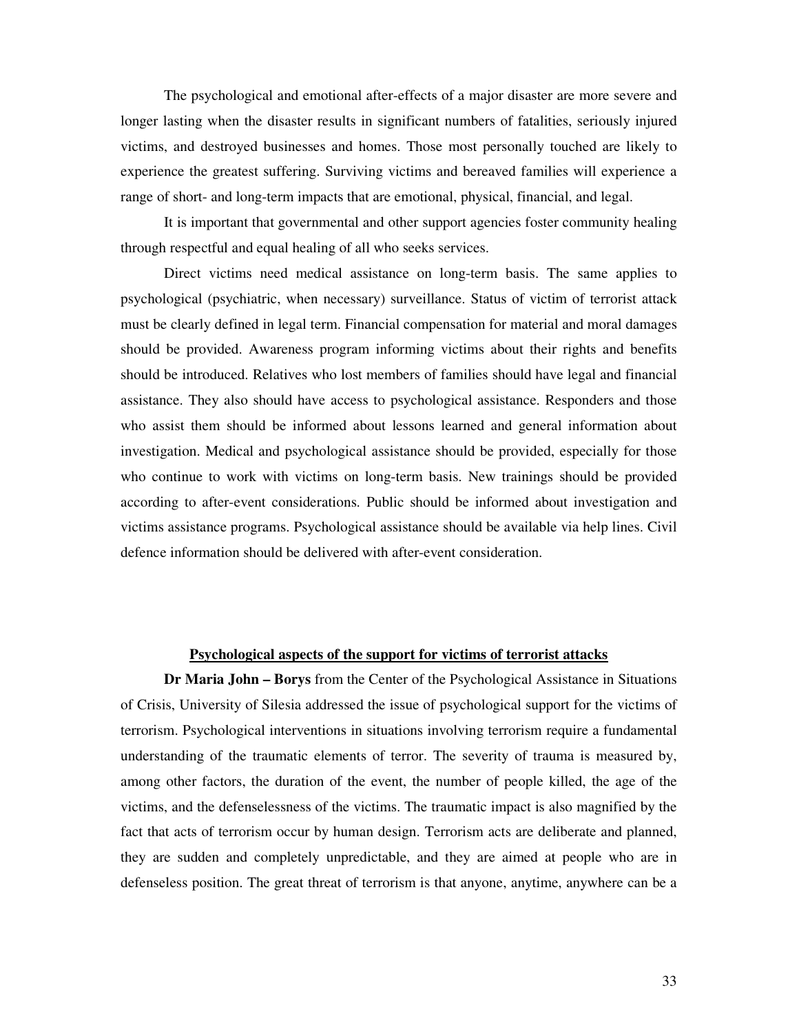The psychological and emotional after-effects of a major disaster are more severe and longer lasting when the disaster results in significant numbers of fatalities, seriously injured victims, and destroyed businesses and homes. Those most personally touched are likely to experience the greatest suffering. Surviving victims and bereaved families will experience a range of short- and long-term impacts that are emotional, physical, financial, and legal.

It is important that governmental and other support agencies foster community healing through respectful and equal healing of all who seeks services.

Direct victims need medical assistance on long-term basis. The same applies to psychological (psychiatric, when necessary) surveillance. Status of victim of terrorist attack must be clearly defined in legal term. Financial compensation for material and moral damages should be provided. Awareness program informing victims about their rights and benefits should be introduced. Relatives who lost members of families should have legal and financial assistance. They also should have access to psychological assistance. Responders and those who assist them should be informed about lessons learned and general information about investigation. Medical and psychological assistance should be provided, especially for those who continue to work with victims on long-term basis. New trainings should be provided according to after-event considerations. Public should be informed about investigation and victims assistance programs. Psychological assistance should be available via help lines. Civil defence information should be delivered with after-event consideration.

## Psychological aspects of the support for victims of terrorist attacks

**Dr Maria John – Borys** from the Center of the Psychological Assistance in Situations of Crisis, University of Silesia addressed the issue of psychological support for the victims of terrorism. Psychological interventions in situations involving terrorism require a fundamental understanding of the traumatic elements of terror. The severity of trauma is measured by, among other factors, the duration of the event, the number of people killed, the age of the victims, and the defenselessness of the victims. The traumatic impact is also magnified by the fact that acts of terrorism occur by human design. Terrorism acts are deliberate and planned, they are sudden and completely unpredictable, and they are aimed at people who are in defenseless position. The great threat of terrorism is that anyone, anytime, anywhere can be a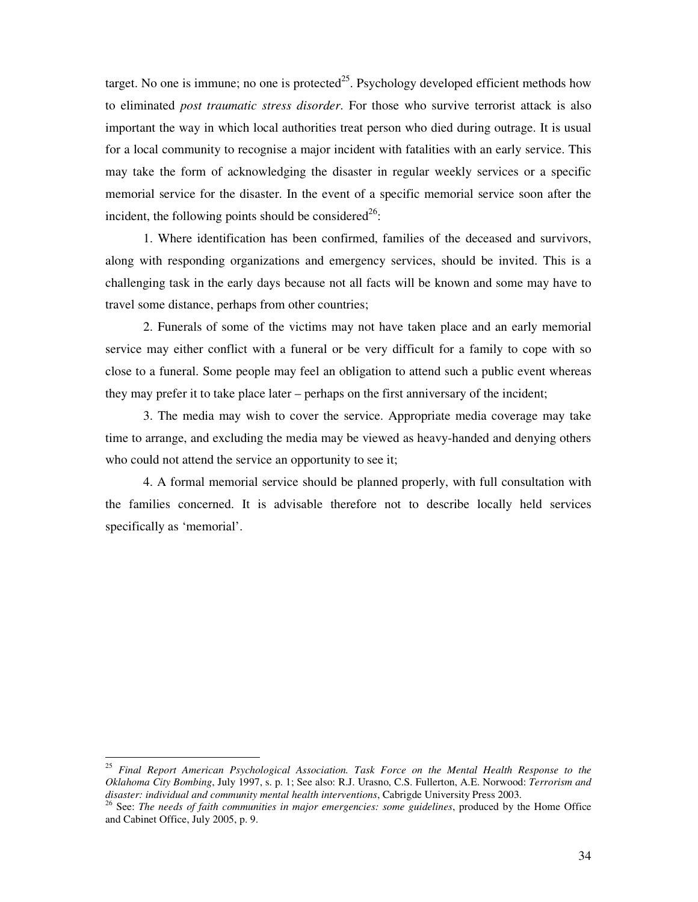target. No one is immune; no one is protected[25]. Psychology developed efficient methods how to eliminated *post traumatic stress disorder*. For those who survive terrorist attack is also important the way in which local authorities treat person who died during outrage. It is usual for a local community to recognise a major incident with fatalities with an early service. This may take the form of acknowledging the disaster in regular weekly services or a specific memorial service for the disaster. In the event of a specific memorial service soon after the incident, the following points should be considered[26]:

1. Where identification has been confirmed, families of the deceased and survivors, along with responding organizations and emergency services, should be invited. This is a challenging task in the early days because not all facts will be known and some may have to travel some distance, perhaps from other countries;

2. Funerals of some of the victims may not have taken place and an early memorial service may either conflict with a funeral or be very difficult for a family to cope with so close to a funeral. Some people may feel an obligation to attend such a public event whereas they may prefer it to take place later – perhaps on the first anniversary of the incident;

3. The media may wish to cover the service. Appropriate media coverage may take time to arrange, and excluding the media may be viewed as heavy-handed and denying others who could not attend the service an opportunity to see it;

4. A formal memorial service should be planned properly, with full consultation with the families concerned. It is advisable therefore not to describe locally held services specifically as 'memorial'.

---

[25] *Final Report American Psychological Association. Task Force on the Mental Health Response to the Oklahoma City Bombing*, July 1997, s. p. 1; See also: R.J. Urasno, C.S. Fullerton, A.E. Norwood: *Terrorism and disaster: individual and community mental health interventions*, Cabrigde University Press 2003.

[26] See: *The needs of faith communities in major emergencies: some guidelines*, produced by the Home Office and Cabinet Office, July 2005, p. 9.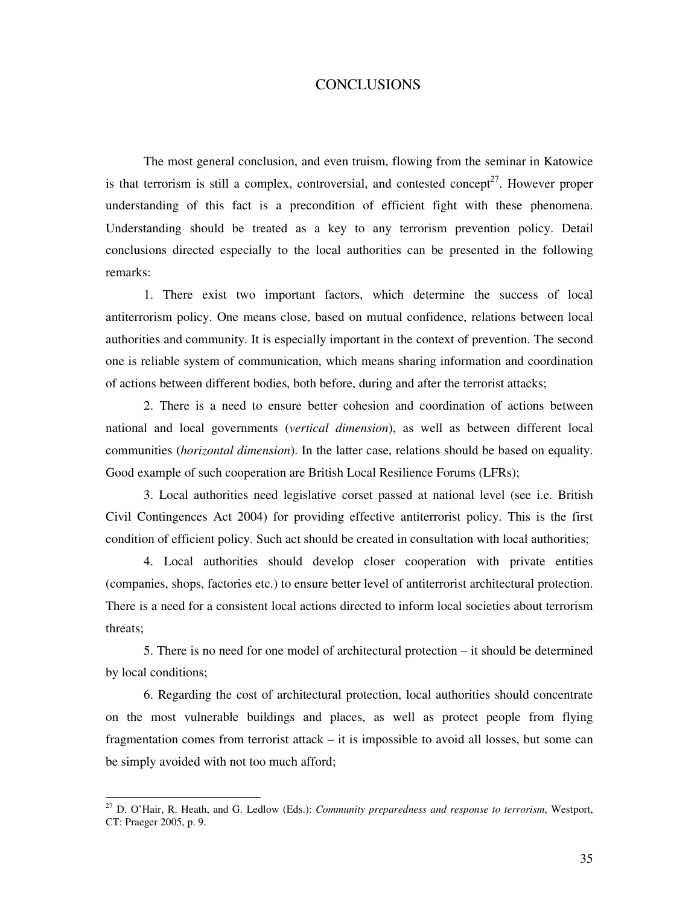# CONCLUSIONS

The most general conclusion, and even truism, flowing from the seminar in Katowice is that terrorism is still a complex, controversial, and contested concept[27]. However proper understanding of this fact is a precondition of efficient fight with these phenomena. Understanding should be treated as a key to any terrorism prevention policy. Detail conclusions directed especially to the local authorities can be presented in the following remarks:

1. There exist two important factors, which determine the success of local antiterrorism policy. One means close, based on mutual confidence, relations between local authorities and community. It is especially important in the context of prevention. The second one is reliable system of communication, which means sharing information and coordination of actions between different bodies, both before, during and after the terrorist attacks;

2. There is a need to ensure better cohesion and coordination of actions between national and local governments (*vertical dimension*), as well as between different local communities (*horizontal dimension*). In the latter case, relations should be based on equality. Good example of such cooperation are British Local Resilience Forums (LFRs);

3. Local authorities need legislative corset passed at national level (see i.e. British Civil Contingences Act 2004) for providing effective antiterrorist policy. This is the first condition of efficient policy. Such act should be created in consultation with local authorities;

4. Local authorities should develop closer cooperation with private entities (companies, shops, factories etc.) to ensure better level of antiterrorist architectural protection. There is a need for a consistent local actions directed to inform local societies about terrorism threats;

5. There is no need for one model of architectural protection – it should be determined by local conditions;

6. Regarding the cost of architectural protection, local authorities should concentrate on the most vulnerable buildings and places, as well as protect people from flying fragmentation comes from terrorist attack – it is impossible to avoid all losses, but some can be simply avoided with not too much afford;

---

[27] D. O'Hair, R. Heath, and G. Ledlow (Eds.): *Community preparedness and response to terrorism*, Westport, CT: Praeger 2005, p. 9.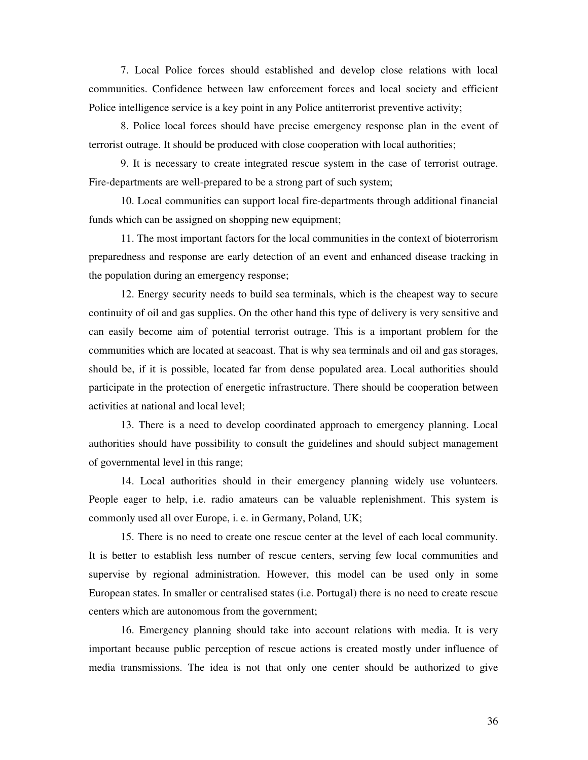7. Local Police forces should established and develop close relations with local communities. Confidence between law enforcement forces and local society and efficient Police intelligence service is a key point in any Police antiterrorist preventive activity;

8. Police local forces should have precise emergency response plan in the event of terrorist outrage. It should be produced with close cooperation with local authorities;

9. It is necessary to create integrated rescue system in the case of terrorist outrage. Fire-departments are well-prepared to be a strong part of such system;

10. Local communities can support local fire-departments through additional financial funds which can be assigned on shopping new equipment;

11. The most important factors for the local communities in the context of bioterrorism preparedness and response are early detection of an event and enhanced disease tracking in the population during an emergency response;

12. Energy security needs to build sea terminals, which is the cheapest way to secure continuity of oil and gas supplies. On the other hand this type of delivery is very sensitive and can easily become aim of potential terrorist outrage. This is a important problem for the communities which are located at seacoast. That is why sea terminals and oil and gas storages, should be, if it is possible, located far from dense populated area. Local authorities should participate in the protection of energetic infrastructure. There should be cooperation between activities at national and local level;

13. There is a need to develop coordinated approach to emergency planning. Local authorities should have possibility to consult the guidelines and should subject management of governmental level in this range;

14. Local authorities should in their emergency planning widely use volunteers. People eager to help, i.e. radio amateurs can be valuable replenishment. This system is commonly used all over Europe, i. e. in Germany, Poland, UK;

15. There is no need to create one rescue center at the level of each local community. It is better to establish less number of rescue centers, serving few local communities and supervise by regional administration. However, this model can be used only in some European states. In smaller or centralised states (i.e. Portugal) there is no need to create rescue centers which are autonomous from the government;

16. Emergency planning should take into account relations with media. It is very important because public perception of rescue actions is created mostly under influence of media transmissions. The idea is not that only one center should be authorized to give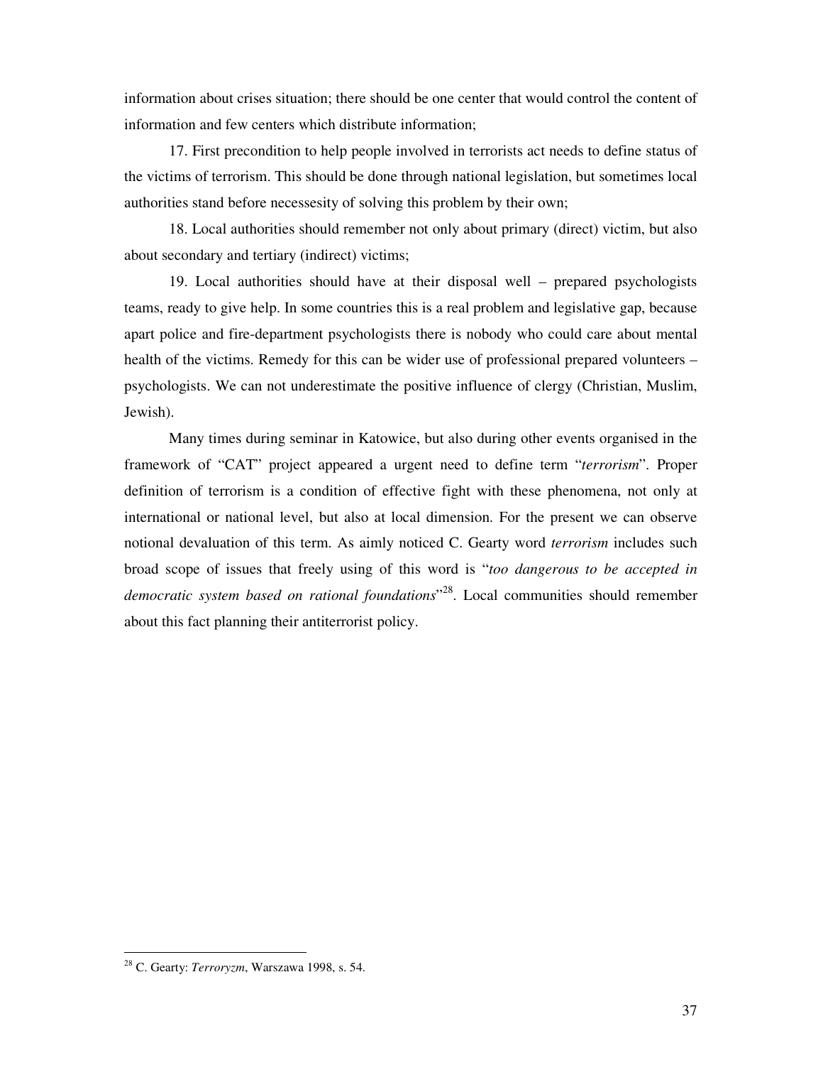information about crises situation; there should be one center that would control the content of information and few centers which distribute information;

17. First precondition to help people involved in terrorists act needs to define status of the victims of terrorism. This should be done through national legislation, but sometimes local authorities stand before necessesity of solving this problem by their own;

18. Local authorities should remember not only about primary (direct) victim, but also about secondary and tertiary (indirect) victims;

19. Local authorities should have at their disposal well – prepared psychologists teams, ready to give help. In some countries this is a real problem and legislative gap, because apart police and fire-department psychologists there is nobody who could care about mental health of the victims. Remedy for this can be wider use of professional prepared volunteers – psychologists. We can not underestimate the positive influence of clergy (Christian, Muslim, Jewish).

Many times during seminar in Katowice, but also during other events organised in the framework of "CAT" project appeared a urgent need to define term "*terrorism*". Proper definition of terrorism is a condition of effective fight with these phenomena, not only at international or national level, but also at local dimension. For the present we can observe notional devaluation of this term. As aimly noticed C. Gearty word *terrorism* includes such broad scope of issues that freely using of this word is "*too dangerous to be accepted in democratic system based on rational foundations*"[28]. Local communities should remember about this fact planning their antiterrorist policy.

[28] C. Gearty: *Terroryzm*, Warszawa 1998, s. 54.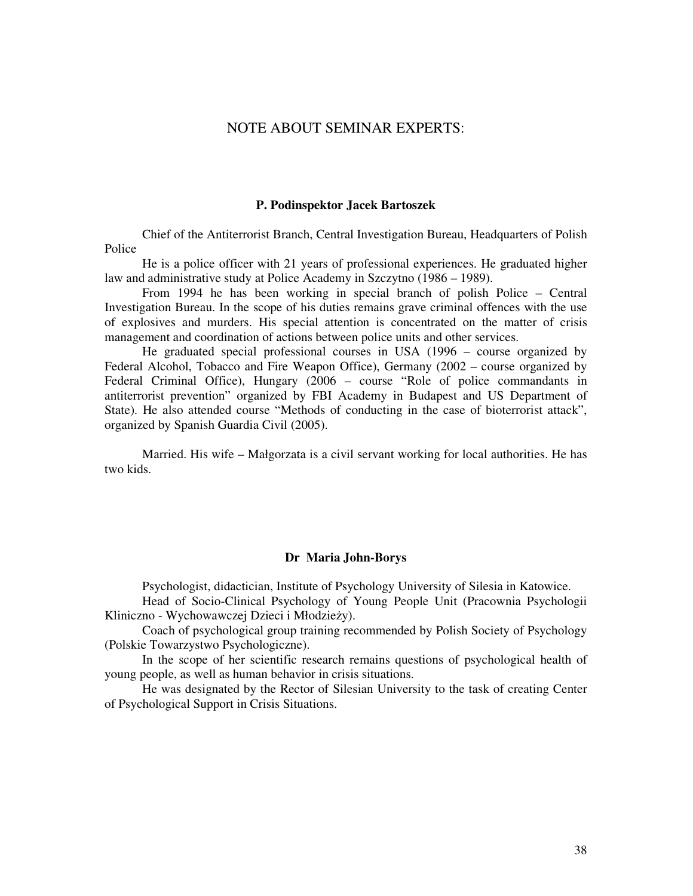# NOTE ABOUT SEMINAR EXPERTS:

### P. Podinspektor Jacek Bartoszek

Chief of the Antiterrorist Branch, Central Investigation Bureau, Headquarters of Polish Police

He is a police officer with 21 years of professional experiences. He graduated higher law and administrative study at Police Academy in Szczytno (1986 – 1989).

From 1994 he has been working in special branch of polish Police – Central Investigation Bureau. In the scope of his duties remains grave criminal offences with the use of explosives and murders. His special attention is concentrated on the matter of crisis management and coordination of actions between police units and other services.

He graduated special professional courses in USA (1996 – course organized by Federal Alcohol, Tobacco and Fire Weapon Office), Germany (2002 – course organized by Federal Criminal Office), Hungary (2006 – course "Role of police commandants in antiterrorist prevention" organized by FBI Academy in Budapest and US Department of State). He also attended course "Methods of conducting in the case of bioterrorist attack", organized by Spanish Guardia Civil (2005).

Married. His wife – Małgorzata is a civil servant working for local authorities. He has two kids.

### Dr Maria John-Borys

Psychologist, didactician, Institute of Psychology University of Silesia in Katowice.

Head of Socio-Clinical Psychology of Young People Unit (Pracownia Psychologii Kliniczno - Wychowawczej Dzieci i Młodzieży).

Coach of psychological group training recommended by Polish Society of Psychology (Polskie Towarzystwo Psychologiczne).

In the scope of her scientific research remains questions of psychological health of young people, as well as human behavior in crisis situations.

He was designated by the Rector of Silesian University to the task of creating Center of Psychological Support in Crisis Situations.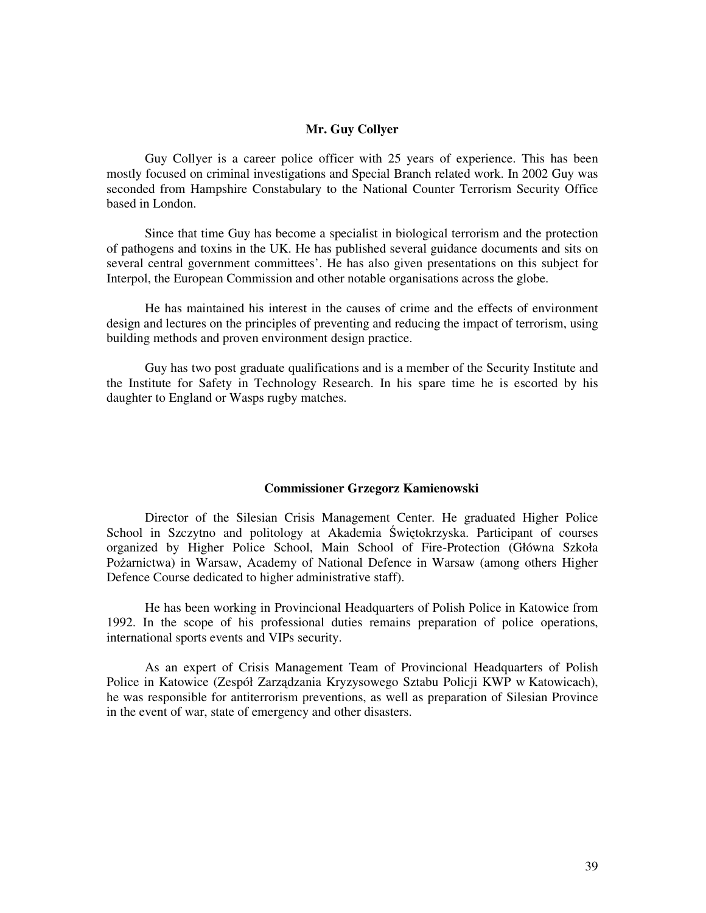### Mr. Guy Collyer

Guy Collyer is a career police officer with 25 years of experience. This has been mostly focused on criminal investigations and Special Branch related work. In 2002 Guy was seconded from Hampshire Constabulary to the National Counter Terrorism Security Office based in London.

Since that time Guy has become a specialist in biological terrorism and the protection of pathogens and toxins in the UK. He has published several guidance documents and sits on several central government committees'. He has also given presentations on this subject for Interpol, the European Commission and other notable organisations across the globe.

He has maintained his interest in the causes of crime and the effects of environment design and lectures on the principles of preventing and reducing the impact of terrorism, using building methods and proven environment design practice.

Guy has two post graduate qualifications and is a member of the Security Institute and the Institute for Safety in Technology Research. In his spare time he is escorted by his daughter to England or Wasps rugby matches.

### Commissioner Grzegorz Kamienowski

Director of the Silesian Crisis Management Center. He graduated Higher Police School in Szczytno and politology at Akademia Świętokrzyska. Participant of courses organized by Higher Police School, Main School of Fire-Protection (Główna Szkoła Pożarnictwa) in Warsaw, Academy of National Defence in Warsaw (among others Higher Defence Course dedicated to higher administrative staff).

He has been working in Provincional Headquarters of Polish Police in Katowice from 1992. In the scope of his professional duties remains preparation of police operations, international sports events and VIPs security.

As an expert of Crisis Management Team of Provincional Headquarters of Polish Police in Katowice (Zespół Zarządzania Kryzysowego Sztabu Policji KWP w Katowicach), he was responsible for antiterrorism preventions, as well as preparation of Silesian Province in the event of war, state of emergency and other disasters.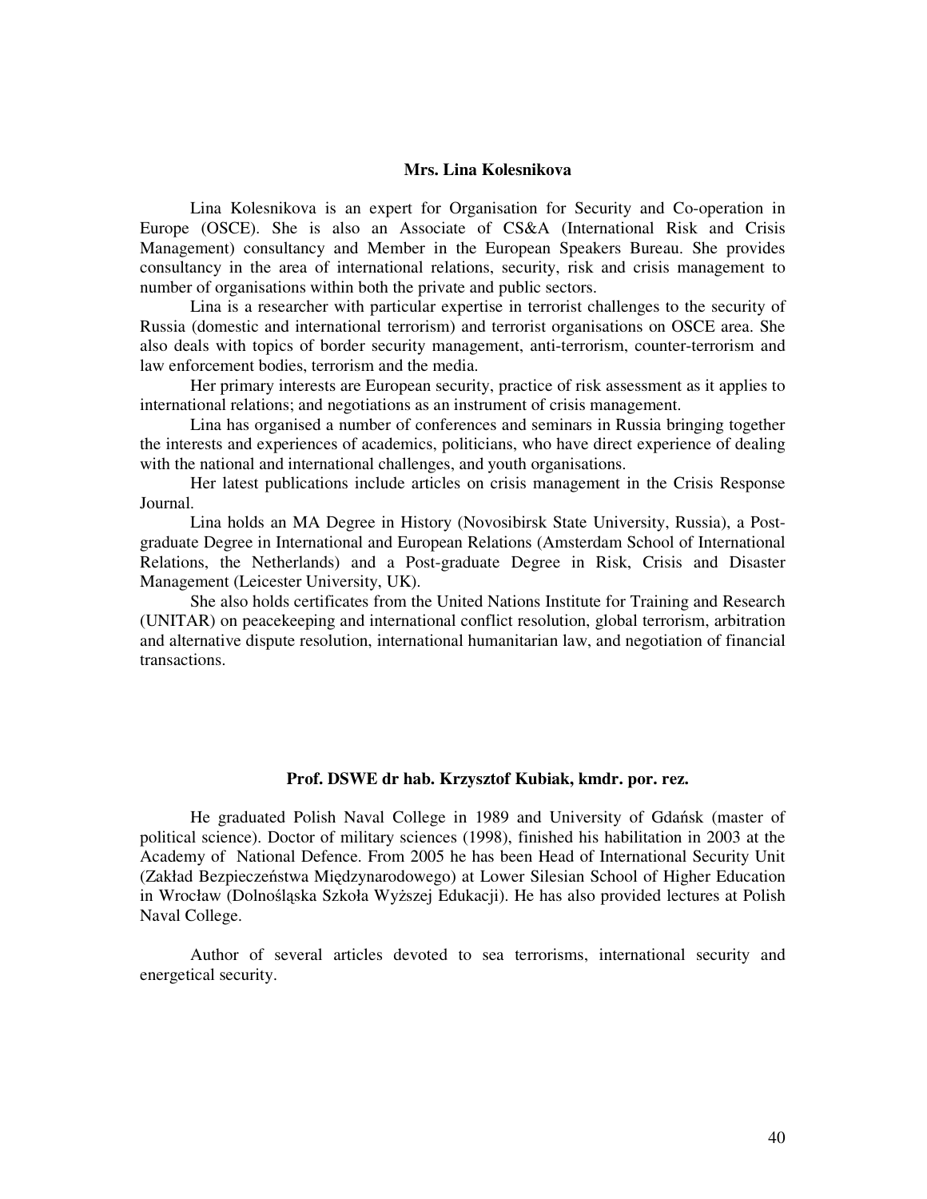### Mrs. Lina Kolesnikova

Lina Kolesnikova is an expert for Organisation for Security and Co-operation in Europe (OSCE). She is also an Associate of CS&A (International Risk and Crisis Management) consultancy and Member in the European Speakers Bureau. She provides consultancy in the area of international relations, security, risk and crisis management to number of organisations within both the private and public sectors.

Lina is a researcher with particular expertise in terrorist challenges to the security of Russia (domestic and international terrorism) and terrorist organisations on OSCE area. She also deals with topics of border security management, anti-terrorism, counter-terrorism and law enforcement bodies, terrorism and the media.

Her primary interests are European security, practice of risk assessment as it applies to international relations; and negotiations as an instrument of crisis management.

Lina has organised a number of conferences and seminars in Russia bringing together the interests and experiences of academics, politicians, who have direct experience of dealing with the national and international challenges, and youth organisations.

Her latest publications include articles on crisis management in the Crisis Response Journal.

Lina holds an MA Degree in History (Novosibirsk State University, Russia), a Post-graduate Degree in International and European Relations (Amsterdam School of International Relations, the Netherlands) and a Post-graduate Degree in Risk, Crisis and Disaster Management (Leicester University, UK).

She also holds certificates from the United Nations Institute for Training and Research (UNITAR) on peacekeeping and international conflict resolution, global terrorism, arbitration and alternative dispute resolution, international humanitarian law, and negotiation of financial transactions.

### Prof. DSWE dr hab. Krzysztof Kubiak, kmdr. por. rez.

He graduated Polish Naval College in 1989 and University of Gdańsk (master of political science). Doctor of military sciences (1998), finished his habilitation in 2003 at the Academy of National Defence. From 2005 he has been Head of International Security Unit (Zakład Bezpieczeństwa Międzynarodowego) at Lower Silesian School of Higher Education in Wrocław (Dolnośląska Szkoła Wyższej Edukacji). He has also provided lectures at Polish Naval College.

Author of several articles devoted to sea terrorisms, international security and energetical security.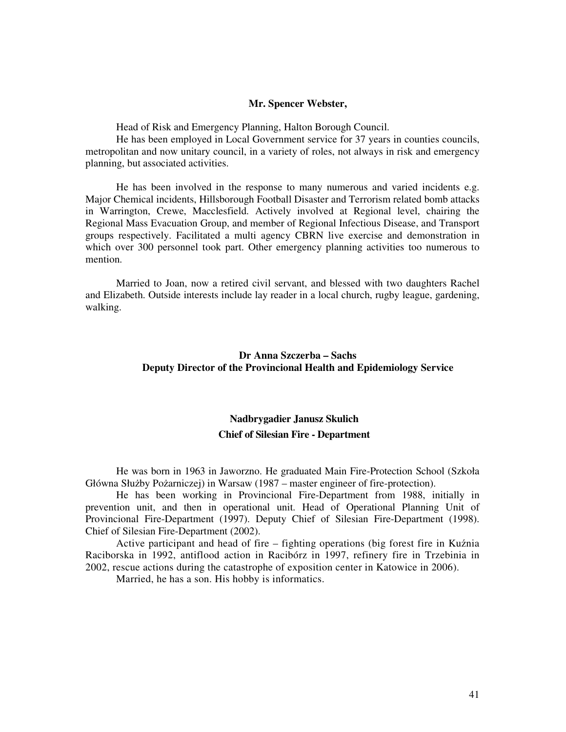**Mr. Spencer Webster,**

Head of Risk and Emergency Planning, Halton Borough Council.

He has been employed in Local Government service for 37 years in counties councils, metropolitan and now unitary council, in a variety of roles, not always in risk and emergency planning, but associated activities.

He has been involved in the response to many numerous and varied incidents e.g. Major Chemical incidents, Hillsborough Football Disaster and Terrorism related bomb attacks in Warrington, Crewe, Macclesfield. Actively involved at Regional level, chairing the Regional Mass Evacuation Group, and member of Regional Infectious Disease, and Transport groups respectively. Facilitated a multi agency CBRN live exercise and demonstration in which over 300 personnel took part. Other emergency planning activities too numerous to mention.

Married to Joan, now a retired civil servant, and blessed with two daughters Rachel and Elizabeth. Outside interests include lay reader in a local church, rugby league, gardening, walking.

**Dr Anna Szczerba – Sachs**
**Deputy Director of the Provincional Health and Epidemiology Service**

**Nadbrygadier Janusz Skulich**
**Chief of Silesian Fire - Department**

He was born in 1963 in Jaworzno. He graduated Main Fire-Protection School (Szkoła Główna Służby Pożarniczej) in Warsaw (1987 – master engineer of fire-protection).

He has been working in Provincional Fire-Department from 1988, initially in prevention unit, and then in operational unit. Head of Operational Planning Unit of Provincional Fire-Department (1997). Deputy Chief of Silesian Fire-Department (1998). Chief of Silesian Fire-Department (2002).

Active participant and head of fire – fighting operations (big forest fire in Kuźnia Raciborska in 1992, antiflood action in Racibórz in 1997, refinery fire in Trzebinia in 2002, rescue actions during the catastrophe of exposition center in Katowice in 2006).

Married, he has a son. His hobby is informatics.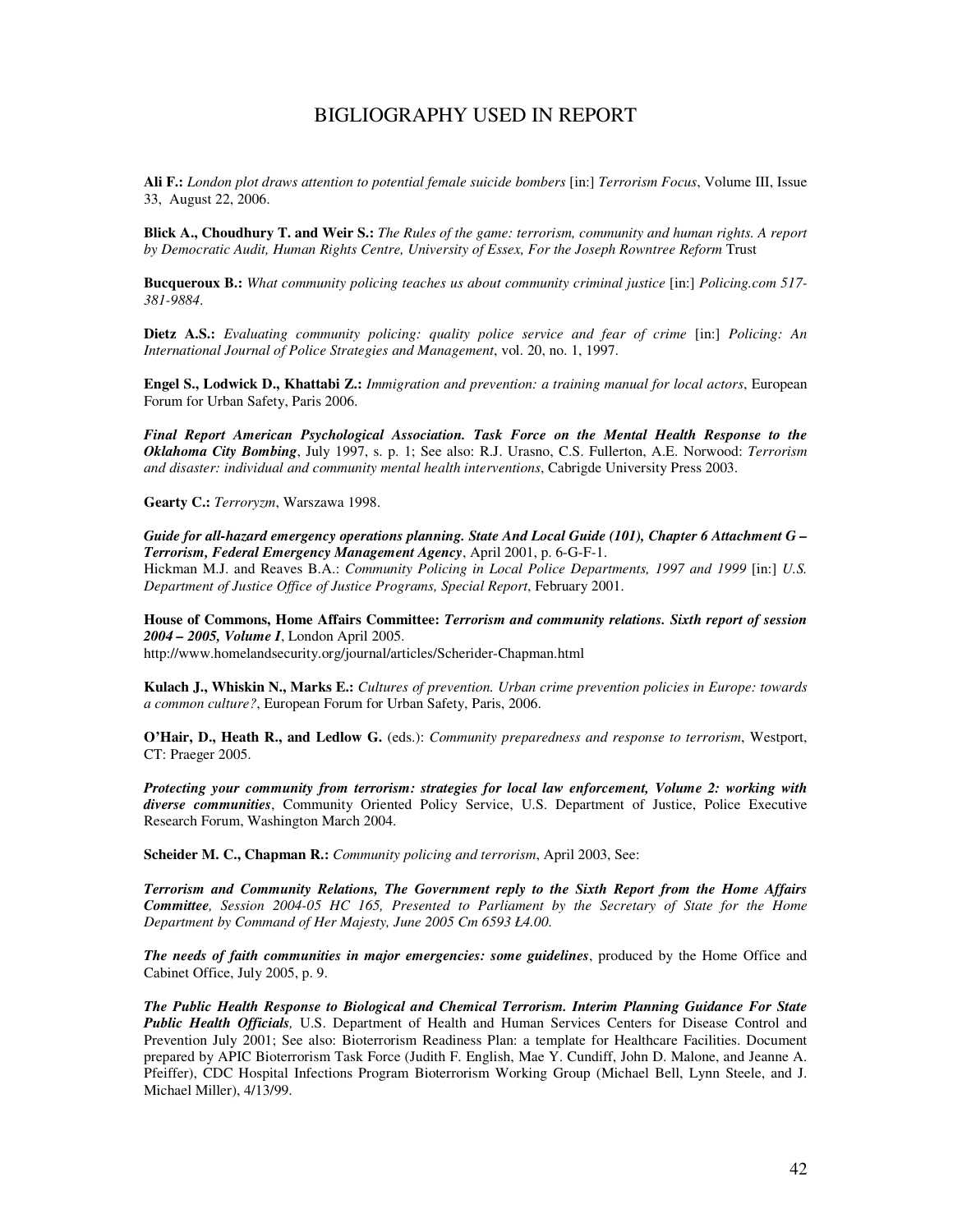# BIGLIOGRAPHY USED IN REPORT

**Ali F.:** *London plot draws attention to potential female suicide bombers* [in:] *Terrorism Focus*, Volume III, Issue 33, August 22, 2006.

**Blick A., Choudhury T. and Weir S.:** *The Rules of the game: terrorism, community and human rights. A report by Democratic Audit, Human Rights Centre, University of Essex, For the Joseph Rowntree Reform* Trust

**Bucqueroux B.:** *What community policing teaches us about community criminal justice* [in:] *Policing.com 517-381-9884*.

**Dietz A.S.:** *Evaluating community policing: quality police service and fear of crime* [in:] *Policing: An International Journal of Police Strategies and Management*, vol. 20, no. 1, 1997.

**Engel S., Lodwick D., Khattabi Z.:** *Immigration and prevention: a training manual for local actors*, European Forum for Urban Safety, Paris 2006.

***Final Report American Psychological Association. Task Force on the Mental Health Response to the Oklahoma City Bombing***, July 1997, s. p. 1; See also: R.J. Urasno, C.S. Fullerton, A.E. Norwood: *Terrorism and disaster: individual and community mental health interventions*, Cabrigde University Press 2003.

**Gearty C.:** *Terroryzm*, Warszawa 1998.

***Guide for all-hazard emergency operations planning. State And Local Guide (101), Chapter 6 Attachment G – Terrorism, Federal Emergency Management Agency***, April 2001, p. 6-G-F-1.
Hickman M.J. and Reaves B.A.: *Community Policing in Local Police Departments, 1997 and 1999* [in:] *U.S. Department of Justice Office of Justice Programs, Special Report*, February 2001.

**House of Commons, Home Affairs Committee:** ***Terrorism and community relations. Sixth report of session 2004 – 2005, Volume I***, London April 2005.
http://www.homelandsecurity.org/journal/articles/Scherider-Chapman.html

**Kulach J., Whiskin N., Marks E.:** *Cultures of prevention. Urban crime prevention policies in Europe: towards a common culture?*, European Forum for Urban Safety, Paris, 2006.

**O'Hair, D., Heath R., and Ledlow G.** (eds.): *Community preparedness and response to terrorism*, Westport, CT: Praeger 2005.

***Protecting your community from terrorism: strategies for local law enforcement, Volume 2: working with diverse communities***, Community Oriented Policy Service, U.S. Department of Justice, Police Executive Research Forum, Washington March 2004.

**Scheider M. C., Chapman R.:** *Community policing and terrorism*, April 2003, See:

***Terrorism and Community Relations, The Government reply to the Sixth Report from the Home Affairs Committee****, Session 2004-05 HC 165, Presented to Parliament by the Secretary of State for the Home Department by Command of Her Majesty, June 2005 Cm 6593 Ł4.00.*

***The needs of faith communities in major emergencies: some guidelines***, produced by the Home Office and Cabinet Office, July 2005, p. 9.

***The Public Health Response to Biological and Chemical Terrorism. Interim Planning Guidance For State Public Health Officials****,* U.S. Department of Health and Human Services Centers for Disease Control and Prevention July 2001; See also: Bioterrorism Readiness Plan: a template for Healthcare Facilities. Document prepared by APIC Bioterrorism Task Force (Judith F. English, Mae Y. Cundiff, John D. Malone, and Jeanne A. Pfeiffer), CDC Hospital Infections Program Bioterrorism Working Group (Michael Bell, Lynn Steele, and J. Michael Miller), 4/13/99.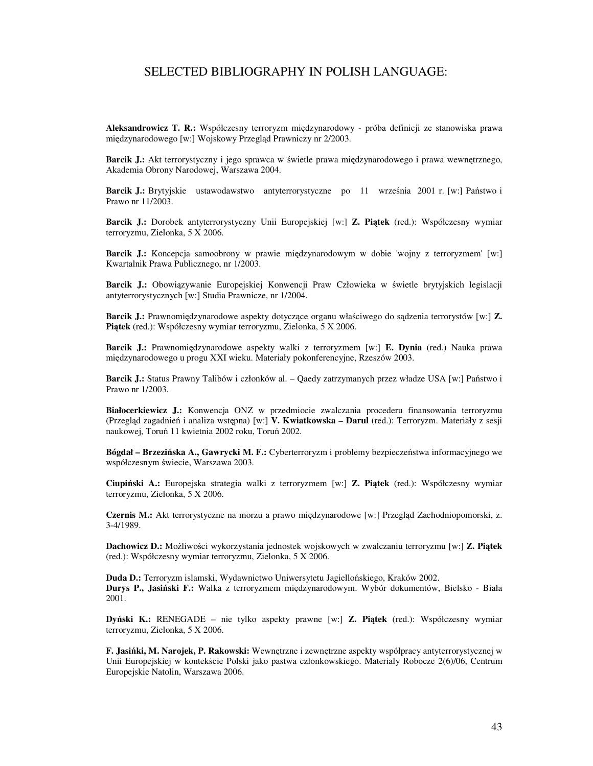# SELECTED BIBLIOGRAPHY IN POLISH LANGUAGE:

**Aleksandrowicz T. R.:** Współczesny terroryzm międzynarodowy - próba definicji ze stanowiska prawa międzynarodowego [w:] Wojskowy Przegląd Prawniczy nr 2/2003.

**Barcik J.:** Akt terrorystyczny i jego sprawca w świetle prawa międzynarodowego i prawa wewnętrznego, Akademia Obrony Narodowej, Warszawa 2004.

**Barcik J.:** Brytyjskie ustawodawstwo antyterrorystyczne po 11 września 2001 r. [w:] Państwo i Prawo nr 11/2003.

**Barcik J.:** Dorobek antyterrorystyczny Unii Europejskiej [w:] **Z. Piątek** (red.): Współczesny wymiar terroryzmu, Zielonka, 5 X 2006.

**Barcik J.:** Koncepcja samoobrony w prawie międzynarodowym w dobie 'wojny z terroryzmem' [w:] Kwartalnik Prawa Publicznego, nr 1/2003.

**Barcik J.:** Obowiązywanie Europejskiej Konwencji Praw Człowieka w świetle brytyjskich legislacji antyterrorystycznych [w:] Studia Prawnicze, nr 1/2004.

**Barcik J.:** Prawnomiędzynarodowe aspekty dotyczące organu właściwego do sądzenia terrorystów [w:] **Z. Piątek** (red.): Współczesny wymiar terroryzmu, Zielonka, 5 X 2006.

**Barcik J.:** Prawnomiędzynarodowe aspekty walki z terroryzmem [w:] **E. Dynia** (red.) Nauka prawa międzynarodowego u progu XXI wieku. Materiały pokonferencyjne, Rzeszów 2003.

**Barcik J.:** Status Prawny Talibów i członków al. – Qaedy zatrzymanych przez władze USA [w:] Państwo i Prawo nr 1/2003.

**Białocerkiewicz J.:** Konwencja ONZ w przedmiocie zwalczania procederu finansowania terroryzmu (Przegląd zagadnień i analiza wstępna) [w:] **V. Kwiatkowska – Darul** (red.): Terroryzm. Materiały z sesji naukowej, Toruń 11 kwietnia 2002 roku, Toruń 2002.

**Bógdał – Brzezińska A., Gawrycki M. F.:** Cyberterroryzm i problemy bezpieczeństwa informacyjnego we współczesnym świecie, Warszawa 2003.

**Ciupiński A.:** Europejska strategia walki z terroryzmem [w:] **Z. Piątek** (red.): Współczesny wymiar terroryzmu, Zielonka, 5 X 2006.

**Czernis M.:** Akt terrorystyczne na morzu a prawo międzynarodowe [w:] Przegląd Zachodniopomorski, z. 3-4/1989.

**Dachowicz D.:** Możliwości wykorzystania jednostek wojskowych w zwalczaniu terroryzmu [w:] **Z. Piątek** (red.): Współczesny wymiar terroryzmu, Zielonka, 5 X 2006.

**Duda D.:** Terroryzm islamski, Wydawnictwo Uniwersytetu Jagiellońskiego, Kraków 2002.

**Durys P., Jasiński F.:** Walka z terroryzmem międzynarodowym. Wybór dokumentów, Bielsko - Biała 2001.

**Dyński K.:** RENEGADE – nie tylko aspekty prawne [w:] **Z. Piątek** (red.): Współczesny wymiar terroryzmu, Zielonka, 5 X 2006.

**F. Jasińki, M. Narojek, P. Rakowski:** Wewnętrzne i zewnętrzne aspekty współpracy antyterrorystycznej w Unii Europejskiej w kontekście Polski jako pastwa członkowskiego. Materiały Robocze 2(6)/06, Centrum Europejskie Natolin, Warszawa 2006.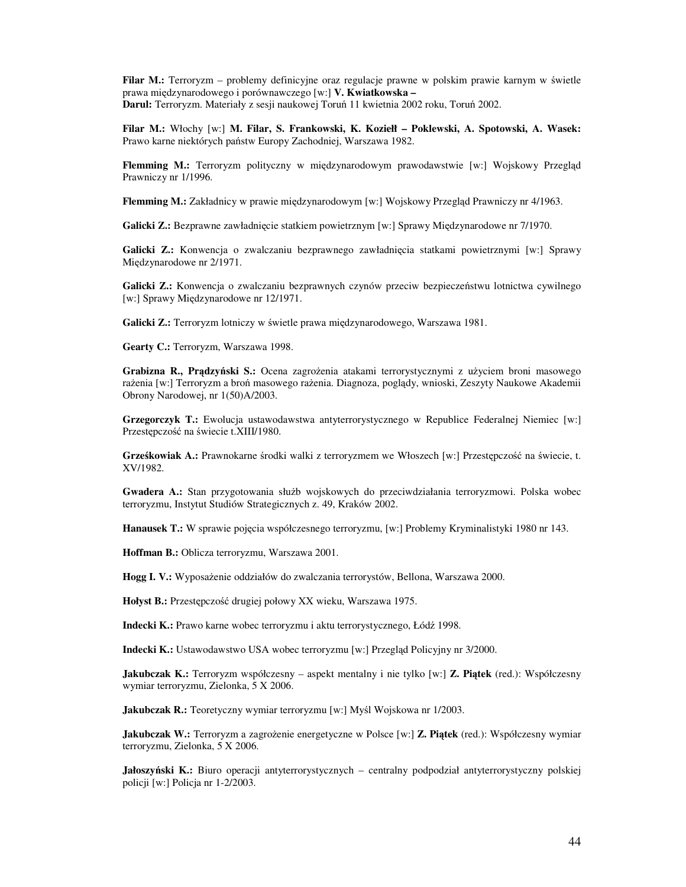**Filar M.:** Terroryzm – problemy definicyjne oraz regulacje prawne w polskim prawie karnym w świetle prawa międzynarodowego i porównawczego [w:] **V. Kwiatkowska – Darul:** Terroryzm. Materiały z sesji naukowej Toruń 11 kwietnia 2002 roku, Toruń 2002.

**Filar M.:** Włochy [w:] **M. Filar, S. Frankowski, K. Kozieł – Poklewski, A. Spotowski, A. Wasek:** Prawo karne niektórych państw Europy Zachodniej, Warszawa 1982.

**Flemming M.:** Terroryzm polityczny w międzynarodowym prawodawstwie [w:] Wojskowy Przegląd Prawniczy nr 1/1996.

**Flemming M.:** Zakładnicy w prawie międzynarodowym [w:] Wojskowy Przegląd Prawniczy nr 4/1963.

**Galicki Z.:** Bezprawne zawładnięcie statkiem powietrznym [w:] Sprawy Międzynarodowe nr 7/1970.

**Galicki Z.:** Konwencja o zwalczaniu bezprawnego zawładnięcia statkami powietrznymi [w:] Sprawy Międzynarodowe nr 2/1971.

**Galicki Z.:** Konwencja o zwalczaniu bezprawnych czynów przeciw bezpieczeństwu lotnictwa cywilnego [w:] Sprawy Międzynarodowe nr 12/1971.

**Galicki Z.:** Terroryzm lotniczy w świetle prawa międzynarodowego, Warszawa 1981.

**Gearty C.:** Terroryzm, Warszawa 1998.

**Grabizna R., Prądzyński S.:** Ocena zagrożenia atakami terrorystycznymi z użyciem broni masowego rażenia [w:] Terroryzm a broń masowego rażenia. Diagnoza, poglądy, wnioski, Zeszyty Naukowe Akademii Obrony Narodowej, nr 1(50)A/2003.

**Grzegorczyk T.:** Ewolucja ustawodawstwa antyterrorystycznego w Republice Federalnej Niemiec [w:] Przestępczość na świecie t.XIII/1980.

**Grześkowiak A.:** Prawnokarne środki walki z terroryzmem we Włoszech [w:] Przestępczość na świecie, t. XV/1982.

**Gwadera A.:** Stan przygotowania służb wojskowych do przeciwdziałania terroryzmowi. Polska wobec terroryzmu, Instytut Studiów Strategicznych z. 49, Kraków 2002.

**Hanausek T.:** W sprawie pojęcia współczesnego terroryzmu, [w:] Problemy Kryminalistyki 1980 nr 143.

**Hoffman B.:** Oblicza terroryzmu, Warszawa 2001.

**Hogg I. V.:** Wyposażenie oddziałów do zwalczania terrorystów, Bellona, Warszawa 2000.

**Hołyst B.:** Przestępczość drugiej połowy XX wieku, Warszawa 1975.

**Indecki K.:** Prawo karne wobec terroryzmu i aktu terrorystycznego, Łódź 1998.

**Indecki K.:** Ustawodawstwo USA wobec terroryzmu [w:] Przegląd Policyjny nr 3/2000.

**Jakubczak K.:** Terroryzm współczesny – aspekt mentalny i nie tylko [w:] **Z. Piątek** (red.): Współczesny wymiar terroryzmu, Zielonka, 5 X 2006.

**Jakubczak R.:** Teoretyczny wymiar terroryzmu [w:] Myśl Wojskowa nr 1/2003.

**Jakubczak W.:** Terroryzm a zagrożenie energetyczne w Polsce [w:] **Z. Piątek** (red.): Współczesny wymiar terroryzmu, Zielonka, 5 X 2006.

**Jałoszyński K.:** Biuro operacji antyterrorystycznych – centralny podpodział antyterrorystyczny polskiej policji [w:] Policja nr 1-2/2003.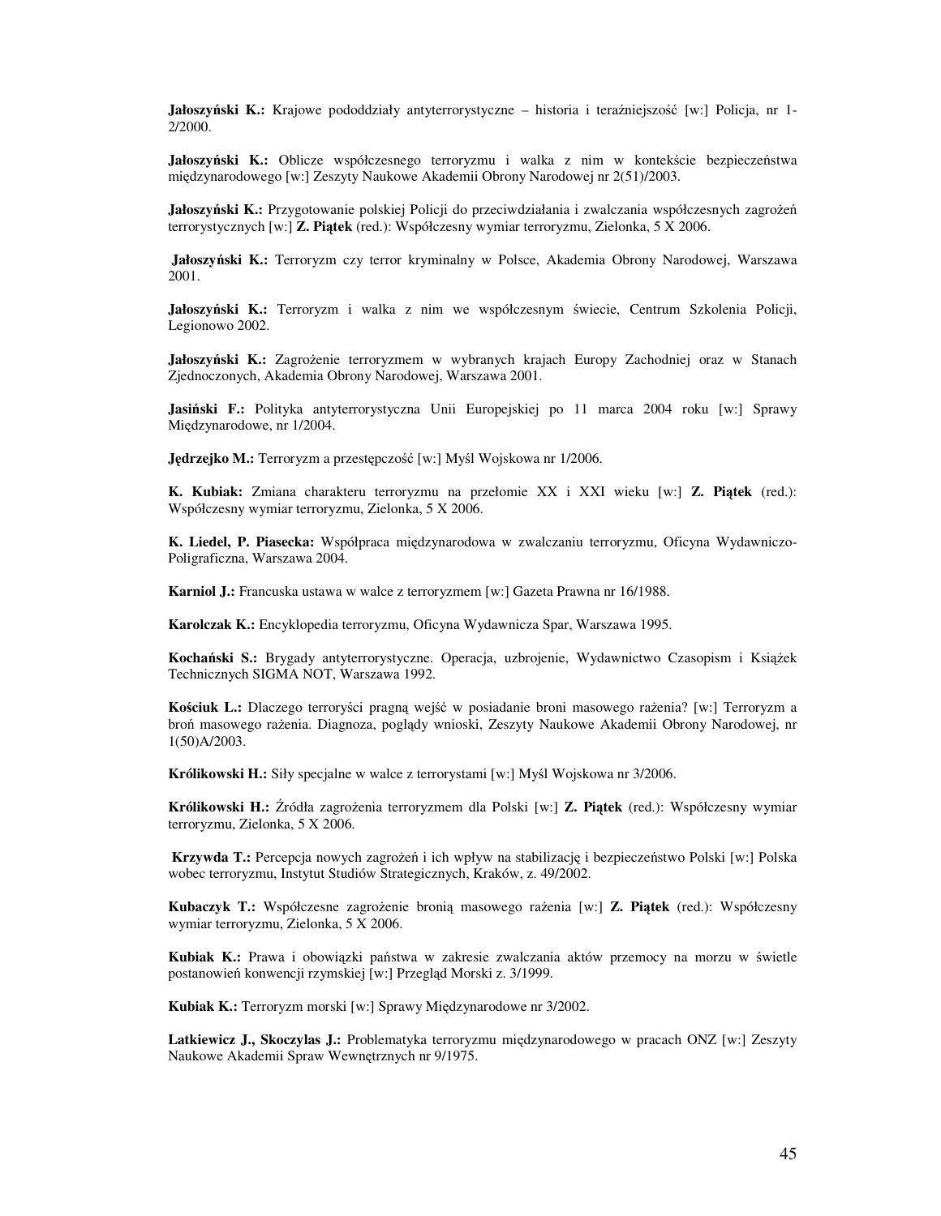**Jałoszyński K.:** Krajowe pododdziały antyterrorystyczne – historia i teraźniejszość [w:] Policja, nr 1-2/2000.

**Jałoszyński K.:** Oblicze współczesnego terroryzmu i walka z nim w kontekście bezpieczeństwa międzynarodowego [w:] Zeszyty Naukowe Akademii Obrony Narodowej nr 2(51)/2003.

**Jałoszyński K.:** Przygotowanie polskiej Policji do przeciwdziałania i zwalczania współczesnych zagrożeń terrorystycznych [w:] **Z. Piątek** (red.): Współczesny wymiar terroryzmu, Zielonka, 5 X 2006.

**Jałoszyński K.:** Terroryzm czy terror kryminalny w Polsce, Akademia Obrony Narodowej, Warszawa 2001.

**Jałoszyński K.:** Terroryzm i walka z nim we współczesnym świecie, Centrum Szkolenia Policji, Legionowo 2002.

**Jałoszyński K.:** Zagrożenie terroryzmem w wybranych krajach Europy Zachodniej oraz w Stanach Zjednoczonych, Akademia Obrony Narodowej, Warszawa 2001.

**Jasiński F.:** Polityka antyterrorystyczna Unii Europejskiej po 11 marca 2004 roku [w:] Sprawy Międzynarodowe, nr 1/2004.

**Jędrzejko M.:** Terroryzm a przestępczość [w:] Myśl Wojskowa nr 1/2006.

**K. Kubiak:** Zmiana charakteru terroryzmu na przełomie XX i XXI wieku [w:] **Z. Piątek** (red.): Współczesny wymiar terroryzmu, Zielonka, 5 X 2006.

**K. Liedel, P. Piasecka:** Współpraca międzynarodowa w zwalczaniu terroryzmu, Oficyna Wydawniczo-Poligraficzna, Warszawa 2004.

**Karniol J.:** Francuska ustawa w walce z terroryzmem [w:] Gazeta Prawna nr 16/1988.

**Karolczak K.:** Encyklopedia terroryzmu, Oficyna Wydawnicza Spar, Warszawa 1995.

**Kochański S.:** Brygady antyterrorystyczne. Operacja, uzbrojenie, Wydawnictwo Czasopism i Książek Technicznych SIGMA NOT, Warszawa 1992.

**Kościuk L.:** Dlaczego terroryści pragną wejść w posiadanie broni masowego rażenia? [w:] Terroryzm a broń masowego rażenia. Diagnoza, poglądy wnioski, Zeszyty Naukowe Akademii Obrony Narodowej, nr 1(50)A/2003.

**Królikowski H.:** Siły specjalne w walce z terrorystami [w:] Myśl Wojskowa nr 3/2006.

**Królikowski H.:** Źródła zagrożenia terroryzmem dla Polski [w:] **Z. Piątek** (red.): Współczesny wymiar terroryzmu, Zielonka, 5 X 2006.

**Krzywda T.:** Percepcja nowych zagrożeń i ich wpływ na stabilizację i bezpieczeństwo Polski [w:] Polska wobec terroryzmu, Instytut Studiów Strategicznych, Kraków, z. 49/2002.

**Kubaczyk T.:** Współczesne zagrożenie bronią masowego rażenia [w:] **Z. Piątek** (red.): Współczesny wymiar terroryzmu, Zielonka, 5 X 2006.

**Kubiak K.:** Prawa i obowiązki państwa w zakresie zwalczania aktów przemocy na morzu w świetle postanowień konwencji rzymskiej [w:] Przegląd Morski z. 3/1999.

**Kubiak K.:** Terroryzm morski [w:] Sprawy Międzynarodowe nr 3/2002.

**Latkiewicz J., Skoczylas J.:** Problematyka terroryzmu międzynarodowego w pracach ONZ [w:] Zeszyty Naukowe Akademii Spraw Wewnętrznych nr 9/1975.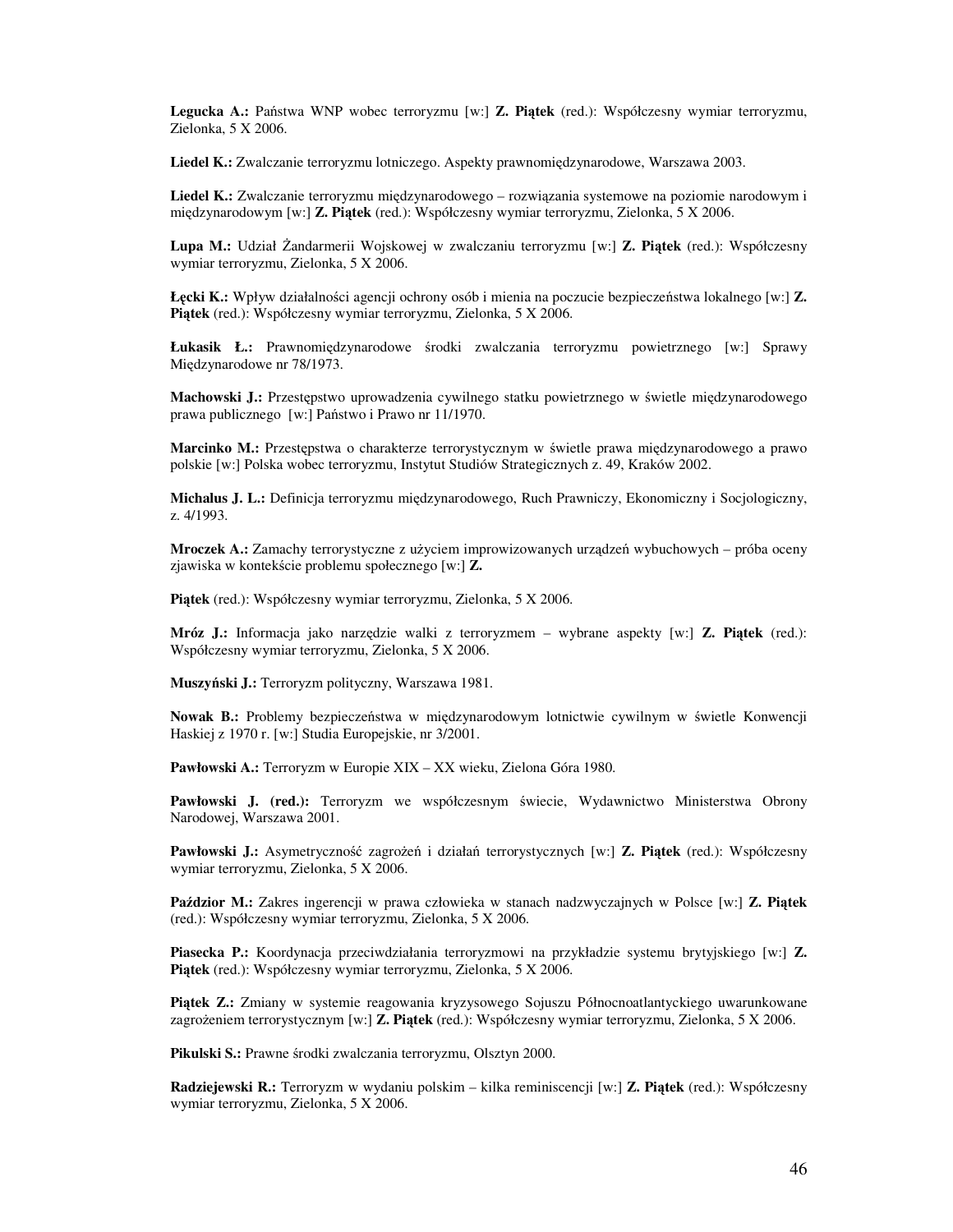**Legucka A.:** Państwa WNP wobec terroryzmu [w:] **Z. Piątek** (red.): Współczesny wymiar terroryzmu, Zielonka, 5 X 2006.

**Liedel K.:** Zwalczanie terroryzmu lotniczego. Aspekty prawnomiędzynarodowe, Warszawa 2003.

**Liedel K.:** Zwalczanie terroryzmu międzynarodowego – rozwiązania systemowe na poziomie narodowym i międzynarodowym [w:] **Z. Piątek** (red.): Współczesny wymiar terroryzmu, Zielonka, 5 X 2006.

**Lupa M.:** Udział Żandarmerii Wojskowej w zwalczaniu terroryzmu [w:] **Z. Piątek** (red.): Współczesny wymiar terroryzmu, Zielonka, 5 X 2006.

**Łęcki K.:** Wpływ działalności agencji ochrony osób i mienia na poczucie bezpieczeństwa lokalnego [w:] **Z. Piątek** (red.): Współczesny wymiar terroryzmu, Zielonka, 5 X 2006.

**Łukasik Ł.:** Prawnomiędzynarodowe środki zwalczania terroryzmu powietrznego [w:] Sprawy Międzynarodowe nr 78/1973.

**Machowski J.:** Przestępstwo uprowadzenia cywilnego statku powietrznego w świetle międzynarodowego prawa publicznego [w:] Państwo i Prawo nr 11/1970.

**Marcinko M.:** Przestępstwa o charakterze terrorystycznym w świetle prawa międzynarodowego a prawo polskie [w:] Polska wobec terroryzmu, Instytut Studiów Strategicznych z. 49, Kraków 2002.

**Michalus J. L.:** Definicja terroryzmu międzynarodowego, Ruch Prawniczy, Ekonomiczny i Socjologiczny, z. 4/1993.

**Mroczek A.:** Zamachy terrorystyczne z użyciem improwizowanych urządzeń wybuchowych – próba oceny zjawiska w kontekście problemu społecznego [w:] **Z.**

**Piątek** (red.): Współczesny wymiar terroryzmu, Zielonka, 5 X 2006.

**Mróz J.:** Informacja jako narzędzie walki z terroryzmem – wybrane aspekty [w:] **Z. Piątek** (red.): Współczesny wymiar terroryzmu, Zielonka, 5 X 2006.

**Muszyński J.:** Terroryzm polityczny, Warszawa 1981.

**Nowak B.:** Problemy bezpieczeństwa w międzynarodowym lotnictwie cywilnym w świetle Konwencji Haskiej z 1970 r. [w:] Studia Europejskie, nr 3/2001.

**Pawłowski A.:** Terroryzm w Europie XIX – XX wieku, Zielona Góra 1980.

**Pawłowski J. (red.):** Terroryzm we współczesnym świecie, Wydawnictwo Ministerstwa Obrony Narodowej, Warszawa 2001.

**Pawłowski J.:** Asymetryczność zagrożeń i działań terrorystycznych [w:] **Z. Piątek** (red.): Współczesny wymiar terroryzmu, Zielonka, 5 X 2006.

**Paździor M.:** Zakres ingerencji w prawa człowieka w stanach nadzwyczajnych w Polsce [w:] **Z. Piątek** (red.): Współczesny wymiar terroryzmu, Zielonka, 5 X 2006.

**Piasecka P.:** Koordynacja przeciwdziałania terroryzmowi na przykładzie systemu brytyjskiego [w:] **Z. Piątek** (red.): Współczesny wymiar terroryzmu, Zielonka, 5 X 2006.

**Piątek Z.:** Zmiany w systemie reagowania kryzysowego Sojuszu Północnoatlantyckiego uwarunkowane zagrożeniem terrorystycznym [w:] **Z. Piątek** (red.): Współczesny wymiar terroryzmu, Zielonka, 5 X 2006.

**Pikulski S.:** Prawne środki zwalczania terroryzmu, Olsztyn 2000.

**Radziejewski R.:** Terroryzm w wydaniu polskim – kilka reminiscencji [w:] **Z. Piątek** (red.): Współczesny wymiar terroryzmu, Zielonka, 5 X 2006.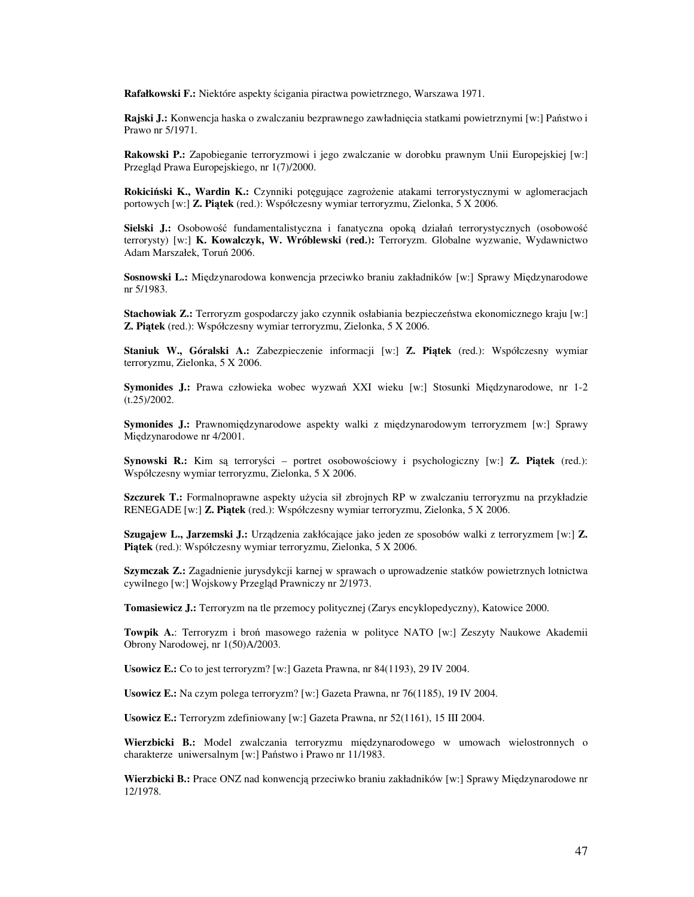**Rafałkowski F.:** Niektóre aspekty ścigania piractwa powietrznego, Warszawa 1971.

**Rajski J.:** Konwencja haska o zwalczaniu bezprawnego zawładnięcia statkami powietrznymi [w:] Państwo i Prawo nr 5/1971.

**Rakowski P.:** Zapobieganie terroryzmowi i jego zwalczanie w dorobku prawnym Unii Europejskiej [w:] Przegląd Prawa Europejskiego, nr 1(7)/2000.

**Rokiciński K., Wardin K.:** Czynniki potęgujące zagrożenie atakami terrorystycznymi w aglomeracjach portowych [w:] **Z. Piątek** (red.): Współczesny wymiar terroryzmu, Zielonka, 5 X 2006.

**Sielski J.:** Osobowość fundamentalistyczna i fanatyczna opoką działań terrorystycznych (osobowość terrorysty) [w:] **K. Kowalczyk, W. Wróblewski (red.):** Terroryzm. Globalne wyzwanie, Wydawnictwo Adam Marszałek, Toruń 2006.

**Sosnowski L.:** Międzynarodowa konwencja przeciwko braniu zakładników [w:] Sprawy Międzynarodowe nr 5/1983.

**Stachowiak Z.:** Terroryzm gospodarczy jako czynnik osłabiania bezpieczeństwa ekonomicznego kraju [w:] **Z. Piątek** (red.): Współczesny wymiar terroryzmu, Zielonka, 5 X 2006.

**Staniuk W., Góralski A.:** Zabezpieczenie informacji [w:] **Z. Piątek** (red.): Współczesny wymiar terroryzmu, Zielonka, 5 X 2006.

**Symonides J.:** Prawa człowieka wobec wyzwań XXI wieku [w:] Stosunki Międzynarodowe, nr 1-2 (t.25)/2002.

**Symonides J.:** Prawnomiędzynarodowe aspekty walki z międzynarodowym terroryzmem [w:] Sprawy Międzynarodowe nr 4/2001.

**Synowski R.:** Kim są terroryści – portret osobowościowy i psychologiczny [w:] **Z. Piątek** (red.): Współczesny wymiar terroryzmu, Zielonka, 5 X 2006.

**Szczurek T.:** Formalnoprawne aspekty użycia sił zbrojnych RP w zwalczaniu terroryzmu na przykładzie RENEGADE [w:] **Z. Piątek** (red.): Współczesny wymiar terroryzmu, Zielonka, 5 X 2006.

**Szugajew L., Jarzemski J.:** Urządzenia zakłócające jako jeden ze sposobów walki z terroryzmem [w:] **Z. Piątek** (red.): Współczesny wymiar terroryzmu, Zielonka, 5 X 2006.

**Szymczak Z.:** Zagadnienie jurysdykcji karnej w sprawach o uprowadzenie statków powietrznych lotnictwa cywilnego [w:] Wojskowy Przegląd Prawniczy nr 2/1973.

**Tomasiewicz J.:** Terroryzm na tle przemocy politycznej (Zarys encyklopedyczny), Katowice 2000.

**Towpik A.**: Terroryzm i broń masowego rażenia w polityce NATO [w:] Zeszyty Naukowe Akademii Obrony Narodowej, nr 1(50)A/2003.

**Usowicz E.:** Co to jest terroryzm? [w:] Gazeta Prawna, nr 84(1193), 29 IV 2004.

**Usowicz E.:** Na czym polega terroryzm? [w:] Gazeta Prawna, nr 76(1185), 19 IV 2004.

**Usowicz E.:** Terroryzm zdefiniowany [w:] Gazeta Prawna, nr 52(1161), 15 III 2004.

**Wierzbicki B.:** Model zwalczania terroryzmu międzynarodowego w umowach wielostronnych o charakterze uniwersalnym [w:] Państwo i Prawo nr 11/1983.

**Wierzbicki B.:** Prace ONZ nad konwencją przeciwko braniu zakładników [w:] Sprawy Międzynarodowe nr 12/1978.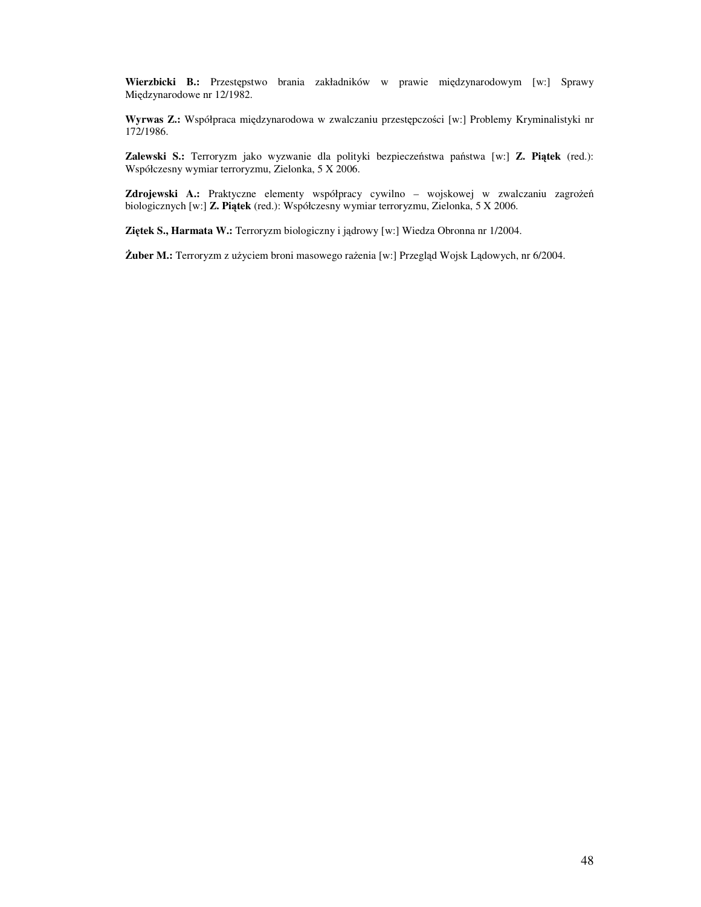**Wierzbicki B.:** Przestępstwo brania zakładników w prawie międzynarodowym [w:] Sprawy Międzynarodowe nr 12/1982.

**Wyrwas Z.:** Współpraca międzynarodowa w zwalczaniu przestępczości [w:] Problemy Kryminalistyki nr 172/1986.

**Zalewski S.:** Terroryzm jako wyzwanie dla polityki bezpieczeństwa państwa [w:] **Z. Piątek** (red.): Współczesny wymiar terroryzmu, Zielonka, 5 X 2006.

**Zdrojewski A.:** Praktyczne elementy współpracy cywilno – wojskowej w zwalczaniu zagrożeń biologicznych [w:] **Z. Piątek** (red.): Współczesny wymiar terroryzmu, Zielonka, 5 X 2006.

**Ziętek S., Harmata W.:** Terroryzm biologiczny i jądrowy [w:] Wiedza Obronna nr 1/2004.

**Żuber M.:** Terroryzm z użyciem broni masowego rażenia [w:] Przegląd Wojsk Lądowych, nr 6/2004.